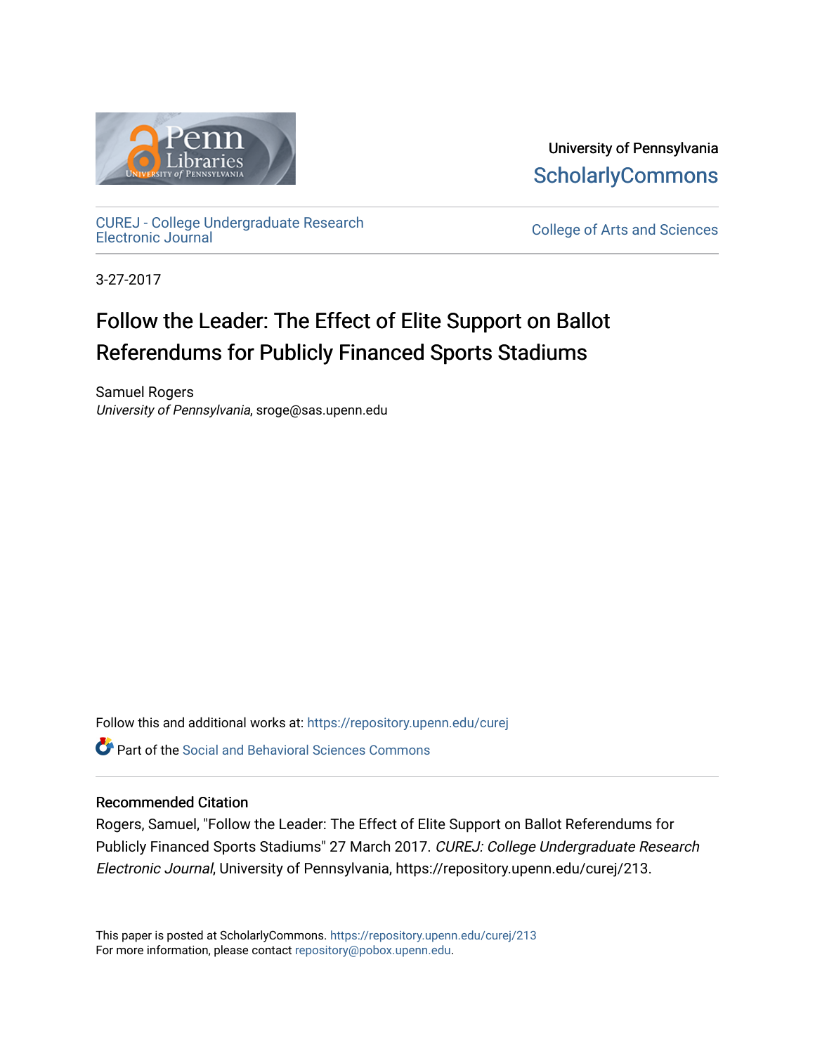University of Pennsylvania
ScholarlyCommons

CUREJ - College Undergraduate Research Electronic Journal

College of Arts and Sciences

3-27-2017

# Follow the Leader: The Effect of Elite Support on Ballot Referendums for Publicly Financed Sports Stadiums

Samuel Rogers
*University of Pennsylvania*, sroge@sas.upenn.edu

Follow this and additional works at: https://repository.upenn.edu/curej

Part of the Social and Behavioral Sciences Commons

## Recommended Citation

Rogers, Samuel, "Follow the Leader: The Effect of Elite Support on Ballot Referendums for Publicly Financed Sports Stadiums" 27 March 2017. *CUREJ: College Undergraduate Research Electronic Journal*, University of Pennsylvania, https://repository.upenn.edu/curej/213.

This paper is posted at ScholarlyCommons. https://repository.upenn.edu/curej/213
For more information, please contact repository@pobox.upenn.edu.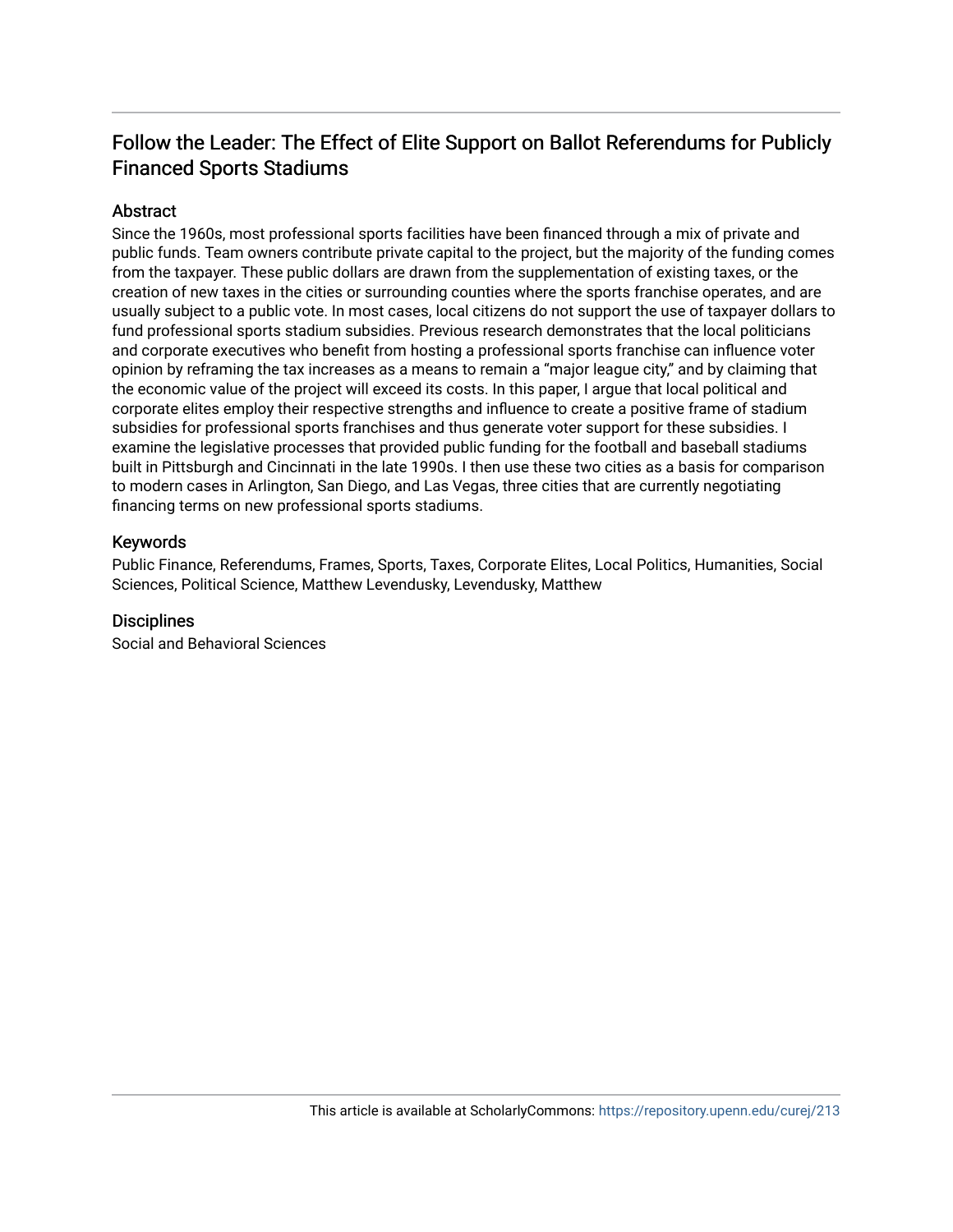# Follow the Leader: The Effect of Elite Support on Ballot Referendums for Publicly Financed Sports Stadiums

## Abstract

Since the 1960s, most professional sports facilities have been financed through a mix of private and public funds. Team owners contribute private capital to the project, but the majority of the funding comes from the taxpayer. These public dollars are drawn from the supplementation of existing taxes, or the creation of new taxes in the cities or surrounding counties where the sports franchise operates, and are usually subject to a public vote. In most cases, local citizens do not support the use of taxpayer dollars to fund professional sports stadium subsidies. Previous research demonstrates that the local politicians and corporate executives who benefit from hosting a professional sports franchise can influence voter opinion by reframing the tax increases as a means to remain a "major league city," and by claiming that the economic value of the project will exceed its costs. In this paper, I argue that local political and corporate elites employ their respective strengths and influence to create a positive frame of stadium subsidies for professional sports franchises and thus generate voter support for these subsidies. I examine the legislative processes that provided public funding for the football and baseball stadiums built in Pittsburgh and Cincinnati in the late 1990s. I then use these two cities as a basis for comparison to modern cases in Arlington, San Diego, and Las Vegas, three cities that are currently negotiating financing terms on new professional sports stadiums.

## Keywords

Public Finance, Referendums, Frames, Sports, Taxes, Corporate Elites, Local Politics, Humanities, Social Sciences, Political Science, Matthew Levendusky, Levendusky, Matthew

## Disciplines

Social and Behavioral Sciences

This article is available at ScholarlyCommons: https://repository.upenn.edu/curej/213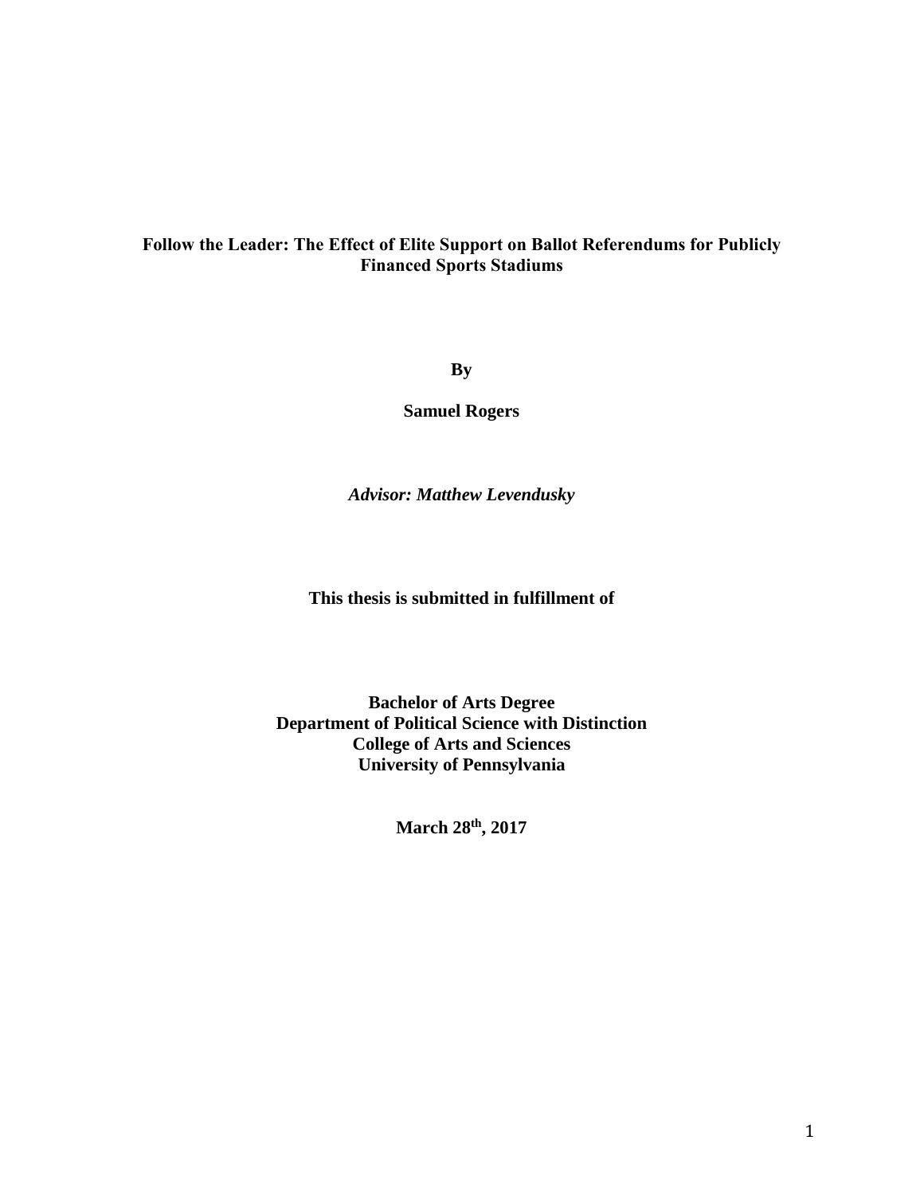**Follow the Leader: The Effect of Elite Support on Ballot Referendums for Publicly Financed Sports Stadiums**

**By**

**Samuel Rogers**

***Advisor: Matthew Levendusky***

**This thesis is submitted in fulfillment of**

**Bachelor of Arts Degree**
**Department of Political Science with Distinction**
**College of Arts and Sciences**
**University of Pennsylvania**

**March 28th, 2017**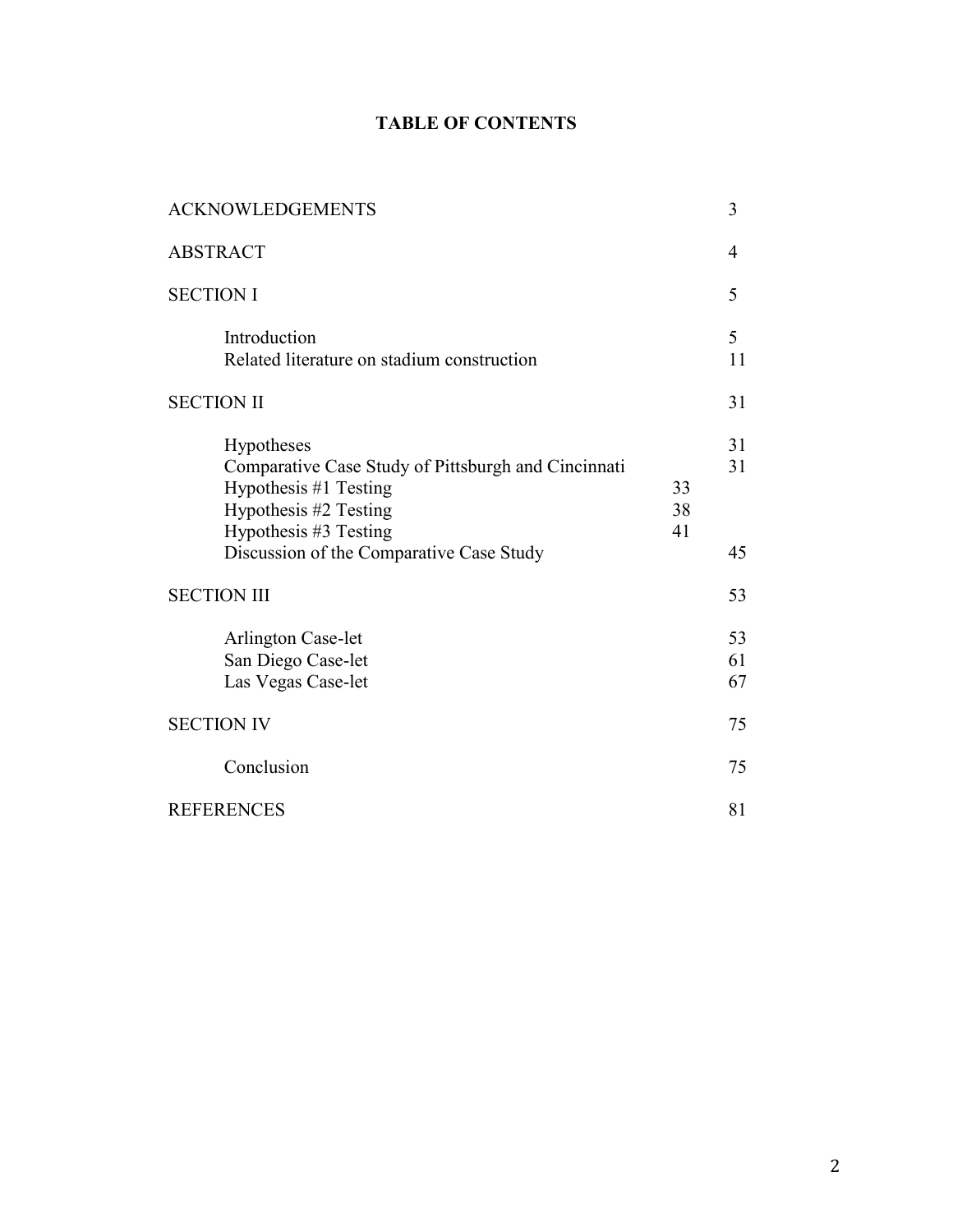## TABLE OF CONTENTS

| | | |
|---|---|---|
| ACKNOWLEDGEMENTS | | 3 |
| ABSTRACT | | 4 |
| SECTION I | | 5 |
| Introduction | | 5 |
| Related literature on stadium construction | | 11 |
| SECTION II | | 31 |
| Hypotheses | | 31 |
| Comparative Case Study of Pittsburgh and Cincinnati | | 31 |
| Hypothesis #1 Testing | 33 | |
| Hypothesis #2 Testing | 38 | |
| Hypothesis #3 Testing | 41 | |
| Discussion of the Comparative Case Study | | 45 |
| SECTION III | | 53 |
| Arlington Case-let | | 53 |
| San Diego Case-let | | 61 |
| Las Vegas Case-let | | 67 |
| SECTION IV | | 75 |
| Conclusion | | 75 |
| REFERENCES | | 81 |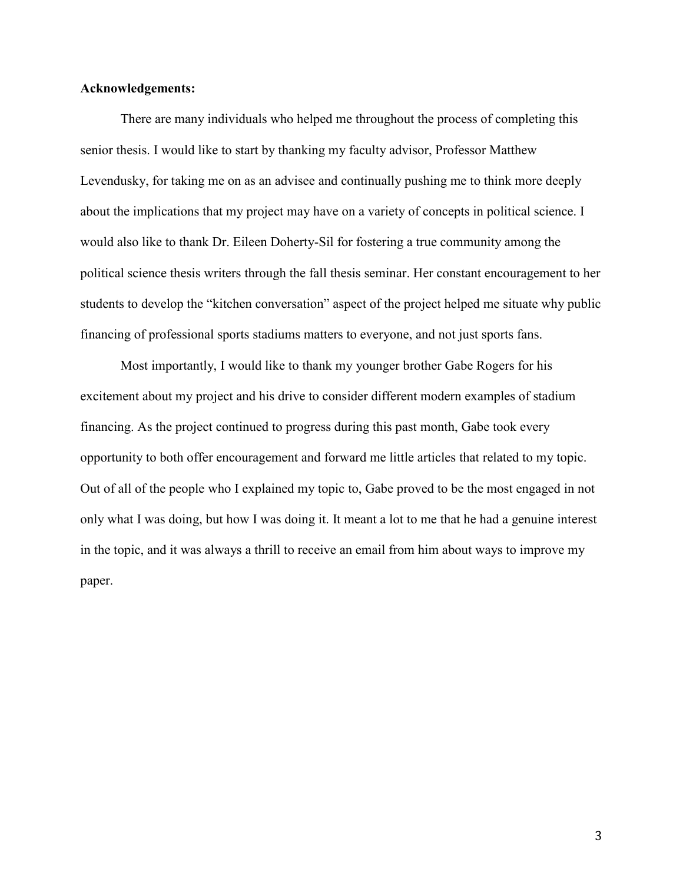**Acknowledgements:**

There are many individuals who helped me throughout the process of completing this senior thesis. I would like to start by thanking my faculty advisor, Professor Matthew Levendusky, for taking me on as an advisee and continually pushing me to think more deeply about the implications that my project may have on a variety of concepts in political science. I would also like to thank Dr. Eileen Doherty-Sil for fostering a true community among the political science thesis writers through the fall thesis seminar. Her constant encouragement to her students to develop the "kitchen conversation" aspect of the project helped me situate why public financing of professional sports stadiums matters to everyone, and not just sports fans.

Most importantly, I would like to thank my younger brother Gabe Rogers for his excitement about my project and his drive to consider different modern examples of stadium financing. As the project continued to progress during this past month, Gabe took every opportunity to both offer encouragement and forward me little articles that related to my topic. Out of all of the people who I explained my topic to, Gabe proved to be the most engaged in not only what I was doing, but how I was doing it. It meant a lot to me that he had a genuine interest in the topic, and it was always a thrill to receive an email from him about ways to improve my paper.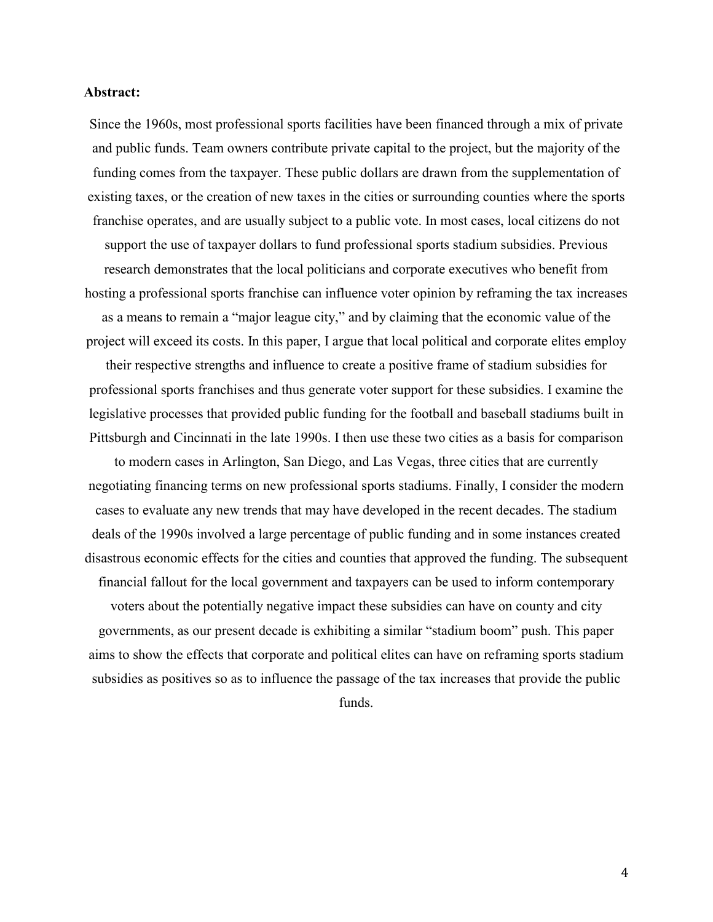**Abstract:**

Since the 1960s, most professional sports facilities have been financed through a mix of private and public funds. Team owners contribute private capital to the project, but the majority of the funding comes from the taxpayer. These public dollars are drawn from the supplementation of existing taxes, or the creation of new taxes in the cities or surrounding counties where the sports franchise operates, and are usually subject to a public vote. In most cases, local citizens do not support the use of taxpayer dollars to fund professional sports stadium subsidies. Previous research demonstrates that the local politicians and corporate executives who benefit from hosting a professional sports franchise can influence voter opinion by reframing the tax increases as a means to remain a "major league city," and by claiming that the economic value of the project will exceed its costs. In this paper, I argue that local political and corporate elites employ their respective strengths and influence to create a positive frame of stadium subsidies for professional sports franchises and thus generate voter support for these subsidies. I examine the legislative processes that provided public funding for the football and baseball stadiums built in Pittsburgh and Cincinnati in the late 1990s. I then use these two cities as a basis for comparison to modern cases in Arlington, San Diego, and Las Vegas, three cities that are currently negotiating financing terms on new professional sports stadiums. Finally, I consider the modern cases to evaluate any new trends that may have developed in the recent decades. The stadium deals of the 1990s involved a large percentage of public funding and in some instances created disastrous economic effects for the cities and counties that approved the funding. The subsequent financial fallout for the local government and taxpayers can be used to inform contemporary voters about the potentially negative impact these subsidies can have on county and city governments, as our present decade is exhibiting a similar "stadium boom" push. This paper aims to show the effects that corporate and political elites can have on reframing sports stadium subsidies as positives so as to influence the passage of the tax increases that provide the public funds.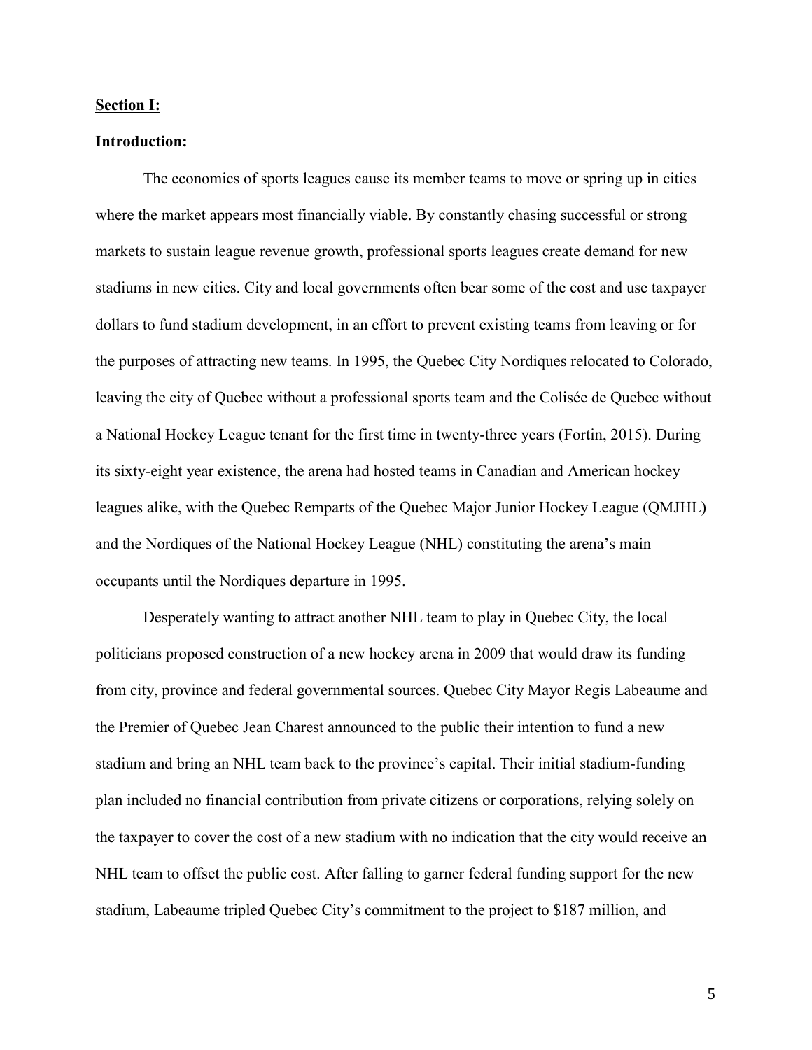**Section I:**

**Introduction:**

The economics of sports leagues cause its member teams to move or spring up in cities where the market appears most financially viable. By constantly chasing successful or strong markets to sustain league revenue growth, professional sports leagues create demand for new stadiums in new cities. City and local governments often bear some of the cost and use taxpayer dollars to fund stadium development, in an effort to prevent existing teams from leaving or for the purposes of attracting new teams. In 1995, the Quebec City Nordiques relocated to Colorado, leaving the city of Quebec without a professional sports team and the Colisée de Quebec without a National Hockey League tenant for the first time in twenty-three years (Fortin, 2015). During its sixty-eight year existence, the arena had hosted teams in Canadian and American hockey leagues alike, with the Quebec Remparts of the Quebec Major Junior Hockey League (QMJHL) and the Nordiques of the National Hockey League (NHL) constituting the arena's main occupants until the Nordiques departure in 1995.

Desperately wanting to attract another NHL team to play in Quebec City, the local politicians proposed construction of a new hockey arena in 2009 that would draw its funding from city, province and federal governmental sources. Quebec City Mayor Regis Labeaume and the Premier of Quebec Jean Charest announced to the public their intention to fund a new stadium and bring an NHL team back to the province's capital. Their initial stadium-funding plan included no financial contribution from private citizens or corporations, relying solely on the taxpayer to cover the cost of a new stadium with no indication that the city would receive an NHL team to offset the public cost. After falling to garner federal funding support for the new stadium, Labeaume tripled Quebec City's commitment to the project to $187 million, and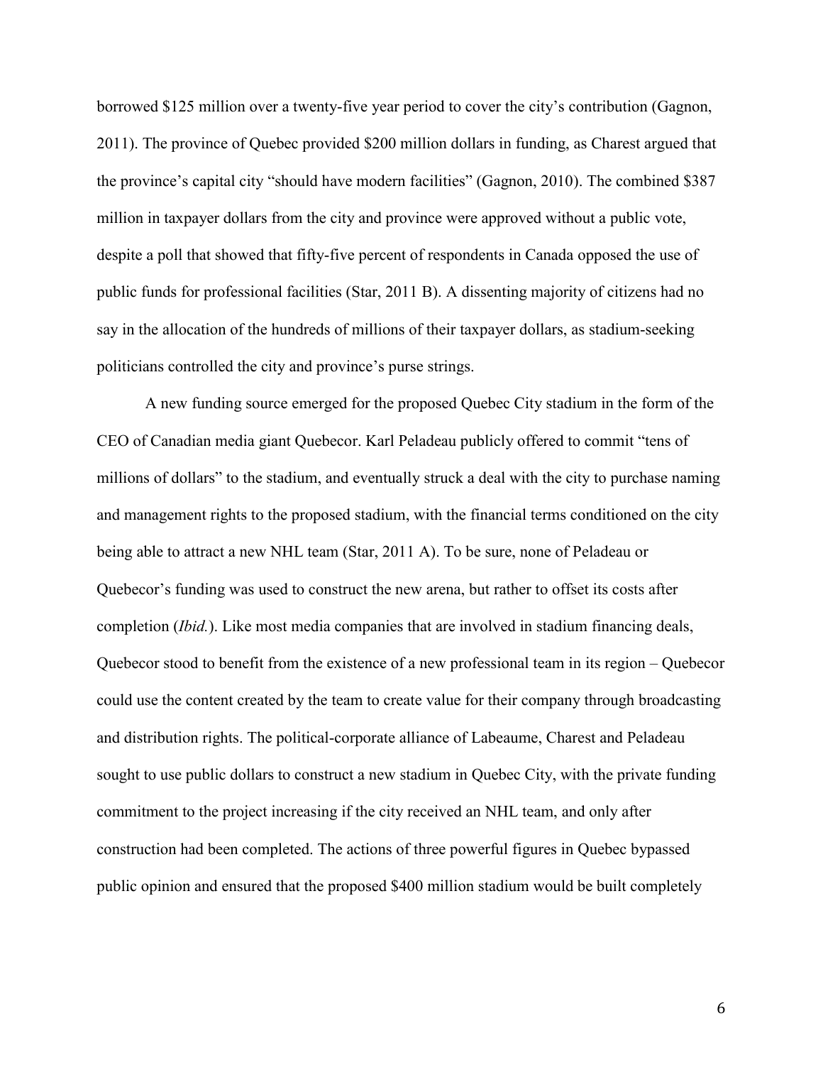borrowed $125 million over a twenty-five year period to cover the city's contribution (Gagnon, 2011). The province of Quebec provided $200 million dollars in funding, as Charest argued that the province's capital city "should have modern facilities" (Gagnon, 2010). The combined $387 million in taxpayer dollars from the city and province were approved without a public vote, despite a poll that showed that fifty-five percent of respondents in Canada opposed the use of public funds for professional facilities (Star, 2011 B). A dissenting majority of citizens had no say in the allocation of the hundreds of millions of their taxpayer dollars, as stadium-seeking politicians controlled the city and province's purse strings.

A new funding source emerged for the proposed Quebec City stadium in the form of the CEO of Canadian media giant Quebecor. Karl Peladeau publicly offered to commit "tens of millions of dollars" to the stadium, and eventually struck a deal with the city to purchase naming and management rights to the proposed stadium, with the financial terms conditioned on the city being able to attract a new NHL team (Star, 2011 A). To be sure, none of Peladeau or Quebecor's funding was used to construct the new arena, but rather to offset its costs after completion (*Ibid.*). Like most media companies that are involved in stadium financing deals, Quebecor stood to benefit from the existence of a new professional team in its region – Quebecor could use the content created by the team to create value for their company through broadcasting and distribution rights. The political-corporate alliance of Labeaume, Charest and Peladeau sought to use public dollars to construct a new stadium in Quebec City, with the private funding commitment to the project increasing if the city received an NHL team, and only after construction had been completed. The actions of three powerful figures in Quebec bypassed public opinion and ensured that the proposed $400 million stadium would be built completely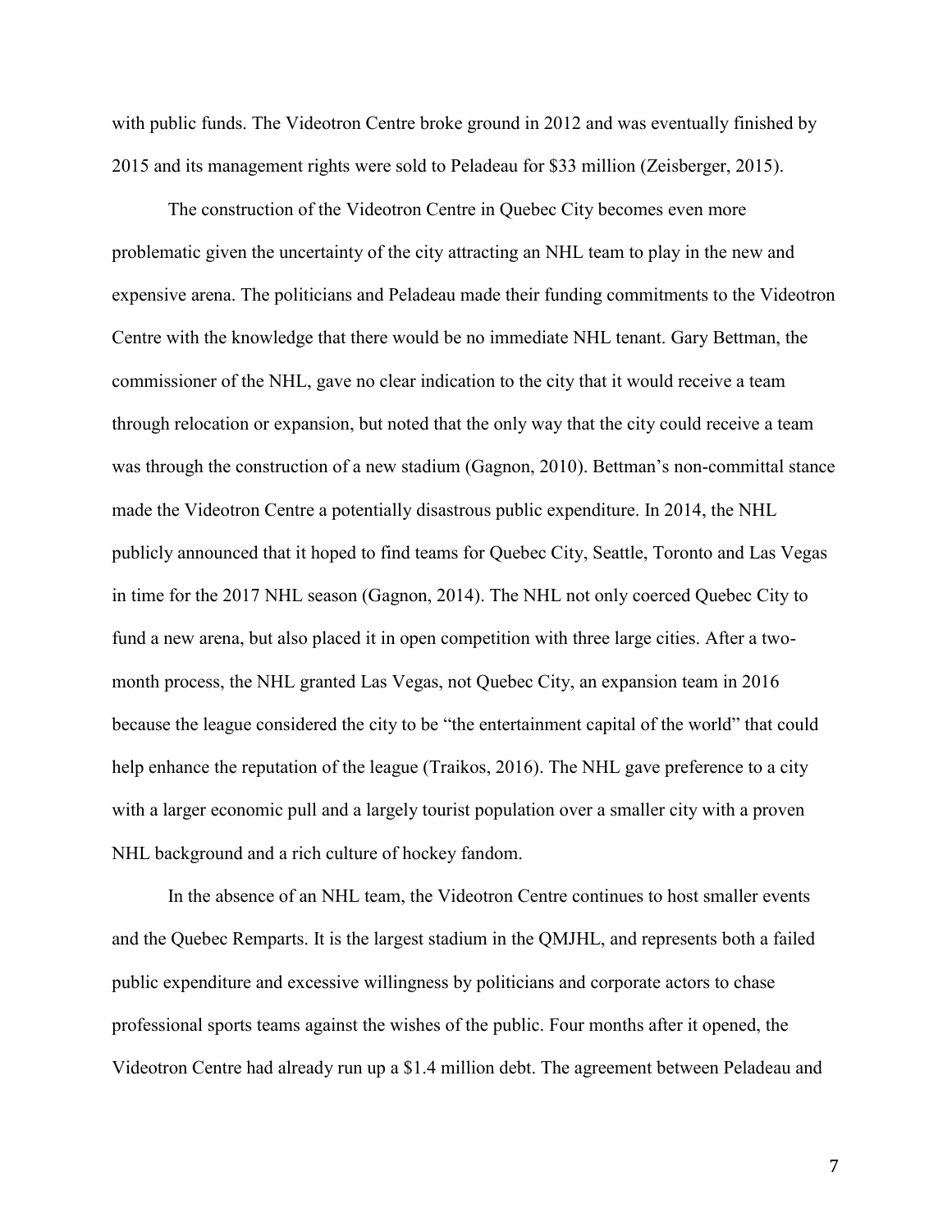with public funds. The Videotron Centre broke ground in 2012 and was eventually finished by 2015 and its management rights were sold to Peladeau for $33 million (Zeisberger, 2015).

The construction of the Videotron Centre in Quebec City becomes even more problematic given the uncertainty of the city attracting an NHL team to play in the new and expensive arena. The politicians and Peladeau made their funding commitments to the Videotron Centre with the knowledge that there would be no immediate NHL tenant. Gary Bettman, the commissioner of the NHL, gave no clear indication to the city that it would receive a team through relocation or expansion, but noted that the only way that the city could receive a team was through the construction of a new stadium (Gagnon, 2010). Bettman's non-committal stance made the Videotron Centre a potentially disastrous public expenditure. In 2014, the NHL publicly announced that it hoped to find teams for Quebec City, Seattle, Toronto and Las Vegas in time for the 2017 NHL season (Gagnon, 2014). The NHL not only coerced Quebec City to fund a new arena, but also placed it in open competition with three large cities. After a two-month process, the NHL granted Las Vegas, not Quebec City, an expansion team in 2016 because the league considered the city to be "the entertainment capital of the world" that could help enhance the reputation of the league (Traikos, 2016). The NHL gave preference to a city with a larger economic pull and a largely tourist population over a smaller city with a proven NHL background and a rich culture of hockey fandom.

In the absence of an NHL team, the Videotron Centre continues to host smaller events and the Quebec Remparts. It is the largest stadium in the QMJHL, and represents both a failed public expenditure and excessive willingness by politicians and corporate actors to chase professional sports teams against the wishes of the public. Four months after it opened, the Videotron Centre had already run up a $1.4 million debt. The agreement between Peladeau and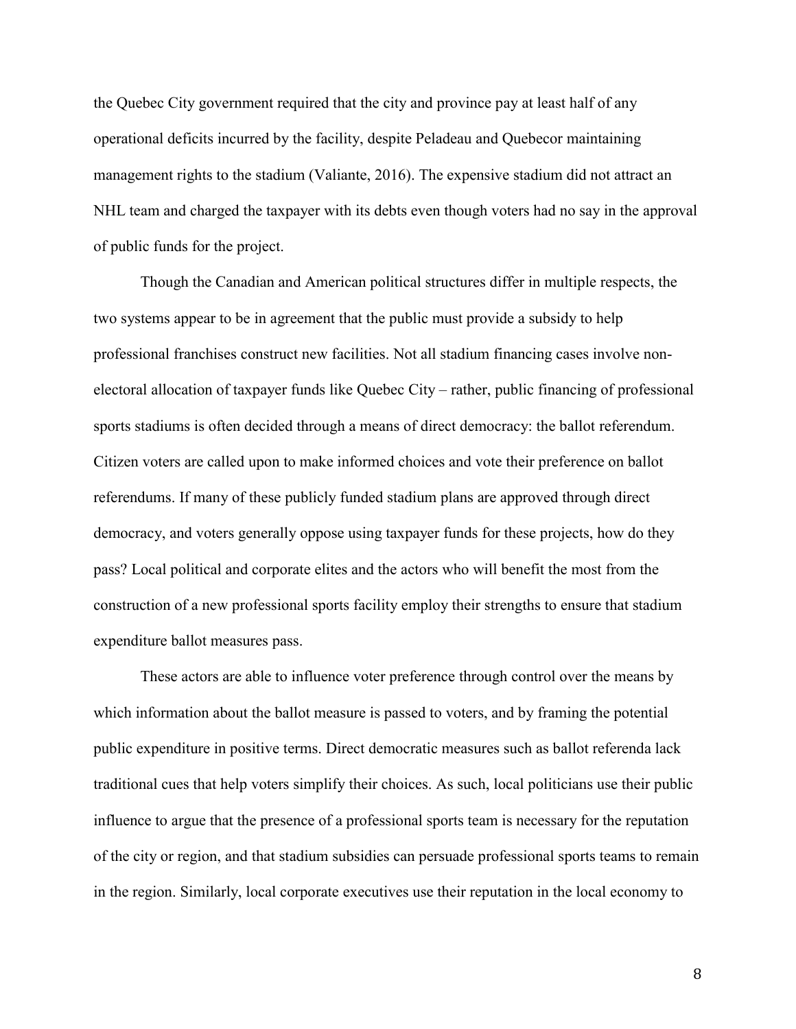the Quebec City government required that the city and province pay at least half of any operational deficits incurred by the facility, despite Peladeau and Quebecor maintaining management rights to the stadium (Valiante, 2016). The expensive stadium did not attract an NHL team and charged the taxpayer with its debts even though voters had no say in the approval of public funds for the project.

Though the Canadian and American political structures differ in multiple respects, the two systems appear to be in agreement that the public must provide a subsidy to help professional franchises construct new facilities. Not all stadium financing cases involve non-electoral allocation of taxpayer funds like Quebec City – rather, public financing of professional sports stadiums is often decided through a means of direct democracy: the ballot referendum. Citizen voters are called upon to make informed choices and vote their preference on ballot referendums. If many of these publicly funded stadium plans are approved through direct democracy, and voters generally oppose using taxpayer funds for these projects, how do they pass? Local political and corporate elites and the actors who will benefit the most from the construction of a new professional sports facility employ their strengths to ensure that stadium expenditure ballot measures pass.

These actors are able to influence voter preference through control over the means by which information about the ballot measure is passed to voters, and by framing the potential public expenditure in positive terms. Direct democratic measures such as ballot referenda lack traditional cues that help voters simplify their choices. As such, local politicians use their public influence to argue that the presence of a professional sports team is necessary for the reputation of the city or region, and that stadium subsidies can persuade professional sports teams to remain in the region. Similarly, local corporate executives use their reputation in the local economy to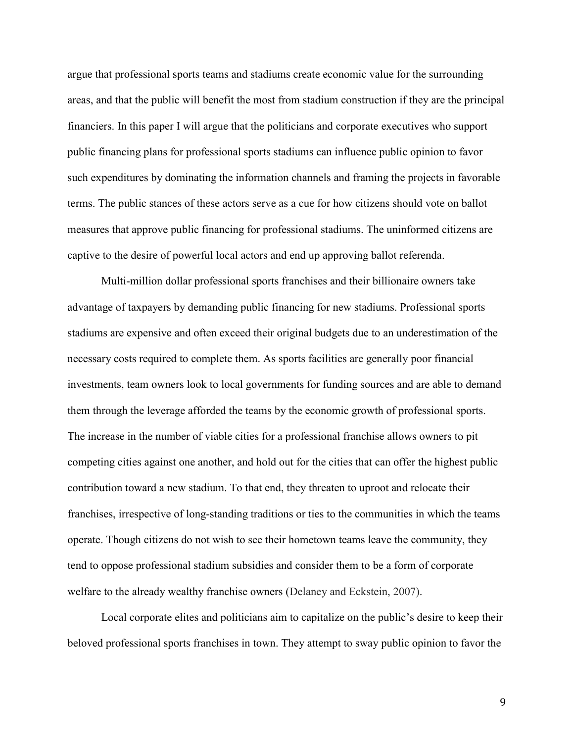argue that professional sports teams and stadiums create economic value for the surrounding areas, and that the public will benefit the most from stadium construction if they are the principal financiers. In this paper I will argue that the politicians and corporate executives who support public financing plans for professional sports stadiums can influence public opinion to favor such expenditures by dominating the information channels and framing the projects in favorable terms. The public stances of these actors serve as a cue for how citizens should vote on ballot measures that approve public financing for professional stadiums. The uninformed citizens are captive to the desire of powerful local actors and end up approving ballot referenda.

Multi-million dollar professional sports franchises and their billionaire owners take advantage of taxpayers by demanding public financing for new stadiums. Professional sports stadiums are expensive and often exceed their original budgets due to an underestimation of the necessary costs required to complete them. As sports facilities are generally poor financial investments, team owners look to local governments for funding sources and are able to demand them through the leverage afforded the teams by the economic growth of professional sports. The increase in the number of viable cities for a professional franchise allows owners to pit competing cities against one another, and hold out for the cities that can offer the highest public contribution toward a new stadium. To that end, they threaten to uproot and relocate their franchises, irrespective of long-standing traditions or ties to the communities in which the teams operate. Though citizens do not wish to see their hometown teams leave the community, they tend to oppose professional stadium subsidies and consider them to be a form of corporate welfare to the already wealthy franchise owners (Delaney and Eckstein, 2007).

Local corporate elites and politicians aim to capitalize on the public's desire to keep their beloved professional sports franchises in town. They attempt to sway public opinion to favor the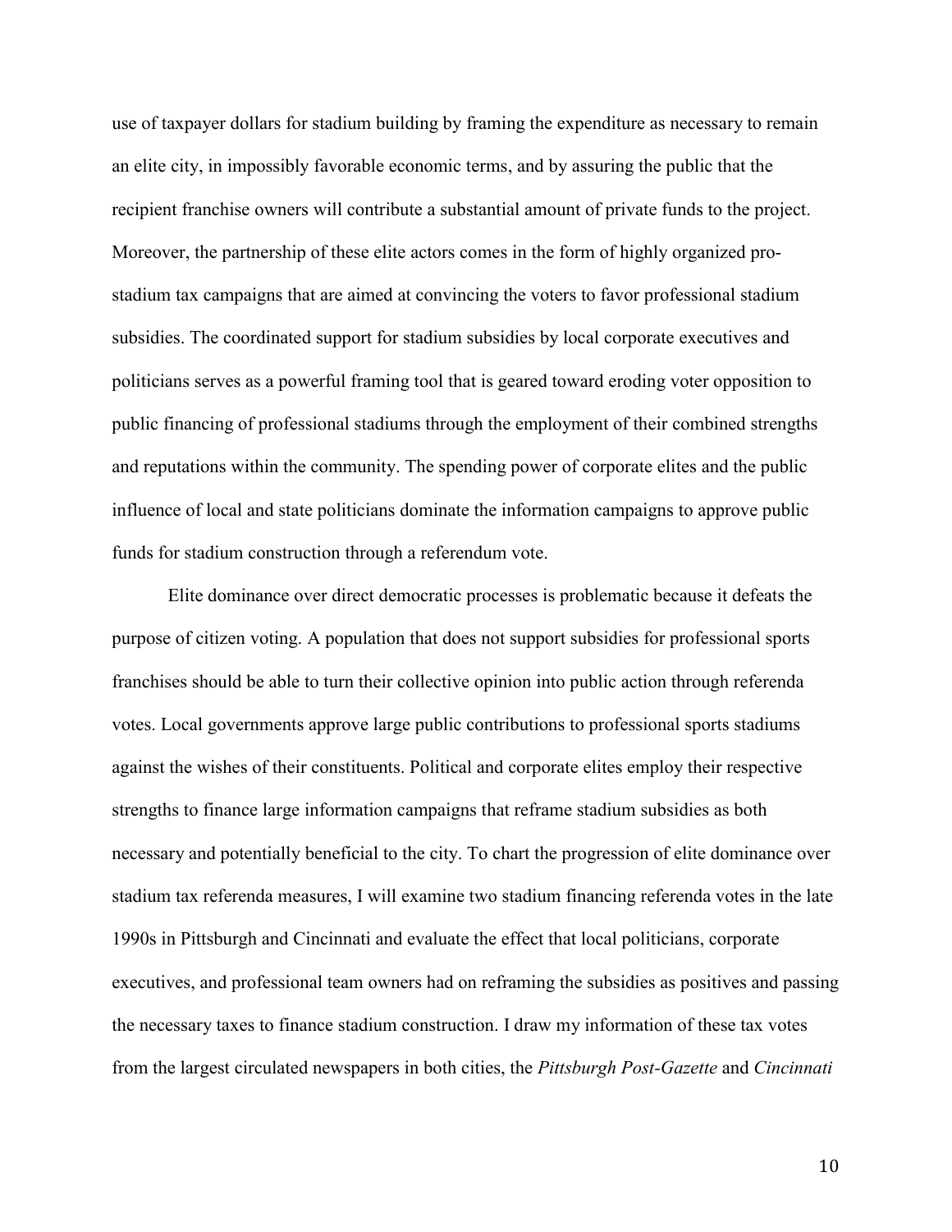use of taxpayer dollars for stadium building by framing the expenditure as necessary to remain an elite city, in impossibly favorable economic terms, and by assuring the public that the recipient franchise owners will contribute a substantial amount of private funds to the project. Moreover, the partnership of these elite actors comes in the form of highly organized pro-stadium tax campaigns that are aimed at convincing the voters to favor professional stadium subsidies. The coordinated support for stadium subsidies by local corporate executives and politicians serves as a powerful framing tool that is geared toward eroding voter opposition to public financing of professional stadiums through the employment of their combined strengths and reputations within the community. The spending power of corporate elites and the public influence of local and state politicians dominate the information campaigns to approve public funds for stadium construction through a referendum vote.

Elite dominance over direct democratic processes is problematic because it defeats the purpose of citizen voting. A population that does not support subsidies for professional sports franchises should be able to turn their collective opinion into public action through referenda votes. Local governments approve large public contributions to professional sports stadiums against the wishes of their constituents. Political and corporate elites employ their respective strengths to finance large information campaigns that reframe stadium subsidies as both necessary and potentially beneficial to the city. To chart the progression of elite dominance over stadium tax referenda measures, I will examine two stadium financing referenda votes in the late 1990s in Pittsburgh and Cincinnati and evaluate the effect that local politicians, corporate executives, and professional team owners had on reframing the subsidies as positives and passing the necessary taxes to finance stadium construction. I draw my information of these tax votes from the largest circulated newspapers in both cities, the *Pittsburgh Post-Gazette* and *Cincinnati*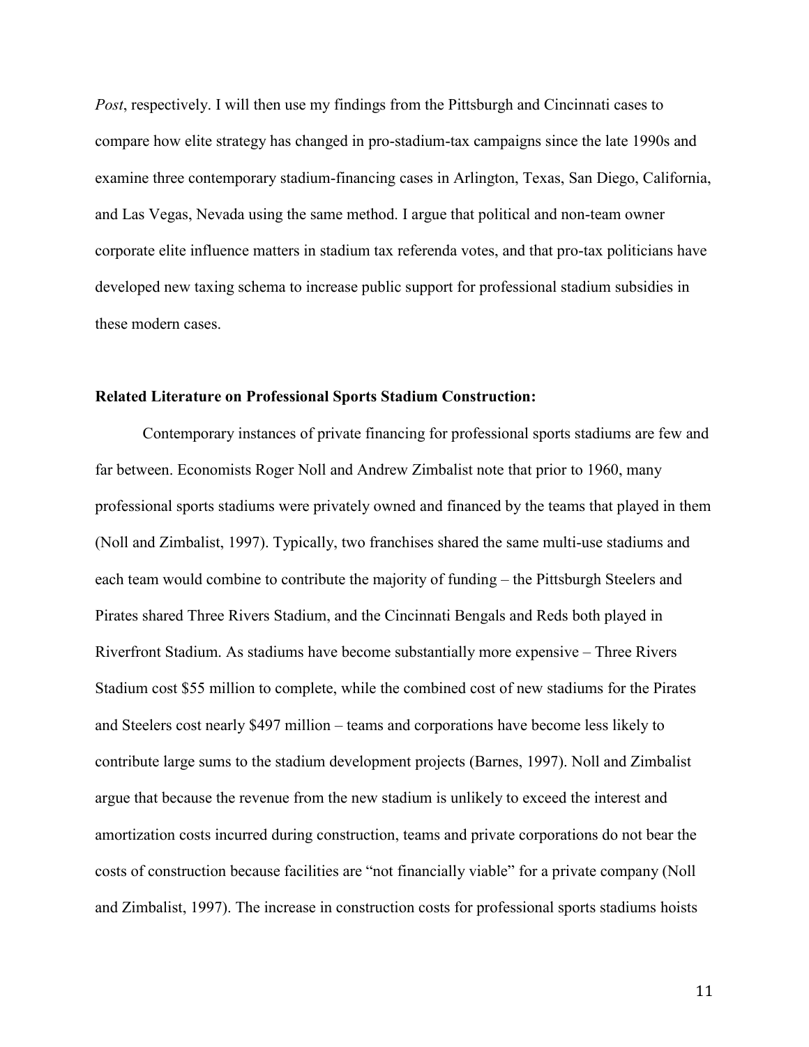*Post*, respectively. I will then use my findings from the Pittsburgh and Cincinnati cases to compare how elite strategy has changed in pro-stadium-tax campaigns since the late 1990s and examine three contemporary stadium-financing cases in Arlington, Texas, San Diego, California, and Las Vegas, Nevada using the same method. I argue that political and non-team owner corporate elite influence matters in stadium tax referenda votes, and that pro-tax politicians have developed new taxing schema to increase public support for professional stadium subsidies in these modern cases.

**Related Literature on Professional Sports Stadium Construction:**

Contemporary instances of private financing for professional sports stadiums are few and far between. Economists Roger Noll and Andrew Zimbalist note that prior to 1960, many professional sports stadiums were privately owned and financed by the teams that played in them (Noll and Zimbalist, 1997). Typically, two franchises shared the same multi-use stadiums and each team would combine to contribute the majority of funding – the Pittsburgh Steelers and Pirates shared Three Rivers Stadium, and the Cincinnati Bengals and Reds both played in Riverfront Stadium. As stadiums have become substantially more expensive – Three Rivers Stadium cost $55 million to complete, while the combined cost of new stadiums for the Pirates and Steelers cost nearly $497 million – teams and corporations have become less likely to contribute large sums to the stadium development projects (Barnes, 1997). Noll and Zimbalist argue that because the revenue from the new stadium is unlikely to exceed the interest and amortization costs incurred during construction, teams and private corporations do not bear the costs of construction because facilities are "not financially viable" for a private company (Noll and Zimbalist, 1997). The increase in construction costs for professional sports stadiums hoists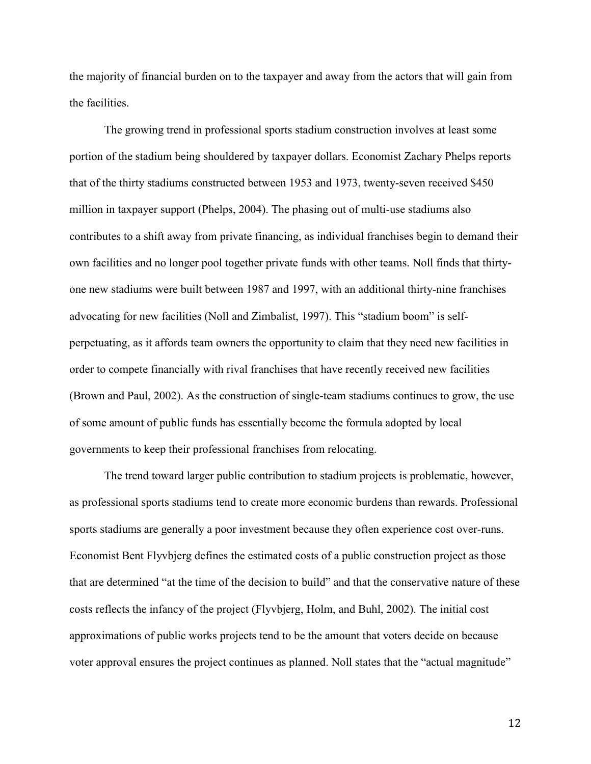the majority of financial burden on to the taxpayer and away from the actors that will gain from the facilities.

The growing trend in professional sports stadium construction involves at least some portion of the stadium being shouldered by taxpayer dollars. Economist Zachary Phelps reports that of the thirty stadiums constructed between 1953 and 1973, twenty-seven received $450 million in taxpayer support (Phelps, 2004). The phasing out of multi-use stadiums also contributes to a shift away from private financing, as individual franchises begin to demand their own facilities and no longer pool together private funds with other teams. Noll finds that thirty-one new stadiums were built between 1987 and 1997, with an additional thirty-nine franchises advocating for new facilities (Noll and Zimbalist, 1997). This "stadium boom" is self-perpetuating, as it affords team owners the opportunity to claim that they need new facilities in order to compete financially with rival franchises that have recently received new facilities (Brown and Paul, 2002). As the construction of single-team stadiums continues to grow, the use of some amount of public funds has essentially become the formula adopted by local governments to keep their professional franchises from relocating.

The trend toward larger public contribution to stadium projects is problematic, however, as professional sports stadiums tend to create more economic burdens than rewards. Professional sports stadiums are generally a poor investment because they often experience cost over-runs. Economist Bent Flyvbjerg defines the estimated costs of a public construction project as those that are determined "at the time of the decision to build" and that the conservative nature of these costs reflects the infancy of the project (Flyvbjerg, Holm, and Buhl, 2002). The initial cost approximations of public works projects tend to be the amount that voters decide on because voter approval ensures the project continues as planned. Noll states that the "actual magnitude"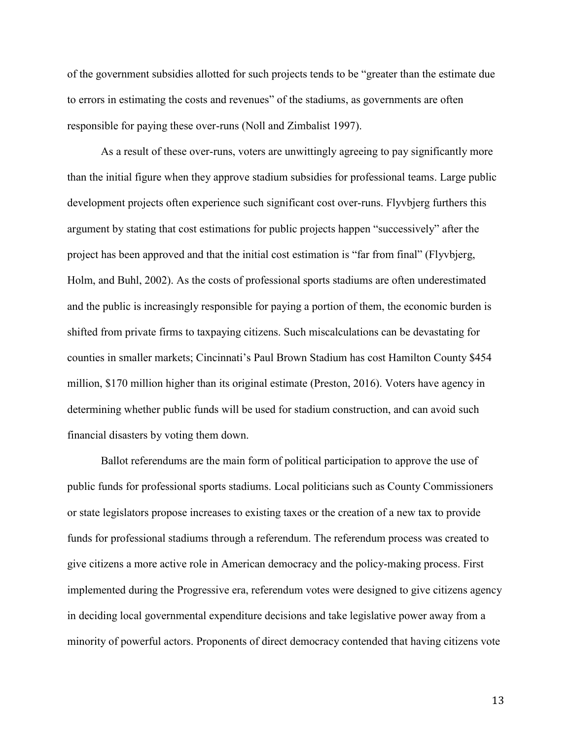of the government subsidies allotted for such projects tends to be "greater than the estimate due to errors in estimating the costs and revenues" of the stadiums, as governments are often responsible for paying these over-runs (Noll and Zimbalist 1997).

As a result of these over-runs, voters are unwittingly agreeing to pay significantly more than the initial figure when they approve stadium subsidies for professional teams. Large public development projects often experience such significant cost over-runs. Flyvbjerg furthers this argument by stating that cost estimations for public projects happen "successively" after the project has been approved and that the initial cost estimation is "far from final" (Flyvbjerg, Holm, and Buhl, 2002). As the costs of professional sports stadiums are often underestimated and the public is increasingly responsible for paying a portion of them, the economic burden is shifted from private firms to taxpaying citizens. Such miscalculations can be devastating for counties in smaller markets; Cincinnati's Paul Brown Stadium has cost Hamilton County $454 million, $170 million higher than its original estimate (Preston, 2016). Voters have agency in determining whether public funds will be used for stadium construction, and can avoid such financial disasters by voting them down.

Ballot referendums are the main form of political participation to approve the use of public funds for professional sports stadiums. Local politicians such as County Commissioners or state legislators propose increases to existing taxes or the creation of a new tax to provide funds for professional stadiums through a referendum. The referendum process was created to give citizens a more active role in American democracy and the policy-making process. First implemented during the Progressive era, referendum votes were designed to give citizens agency in deciding local governmental expenditure decisions and take legislative power away from a minority of powerful actors. Proponents of direct democracy contended that having citizens vote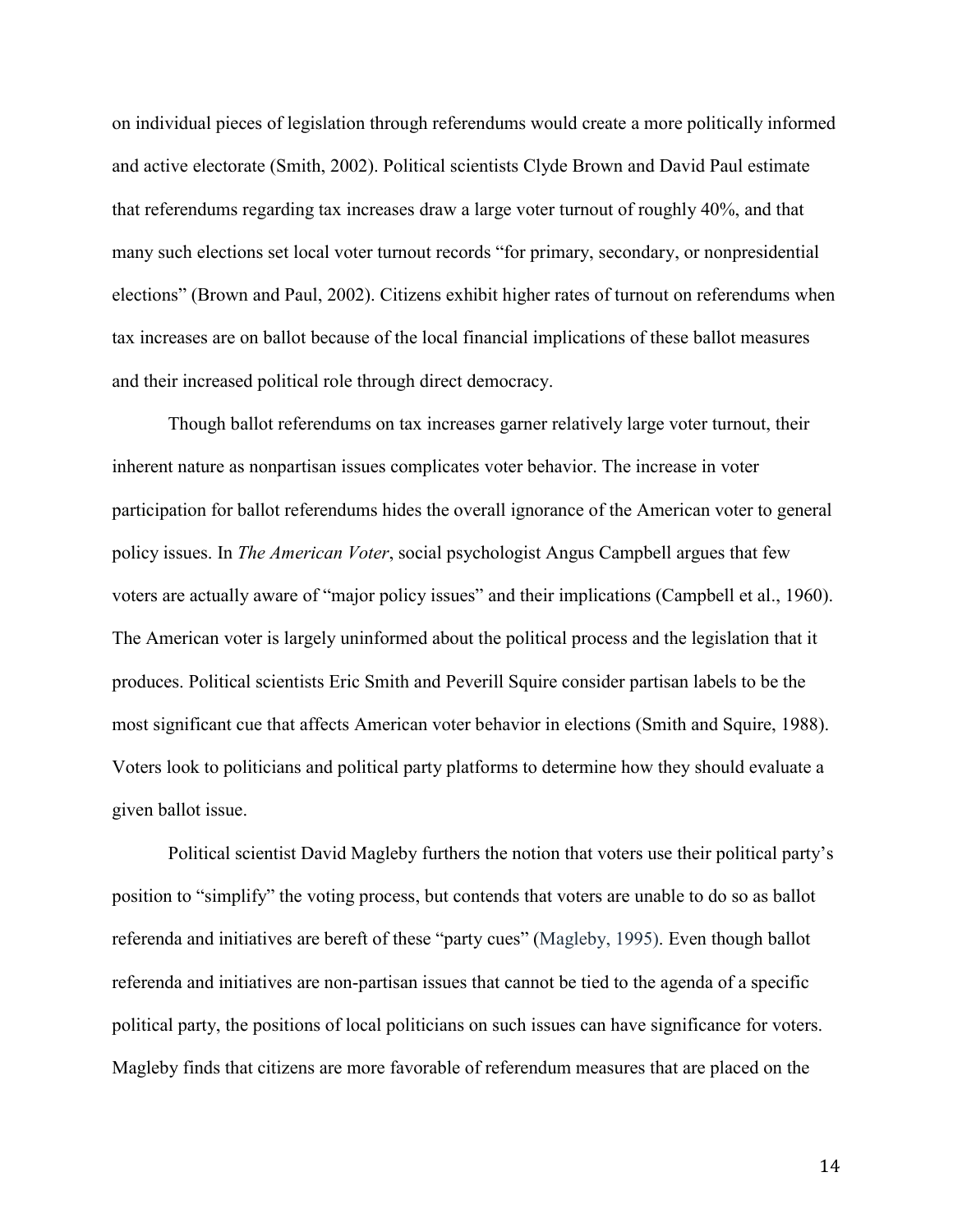on individual pieces of legislation through referendums would create a more politically informed and active electorate (Smith, 2002). Political scientists Clyde Brown and David Paul estimate that referendums regarding tax increases draw a large voter turnout of roughly 40%, and that many such elections set local voter turnout records "for primary, secondary, or nonpresidential elections" (Brown and Paul, 2002). Citizens exhibit higher rates of turnout on referendums when tax increases are on ballot because of the local financial implications of these ballot measures and their increased political role through direct democracy.

Though ballot referendums on tax increases garner relatively large voter turnout, their inherent nature as nonpartisan issues complicates voter behavior. The increase in voter participation for ballot referendums hides the overall ignorance of the American voter to general policy issues. In *The American Voter*, social psychologist Angus Campbell argues that few voters are actually aware of "major policy issues" and their implications (Campbell et al., 1960). The American voter is largely uninformed about the political process and the legislation that it produces. Political scientists Eric Smith and Peverill Squire consider partisan labels to be the most significant cue that affects American voter behavior in elections (Smith and Squire, 1988). Voters look to politicians and political party platforms to determine how they should evaluate a given ballot issue.

Political scientist David Magleby furthers the notion that voters use their political party's position to "simplify" the voting process, but contends that voters are unable to do so as ballot referenda and initiatives are bereft of these "party cues" (Magleby, 1995). Even though ballot referenda and initiatives are non-partisan issues that cannot be tied to the agenda of a specific political party, the positions of local politicians on such issues can have significance for voters. Magleby finds that citizens are more favorable of referendum measures that are placed on the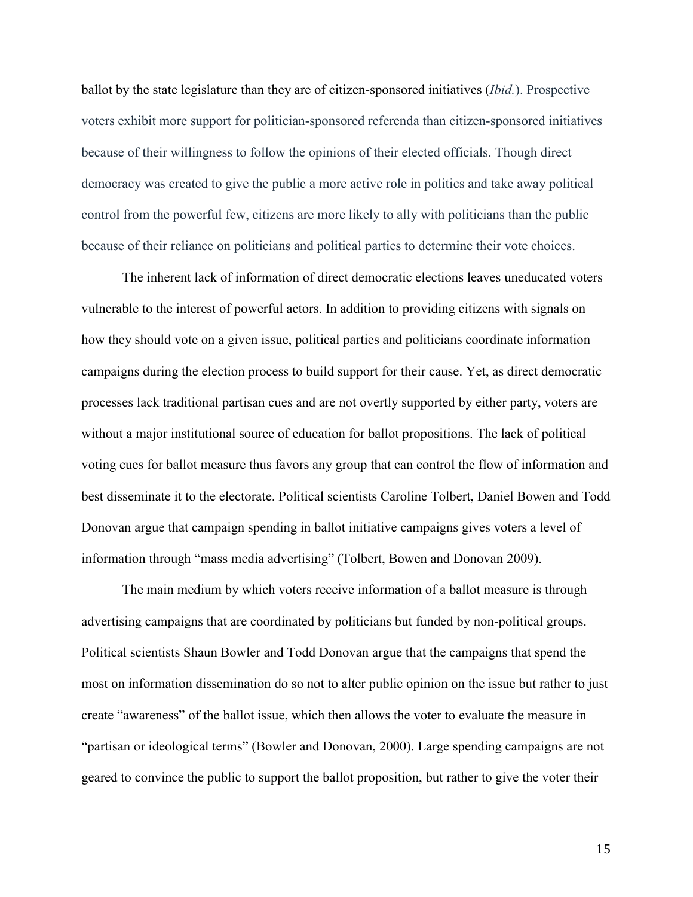ballot by the state legislature than they are of citizen-sponsored initiatives (*Ibid.*). Prospective voters exhibit more support for politician-sponsored referenda than citizen-sponsored initiatives because of their willingness to follow the opinions of their elected officials. Though direct democracy was created to give the public a more active role in politics and take away political control from the powerful few, citizens are more likely to ally with politicians than the public because of their reliance on politicians and political parties to determine their vote choices.

The inherent lack of information of direct democratic elections leaves uneducated voters vulnerable to the interest of powerful actors. In addition to providing citizens with signals on how they should vote on a given issue, political parties and politicians coordinate information campaigns during the election process to build support for their cause. Yet, as direct democratic processes lack traditional partisan cues and are not overtly supported by either party, voters are without a major institutional source of education for ballot propositions. The lack of political voting cues for ballot measure thus favors any group that can control the flow of information and best disseminate it to the electorate. Political scientists Caroline Tolbert, Daniel Bowen and Todd Donovan argue that campaign spending in ballot initiative campaigns gives voters a level of information through "mass media advertising" (Tolbert, Bowen and Donovan 2009).

The main medium by which voters receive information of a ballot measure is through advertising campaigns that are coordinated by politicians but funded by non-political groups. Political scientists Shaun Bowler and Todd Donovan argue that the campaigns that spend the most on information dissemination do so not to alter public opinion on the issue but rather to just create "awareness" of the ballot issue, which then allows the voter to evaluate the measure in "partisan or ideological terms" (Bowler and Donovan, 2000). Large spending campaigns are not geared to convince the public to support the ballot proposition, but rather to give the voter their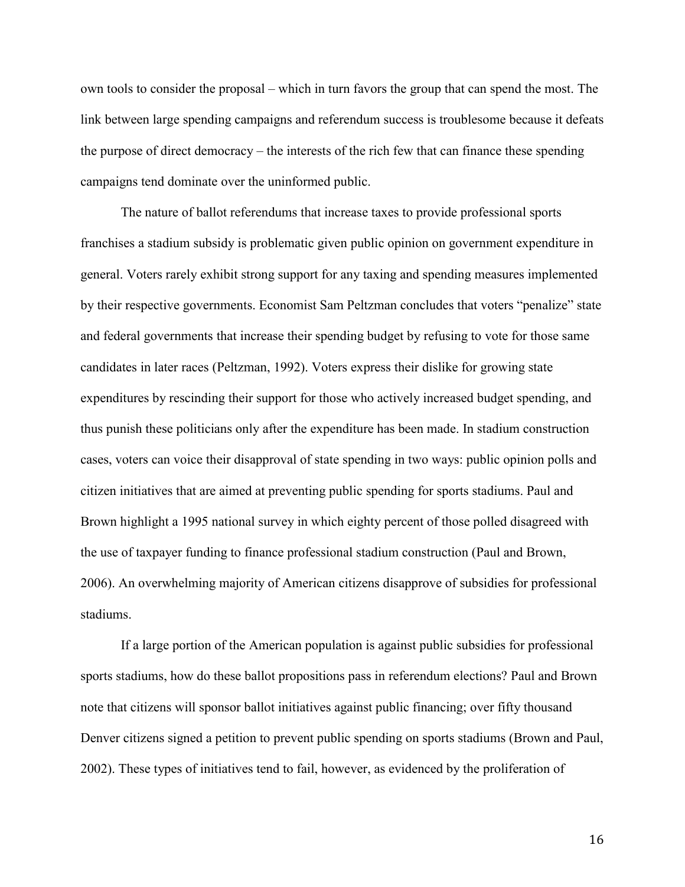own tools to consider the proposal – which in turn favors the group that can spend the most. The link between large spending campaigns and referendum success is troublesome because it defeats the purpose of direct democracy – the interests of the rich few that can finance these spending campaigns tend dominate over the uninformed public.

The nature of ballot referendums that increase taxes to provide professional sports franchises a stadium subsidy is problematic given public opinion on government expenditure in general. Voters rarely exhibit strong support for any taxing and spending measures implemented by their respective governments. Economist Sam Peltzman concludes that voters "penalize" state and federal governments that increase their spending budget by refusing to vote for those same candidates in later races (Peltzman, 1992). Voters express their dislike for growing state expenditures by rescinding their support for those who actively increased budget spending, and thus punish these politicians only after the expenditure has been made. In stadium construction cases, voters can voice their disapproval of state spending in two ways: public opinion polls and citizen initiatives that are aimed at preventing public spending for sports stadiums. Paul and Brown highlight a 1995 national survey in which eighty percent of those polled disagreed with the use of taxpayer funding to finance professional stadium construction (Paul and Brown, 2006). An overwhelming majority of American citizens disapprove of subsidies for professional stadiums.

If a large portion of the American population is against public subsidies for professional sports stadiums, how do these ballot propositions pass in referendum elections? Paul and Brown note that citizens will sponsor ballot initiatives against public financing; over fifty thousand Denver citizens signed a petition to prevent public spending on sports stadiums (Brown and Paul, 2002). These types of initiatives tend to fail, however, as evidenced by the proliferation of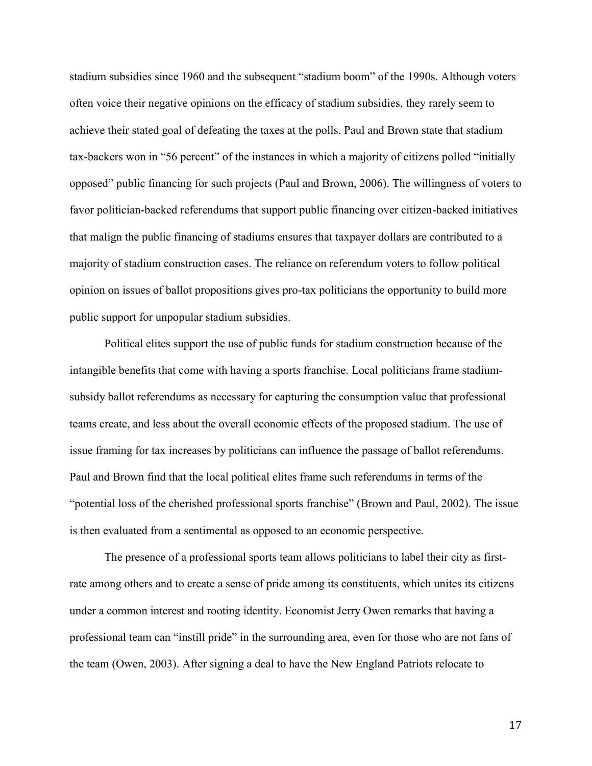stadium subsidies since 1960 and the subsequent "stadium boom" of the 1990s. Although voters often voice their negative opinions on the efficacy of stadium subsidies, they rarely seem to achieve their stated goal of defeating the taxes at the polls. Paul and Brown state that stadium tax-backers won in "56 percent" of the instances in which a majority of citizens polled "initially opposed" public financing for such projects (Paul and Brown, 2006). The willingness of voters to favor politician-backed referendums that support public financing over citizen-backed initiatives that malign the public financing of stadiums ensures that taxpayer dollars are contributed to a majority of stadium construction cases. The reliance on referendum voters to follow political opinion on issues of ballot propositions gives pro-tax politicians the opportunity to build more public support for unpopular stadium subsidies.

Political elites support the use of public funds for stadium construction because of the intangible benefits that come with having a sports franchise. Local politicians frame stadium-subsidy ballot referendums as necessary for capturing the consumption value that professional teams create, and less about the overall economic effects of the proposed stadium. The use of issue framing for tax increases by politicians can influence the passage of ballot referendums. Paul and Brown find that the local political elites frame such referendums in terms of the "potential loss of the cherished professional sports franchise" (Brown and Paul, 2002). The issue is then evaluated from a sentimental as opposed to an economic perspective.

The presence of a professional sports team allows politicians to label their city as first-rate among others and to create a sense of pride among its constituents, which unites its citizens under a common interest and rooting identity. Economist Jerry Owen remarks that having a professional team can "instill pride" in the surrounding area, even for those who are not fans of the team (Owen, 2003). After signing a deal to have the New England Patriots relocate to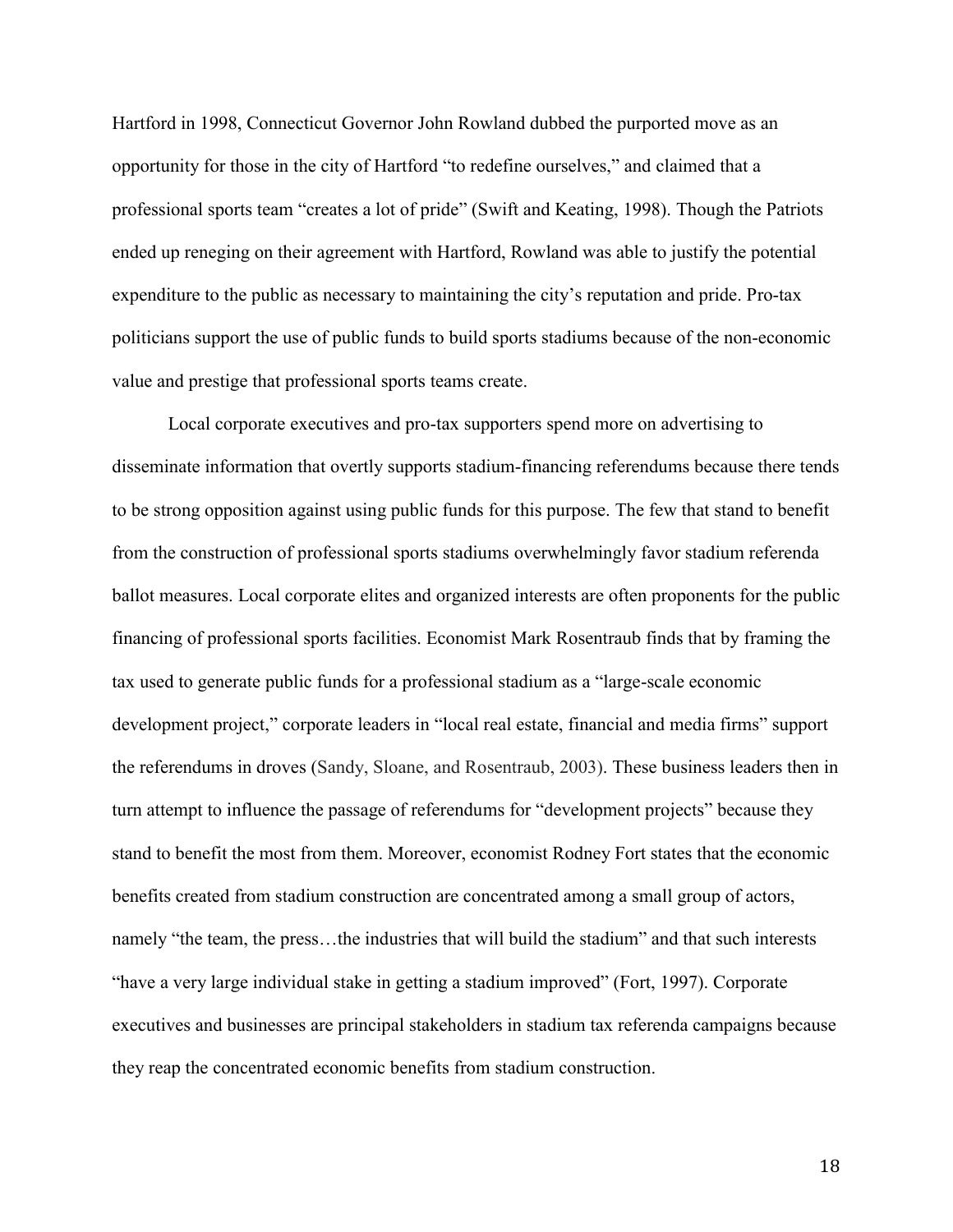Hartford in 1998, Connecticut Governor John Rowland dubbed the purported move as an opportunity for those in the city of Hartford "to redefine ourselves," and claimed that a professional sports team "creates a lot of pride" (Swift and Keating, 1998). Though the Patriots ended up reneging on their agreement with Hartford, Rowland was able to justify the potential expenditure to the public as necessary to maintaining the city's reputation and pride. Pro-tax politicians support the use of public funds to build sports stadiums because of the non-economic value and prestige that professional sports teams create.

Local corporate executives and pro-tax supporters spend more on advertising to disseminate information that overtly supports stadium-financing referendums because there tends to be strong opposition against using public funds for this purpose. The few that stand to benefit from the construction of professional sports stadiums overwhelmingly favor stadium referenda ballot measures. Local corporate elites and organized interests are often proponents for the public financing of professional sports facilities. Economist Mark Rosentraub finds that by framing the tax used to generate public funds for a professional stadium as a "large-scale economic development project," corporate leaders in "local real estate, financial and media firms" support the referendums in droves (Sandy, Sloane, and Rosentraub, 2003). These business leaders then in turn attempt to influence the passage of referendums for "development projects" because they stand to benefit the most from them. Moreover, economist Rodney Fort states that the economic benefits created from stadium construction are concentrated among a small group of actors, namely "the team, the press…the industries that will build the stadium" and that such interests "have a very large individual stake in getting a stadium improved" (Fort, 1997). Corporate executives and businesses are principal stakeholders in stadium tax referenda campaigns because they reap the concentrated economic benefits from stadium construction.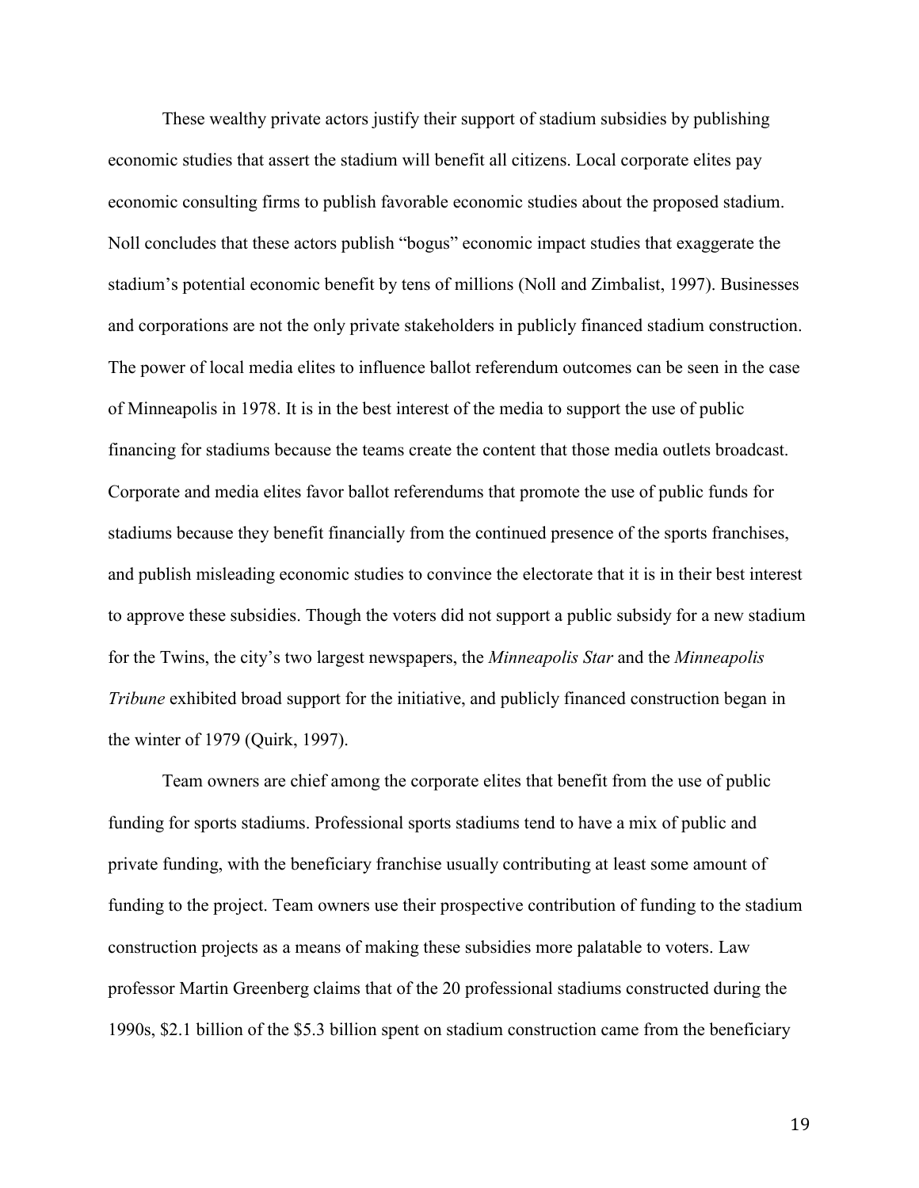These wealthy private actors justify their support of stadium subsidies by publishing economic studies that assert the stadium will benefit all citizens. Local corporate elites pay economic consulting firms to publish favorable economic studies about the proposed stadium. Noll concludes that these actors publish "bogus" economic impact studies that exaggerate the stadium's potential economic benefit by tens of millions (Noll and Zimbalist, 1997). Businesses and corporations are not the only private stakeholders in publicly financed stadium construction. The power of local media elites to influence ballot referendum outcomes can be seen in the case of Minneapolis in 1978. It is in the best interest of the media to support the use of public financing for stadiums because the teams create the content that those media outlets broadcast. Corporate and media elites favor ballot referendums that promote the use of public funds for stadiums because they benefit financially from the continued presence of the sports franchises, and publish misleading economic studies to convince the electorate that it is in their best interest to approve these subsidies. Though the voters did not support a public subsidy for a new stadium for the Twins, the city's two largest newspapers, the *Minneapolis Star* and the *Minneapolis Tribune* exhibited broad support for the initiative, and publicly financed construction began in the winter of 1979 (Quirk, 1997).

Team owners are chief among the corporate elites that benefit from the use of public funding for sports stadiums. Professional sports stadiums tend to have a mix of public and private funding, with the beneficiary franchise usually contributing at least some amount of funding to the project. Team owners use their prospective contribution of funding to the stadium construction projects as a means of making these subsidies more palatable to voters. Law professor Martin Greenberg claims that of the 20 professional stadiums constructed during the 1990s, \$2.1 billion of the \$5.3 billion spent on stadium construction came from the beneficiary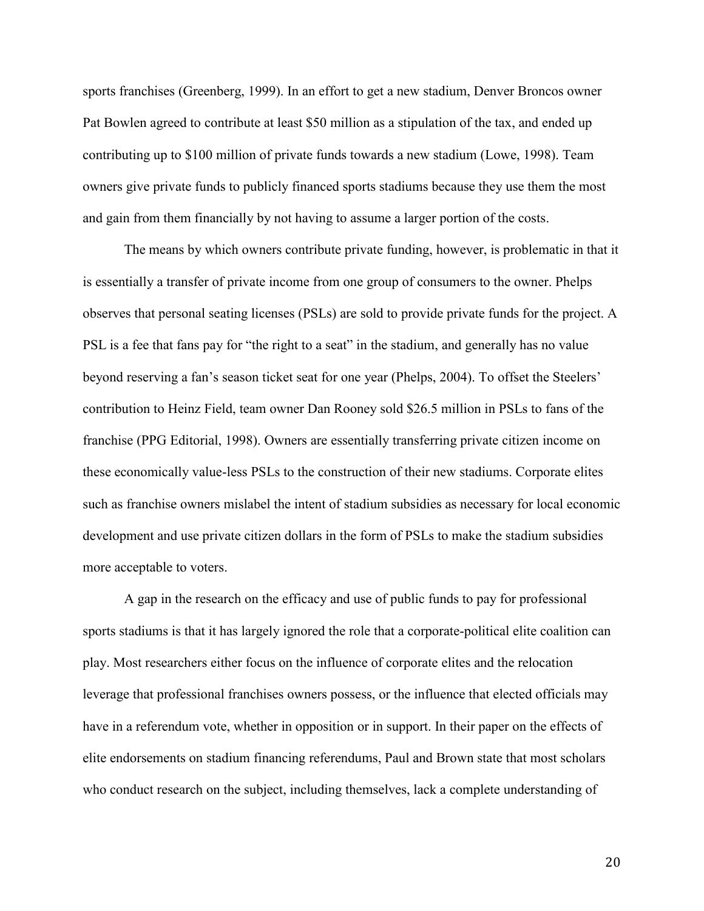sports franchises (Greenberg, 1999). In an effort to get a new stadium, Denver Broncos owner Pat Bowlen agreed to contribute at least $50 million as a stipulation of the tax, and ended up contributing up to $100 million of private funds towards a new stadium (Lowe, 1998). Team owners give private funds to publicly financed sports stadiums because they use them the most and gain from them financially by not having to assume a larger portion of the costs.

The means by which owners contribute private funding, however, is problematic in that it is essentially a transfer of private income from one group of consumers to the owner. Phelps observes that personal seating licenses (PSLs) are sold to provide private funds for the project. A PSL is a fee that fans pay for "the right to a seat" in the stadium, and generally has no value beyond reserving a fan's season ticket seat for one year (Phelps, 2004). To offset the Steelers' contribution to Heinz Field, team owner Dan Rooney sold $26.5 million in PSLs to fans of the franchise (PPG Editorial, 1998). Owners are essentially transferring private citizen income on these economically value-less PSLs to the construction of their new stadiums. Corporate elites such as franchise owners mislabel the intent of stadium subsidies as necessary for local economic development and use private citizen dollars in the form of PSLs to make the stadium subsidies more acceptable to voters.

A gap in the research on the efficacy and use of public funds to pay for professional sports stadiums is that it has largely ignored the role that a corporate-political elite coalition can play. Most researchers either focus on the influence of corporate elites and the relocation leverage that professional franchises owners possess, or the influence that elected officials may have in a referendum vote, whether in opposition or in support. In their paper on the effects of elite endorsements on stadium financing referendums, Paul and Brown state that most scholars who conduct research on the subject, including themselves, lack a complete understanding of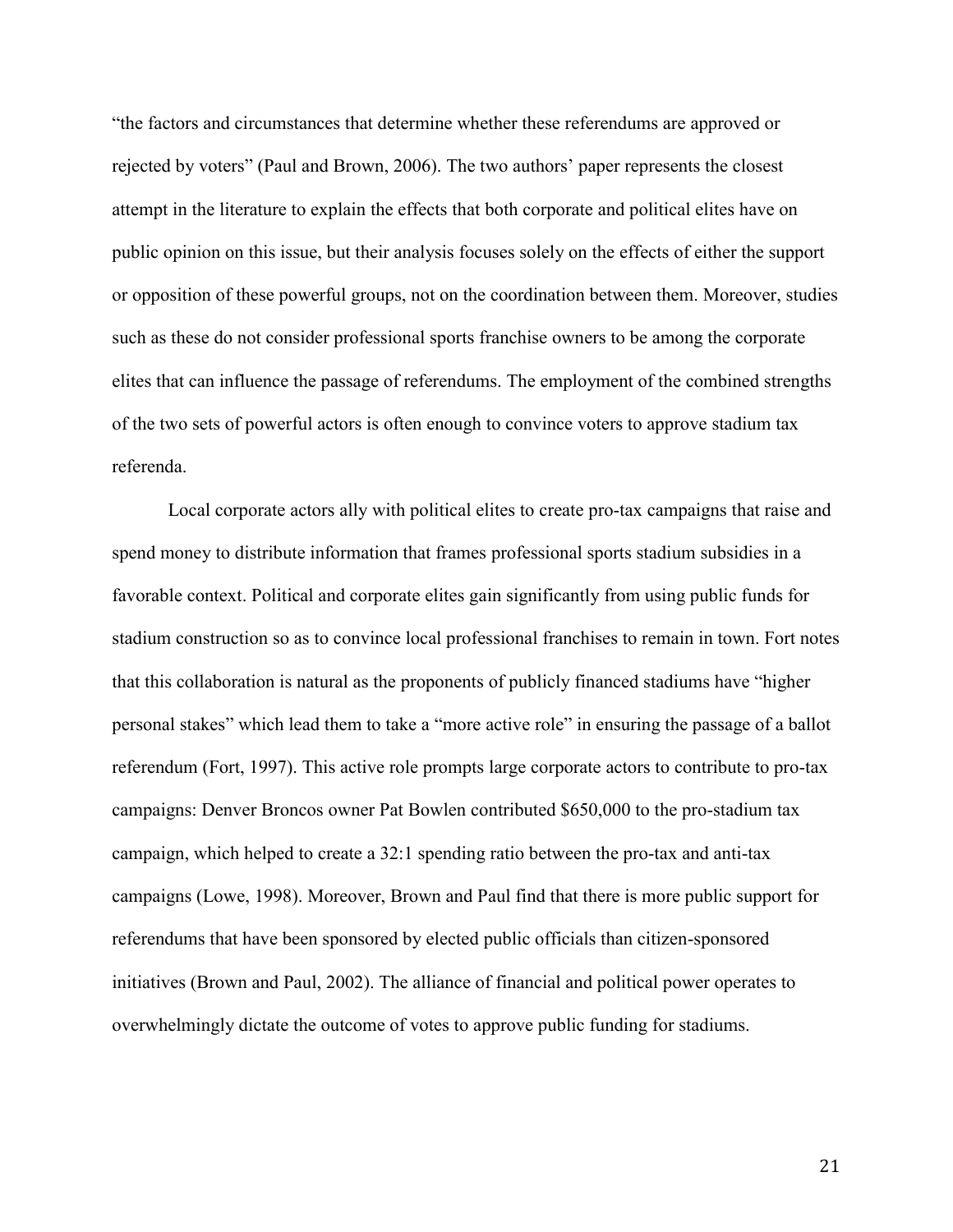"the factors and circumstances that determine whether these referendums are approved or rejected by voters" (Paul and Brown, 2006). The two authors' paper represents the closest attempt in the literature to explain the effects that both corporate and political elites have on public opinion on this issue, but their analysis focuses solely on the effects of either the support or opposition of these powerful groups, not on the coordination between them. Moreover, studies such as these do not consider professional sports franchise owners to be among the corporate elites that can influence the passage of referendums. The employment of the combined strengths of the two sets of powerful actors is often enough to convince voters to approve stadium tax referenda.

Local corporate actors ally with political elites to create pro-tax campaigns that raise and spend money to distribute information that frames professional sports stadium subsidies in a favorable context. Political and corporate elites gain significantly from using public funds for stadium construction so as to convince local professional franchises to remain in town. Fort notes that this collaboration is natural as the proponents of publicly financed stadiums have "higher personal stakes" which lead them to take a "more active role" in ensuring the passage of a ballot referendum (Fort, 1997). This active role prompts large corporate actors to contribute to pro-tax campaigns: Denver Broncos owner Pat Bowlen contributed $650,000 to the pro-stadium tax campaign, which helped to create a 32:1 spending ratio between the pro-tax and anti-tax campaigns (Lowe, 1998). Moreover, Brown and Paul find that there is more public support for referendums that have been sponsored by elected public officials than citizen-sponsored initiatives (Brown and Paul, 2002). The alliance of financial and political power operates to overwhelmingly dictate the outcome of votes to approve public funding for stadiums.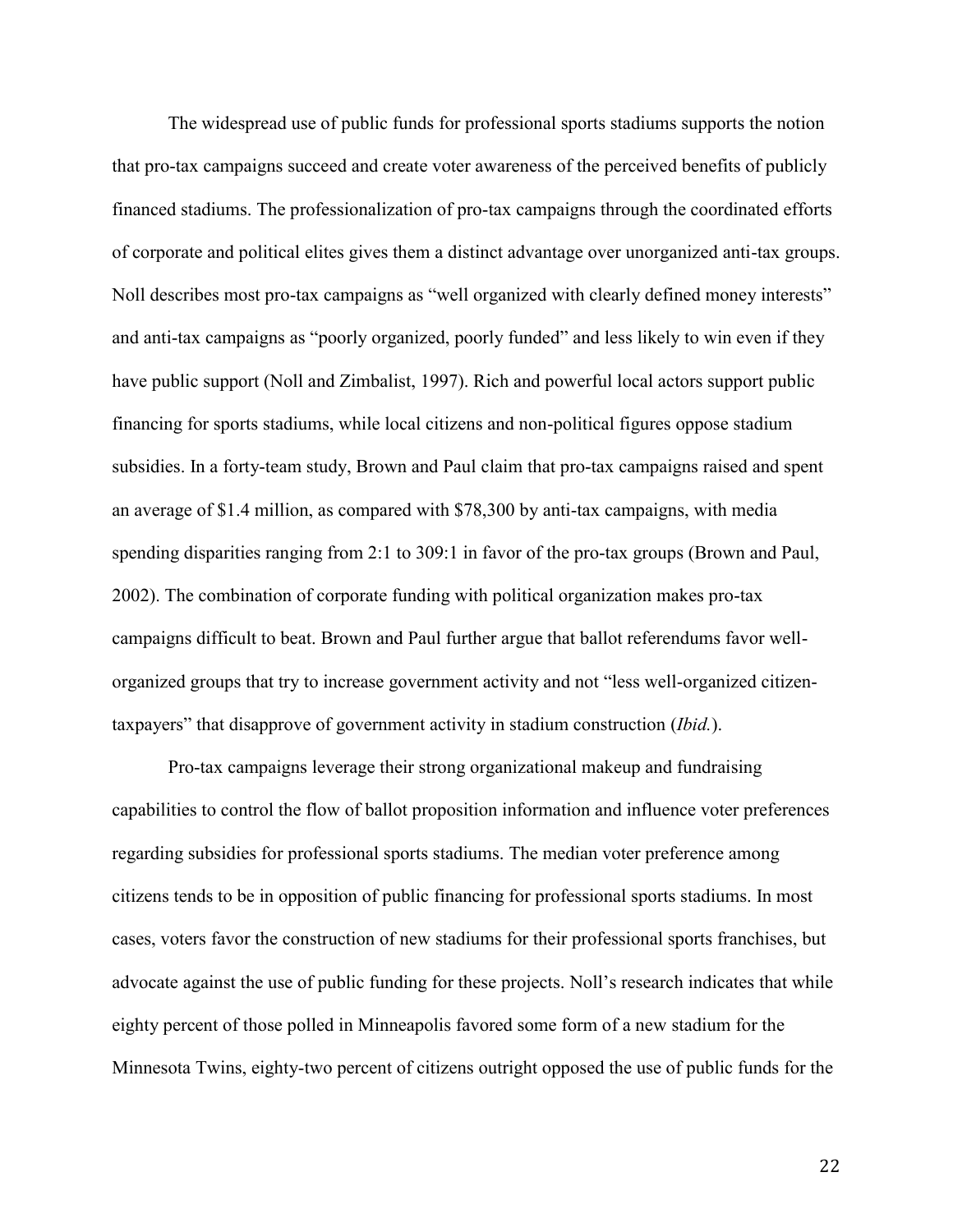The widespread use of public funds for professional sports stadiums supports the notion that pro-tax campaigns succeed and create voter awareness of the perceived benefits of publicly financed stadiums. The professionalization of pro-tax campaigns through the coordinated efforts of corporate and political elites gives them a distinct advantage over unorganized anti-tax groups. Noll describes most pro-tax campaigns as "well organized with clearly defined money interests" and anti-tax campaigns as "poorly organized, poorly funded" and less likely to win even if they have public support (Noll and Zimbalist, 1997). Rich and powerful local actors support public financing for sports stadiums, while local citizens and non-political figures oppose stadium subsidies. In a forty-team study, Brown and Paul claim that pro-tax campaigns raised and spent an average of $1.4 million, as compared with $78,300 by anti-tax campaigns, with media spending disparities ranging from 2:1 to 309:1 in favor of the pro-tax groups (Brown and Paul, 2002). The combination of corporate funding with political organization makes pro-tax campaigns difficult to beat. Brown and Paul further argue that ballot referendums favor well-organized groups that try to increase government activity and not "less well-organized citizen-taxpayers" that disapprove of government activity in stadium construction (*Ibid.*).

Pro-tax campaigns leverage their strong organizational makeup and fundraising capabilities to control the flow of ballot proposition information and influence voter preferences regarding subsidies for professional sports stadiums. The median voter preference among citizens tends to be in opposition of public financing for professional sports stadiums. In most cases, voters favor the construction of new stadiums for their professional sports franchises, but advocate against the use of public funding for these projects. Noll's research indicates that while eighty percent of those polled in Minneapolis favored some form of a new stadium for the Minnesota Twins, eighty-two percent of citizens outright opposed the use of public funds for the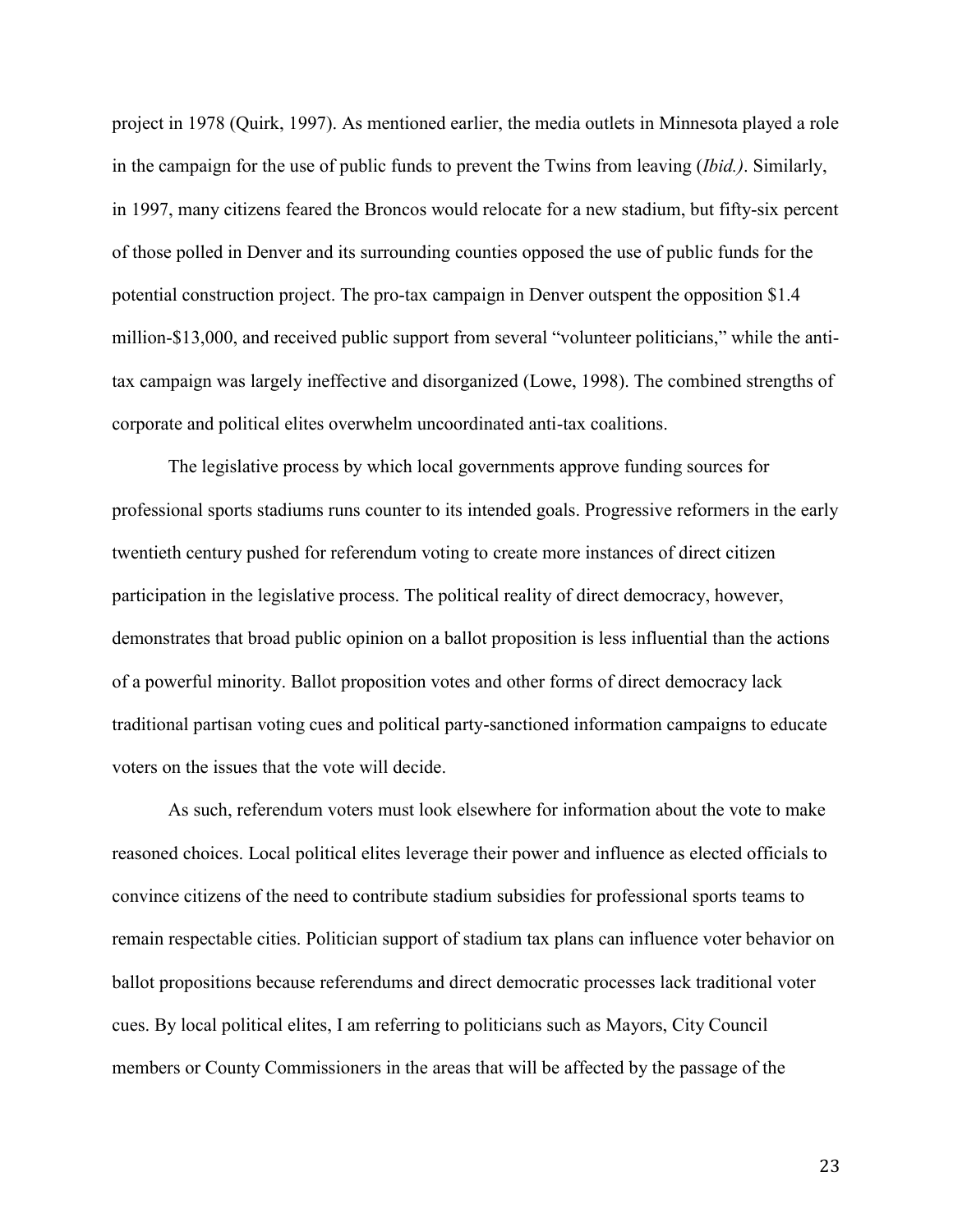project in 1978 (Quirk, 1997). As mentioned earlier, the media outlets in Minnesota played a role in the campaign for the use of public funds to prevent the Twins from leaving (*Ibid.)*. Similarly, in 1997, many citizens feared the Broncos would relocate for a new stadium, but fifty-six percent of those polled in Denver and its surrounding counties opposed the use of public funds for the potential construction project. The pro-tax campaign in Denver outspent the opposition $1.4 million-$13,000, and received public support from several "volunteer politicians," while the anti-tax campaign was largely ineffective and disorganized (Lowe, 1998). The combined strengths of corporate and political elites overwhelm uncoordinated anti-tax coalitions.

The legislative process by which local governments approve funding sources for professional sports stadiums runs counter to its intended goals. Progressive reformers in the early twentieth century pushed for referendum voting to create more instances of direct citizen participation in the legislative process. The political reality of direct democracy, however, demonstrates that broad public opinion on a ballot proposition is less influential than the actions of a powerful minority. Ballot proposition votes and other forms of direct democracy lack traditional partisan voting cues and political party-sanctioned information campaigns to educate voters on the issues that the vote will decide.

As such, referendum voters must look elsewhere for information about the vote to make reasoned choices. Local political elites leverage their power and influence as elected officials to convince citizens of the need to contribute stadium subsidies for professional sports teams to remain respectable cities. Politician support of stadium tax plans can influence voter behavior on ballot propositions because referendums and direct democratic processes lack traditional voter cues. By local political elites, I am referring to politicians such as Mayors, City Council members or County Commissioners in the areas that will be affected by the passage of the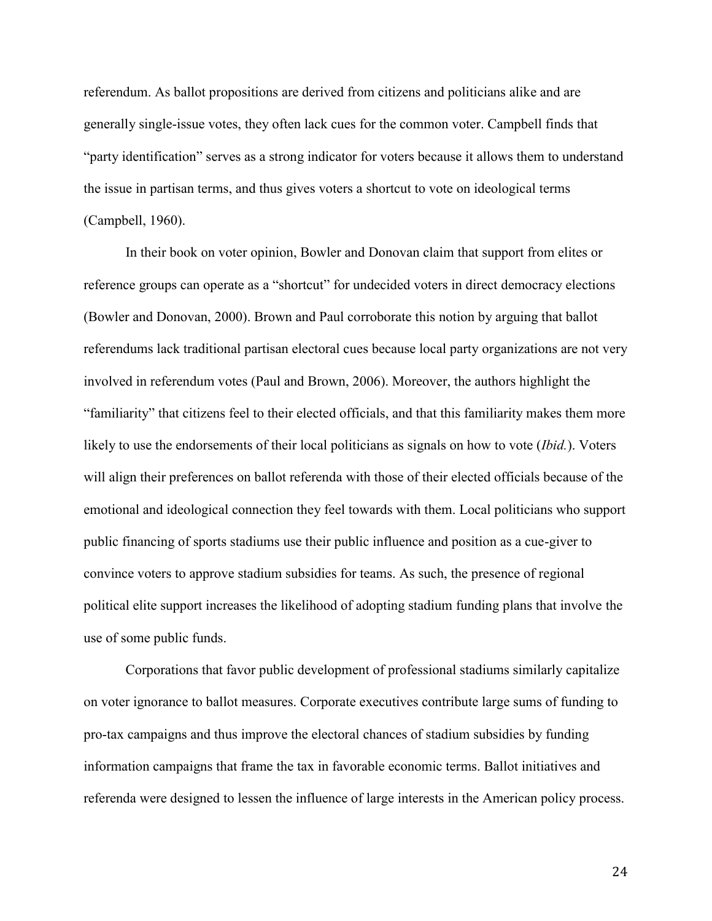referendum. As ballot propositions are derived from citizens and politicians alike and are generally single-issue votes, they often lack cues for the common voter. Campbell finds that "party identification" serves as a strong indicator for voters because it allows them to understand the issue in partisan terms, and thus gives voters a shortcut to vote on ideological terms (Campbell, 1960).

In their book on voter opinion, Bowler and Donovan claim that support from elites or reference groups can operate as a "shortcut" for undecided voters in direct democracy elections (Bowler and Donovan, 2000). Brown and Paul corroborate this notion by arguing that ballot referendums lack traditional partisan electoral cues because local party organizations are not very involved in referendum votes (Paul and Brown, 2006). Moreover, the authors highlight the "familiarity" that citizens feel to their elected officials, and that this familiarity makes them more likely to use the endorsements of their local politicians as signals on how to vote (*Ibid.*). Voters will align their preferences on ballot referenda with those of their elected officials because of the emotional and ideological connection they feel towards with them. Local politicians who support public financing of sports stadiums use their public influence and position as a cue-giver to convince voters to approve stadium subsidies for teams. As such, the presence of regional political elite support increases the likelihood of adopting stadium funding plans that involve the use of some public funds.

Corporations that favor public development of professional stadiums similarly capitalize on voter ignorance to ballot measures. Corporate executives contribute large sums of funding to pro-tax campaigns and thus improve the electoral chances of stadium subsidies by funding information campaigns that frame the tax in favorable economic terms. Ballot initiatives and referenda were designed to lessen the influence of large interests in the American policy process.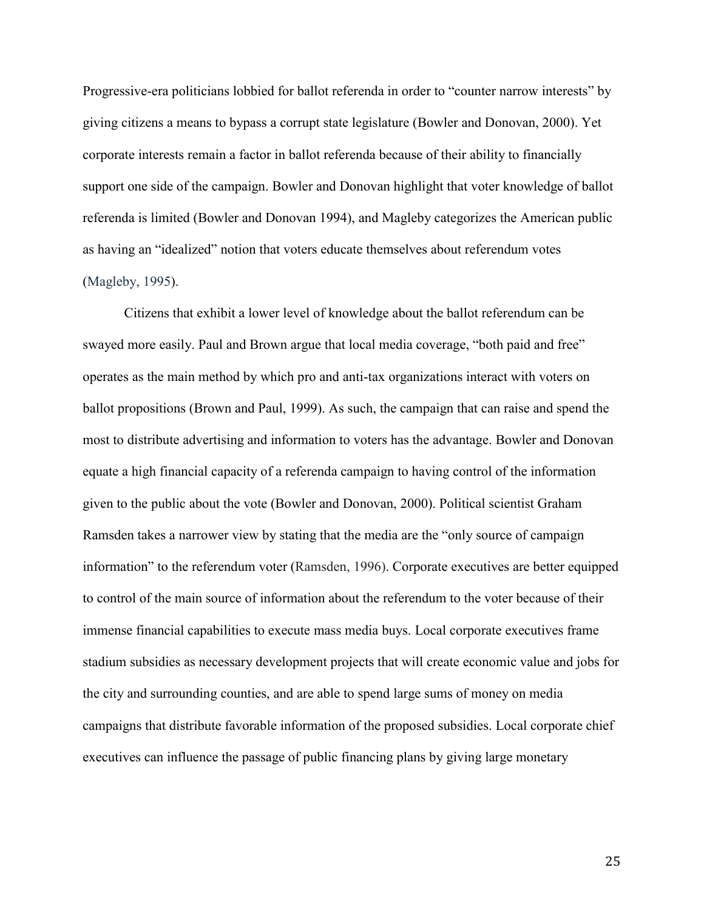Progressive-era politicians lobbied for ballot referenda in order to "counter narrow interests" by giving citizens a means to bypass a corrupt state legislature (Bowler and Donovan, 2000). Yet corporate interests remain a factor in ballot referenda because of their ability to financially support one side of the campaign. Bowler and Donovan highlight that voter knowledge of ballot referenda is limited (Bowler and Donovan 1994), and Magleby categorizes the American public as having an "idealized" notion that voters educate themselves about referendum votes (Magleby, 1995).

Citizens that exhibit a lower level of knowledge about the ballot referendum can be swayed more easily. Paul and Brown argue that local media coverage, "both paid and free" operates as the main method by which pro and anti-tax organizations interact with voters on ballot propositions (Brown and Paul, 1999). As such, the campaign that can raise and spend the most to distribute advertising and information to voters has the advantage. Bowler and Donovan equate a high financial capacity of a referenda campaign to having control of the information given to the public about the vote (Bowler and Donovan, 2000). Political scientist Graham Ramsden takes a narrower view by stating that the media are the "only source of campaign information" to the referendum voter (Ramsden, 1996). Corporate executives are better equipped to control of the main source of information about the referendum to the voter because of their immense financial capabilities to execute mass media buys. Local corporate executives frame stadium subsidies as necessary development projects that will create economic value and jobs for the city and surrounding counties, and are able to spend large sums of money on media campaigns that distribute favorable information of the proposed subsidies. Local corporate chief executives can influence the passage of public financing plans by giving large monetary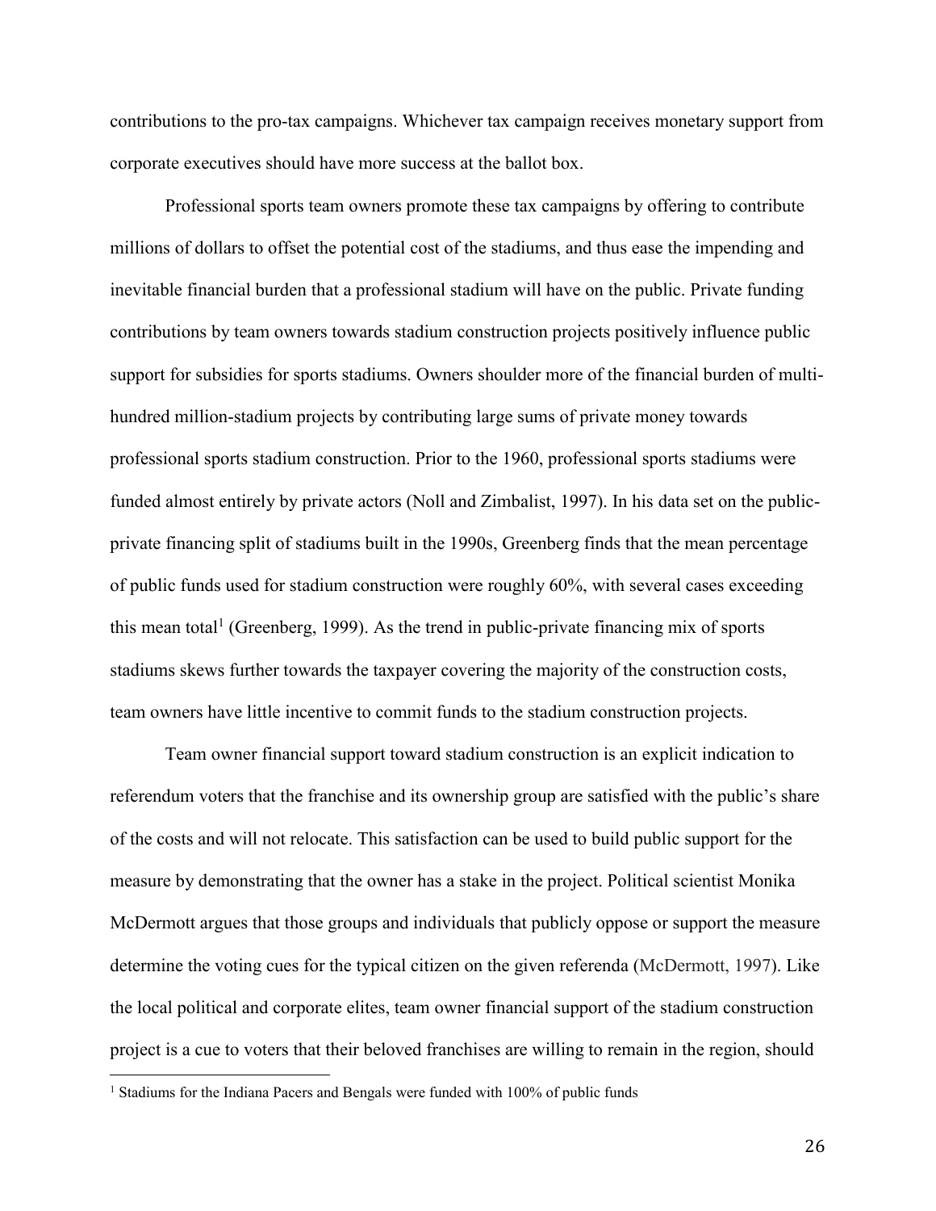contributions to the pro-tax campaigns. Whichever tax campaign receives monetary support from corporate executives should have more success at the ballot box.

Professional sports team owners promote these tax campaigns by offering to contribute millions of dollars to offset the potential cost of the stadiums, and thus ease the impending and inevitable financial burden that a professional stadium will have on the public. Private funding contributions by team owners towards stadium construction projects positively influence public support for subsidies for sports stadiums. Owners shoulder more of the financial burden of multi-hundred million-stadium projects by contributing large sums of private money towards professional sports stadium construction. Prior to the 1960, professional sports stadiums were funded almost entirely by private actors (Noll and Zimbalist, 1997). In his data set on the public-private financing split of stadiums built in the 1990s, Greenberg finds that the mean percentage of public funds used for stadium construction were roughly 60%, with several cases exceeding this mean total[1] (Greenberg, 1999). As the trend in public-private financing mix of sports stadiums skews further towards the taxpayer covering the majority of the construction costs, team owners have little incentive to commit funds to the stadium construction projects.

Team owner financial support toward stadium construction is an explicit indication to referendum voters that the franchise and its ownership group are satisfied with the public's share of the costs and will not relocate. This satisfaction can be used to build public support for the measure by demonstrating that the owner has a stake in the project. Political scientist Monika McDermott argues that those groups and individuals that publicly oppose or support the measure determine the voting cues for the typical citizen on the given referenda (McDermott, 1997). Like the local political and corporate elites, team owner financial support of the stadium construction project is a cue to voters that their beloved franchises are willing to remain in the region, should

[1] Stadiums for the Indiana Pacers and Bengals were funded with 100% of public funds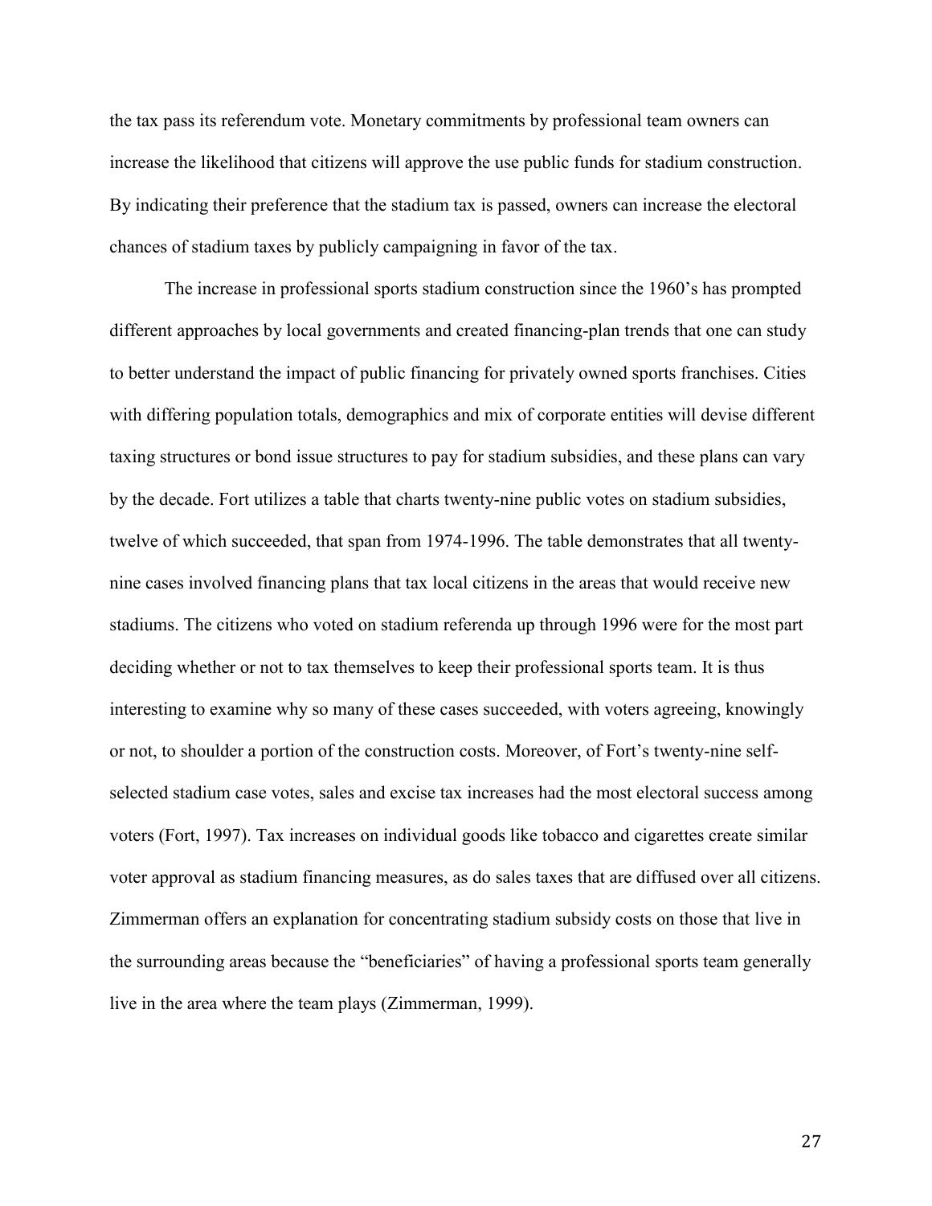the tax pass its referendum vote. Monetary commitments by professional team owners can increase the likelihood that citizens will approve the use public funds for stadium construction. By indicating their preference that the stadium tax is passed, owners can increase the electoral chances of stadium taxes by publicly campaigning in favor of the tax.

The increase in professional sports stadium construction since the 1960's has prompted different approaches by local governments and created financing-plan trends that one can study to better understand the impact of public financing for privately owned sports franchises. Cities with differing population totals, demographics and mix of corporate entities will devise different taxing structures or bond issue structures to pay for stadium subsidies, and these plans can vary by the decade. Fort utilizes a table that charts twenty-nine public votes on stadium subsidies, twelve of which succeeded, that span from 1974-1996. The table demonstrates that all twenty-nine cases involved financing plans that tax local citizens in the areas that would receive new stadiums. The citizens who voted on stadium referenda up through 1996 were for the most part deciding whether or not to tax themselves to keep their professional sports team. It is thus interesting to examine why so many of these cases succeeded, with voters agreeing, knowingly or not, to shoulder a portion of the construction costs. Moreover, of Fort's twenty-nine self-selected stadium case votes, sales and excise tax increases had the most electoral success among voters (Fort, 1997). Tax increases on individual goods like tobacco and cigarettes create similar voter approval as stadium financing measures, as do sales taxes that are diffused over all citizens. Zimmerman offers an explanation for concentrating stadium subsidy costs on those that live in the surrounding areas because the "beneficiaries" of having a professional sports team generally live in the area where the team plays (Zimmerman, 1999).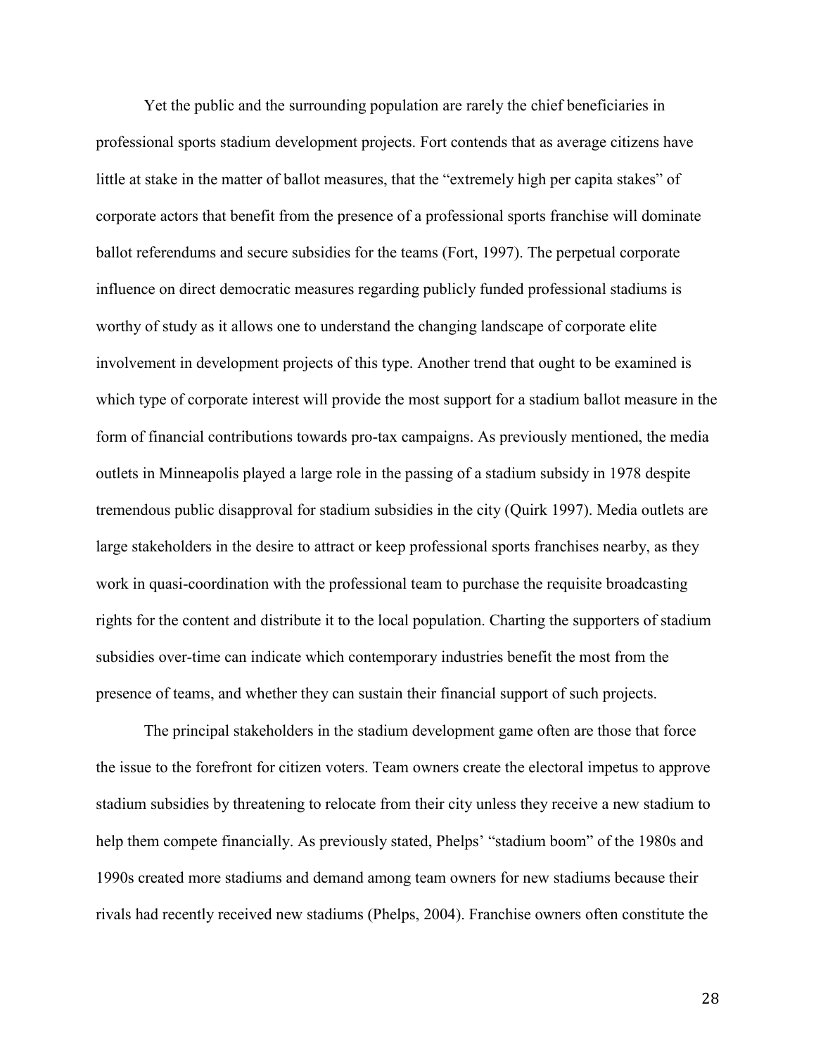Yet the public and the surrounding population are rarely the chief beneficiaries in professional sports stadium development projects. Fort contends that as average citizens have little at stake in the matter of ballot measures, that the "extremely high per capita stakes" of corporate actors that benefit from the presence of a professional sports franchise will dominate ballot referendums and secure subsidies for the teams (Fort, 1997). The perpetual corporate influence on direct democratic measures regarding publicly funded professional stadiums is worthy of study as it allows one to understand the changing landscape of corporate elite involvement in development projects of this type. Another trend that ought to be examined is which type of corporate interest will provide the most support for a stadium ballot measure in the form of financial contributions towards pro-tax campaigns. As previously mentioned, the media outlets in Minneapolis played a large role in the passing of a stadium subsidy in 1978 despite tremendous public disapproval for stadium subsidies in the city (Quirk 1997). Media outlets are large stakeholders in the desire to attract or keep professional sports franchises nearby, as they work in quasi-coordination with the professional team to purchase the requisite broadcasting rights for the content and distribute it to the local population. Charting the supporters of stadium subsidies over-time can indicate which contemporary industries benefit the most from the presence of teams, and whether they can sustain their financial support of such projects.

The principal stakeholders in the stadium development game often are those that force the issue to the forefront for citizen voters. Team owners create the electoral impetus to approve stadium subsidies by threatening to relocate from their city unless they receive a new stadium to help them compete financially. As previously stated, Phelps' "stadium boom" of the 1980s and 1990s created more stadiums and demand among team owners for new stadiums because their rivals had recently received new stadiums (Phelps, 2004). Franchise owners often constitute the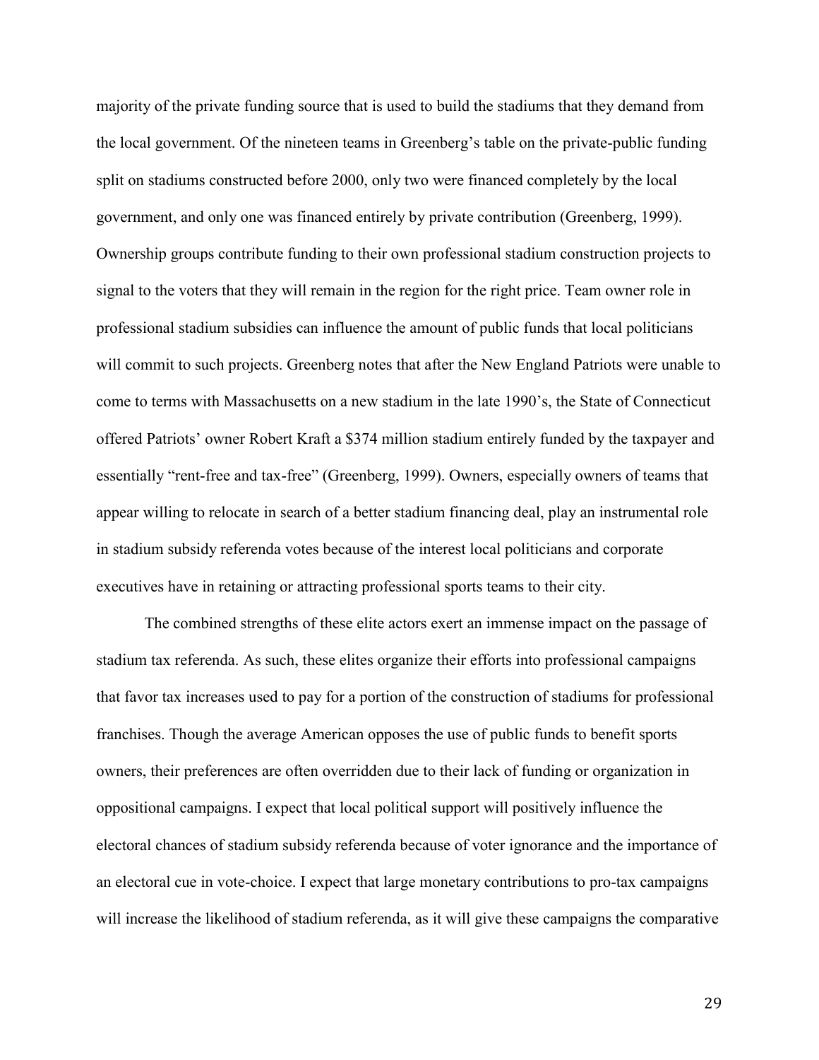majority of the private funding source that is used to build the stadiums that they demand from the local government. Of the nineteen teams in Greenberg's table on the private-public funding split on stadiums constructed before 2000, only two were financed completely by the local government, and only one was financed entirely by private contribution (Greenberg, 1999). Ownership groups contribute funding to their own professional stadium construction projects to signal to the voters that they will remain in the region for the right price. Team owner role in professional stadium subsidies can influence the amount of public funds that local politicians will commit to such projects. Greenberg notes that after the New England Patriots were unable to come to terms with Massachusetts on a new stadium in the late 1990's, the State of Connecticut offered Patriots' owner Robert Kraft a $374 million stadium entirely funded by the taxpayer and essentially "rent-free and tax-free" (Greenberg, 1999). Owners, especially owners of teams that appear willing to relocate in search of a better stadium financing deal, play an instrumental role in stadium subsidy referenda votes because of the interest local politicians and corporate executives have in retaining or attracting professional sports teams to their city.

The combined strengths of these elite actors exert an immense impact on the passage of stadium tax referenda. As such, these elites organize their efforts into professional campaigns that favor tax increases used to pay for a portion of the construction of stadiums for professional franchises. Though the average American opposes the use of public funds to benefit sports owners, their preferences are often overridden due to their lack of funding or organization in oppositional campaigns. I expect that local political support will positively influence the electoral chances of stadium subsidy referenda because of voter ignorance and the importance of an electoral cue in vote-choice. I expect that large monetary contributions to pro-tax campaigns will increase the likelihood of stadium referenda, as it will give these campaigns the comparative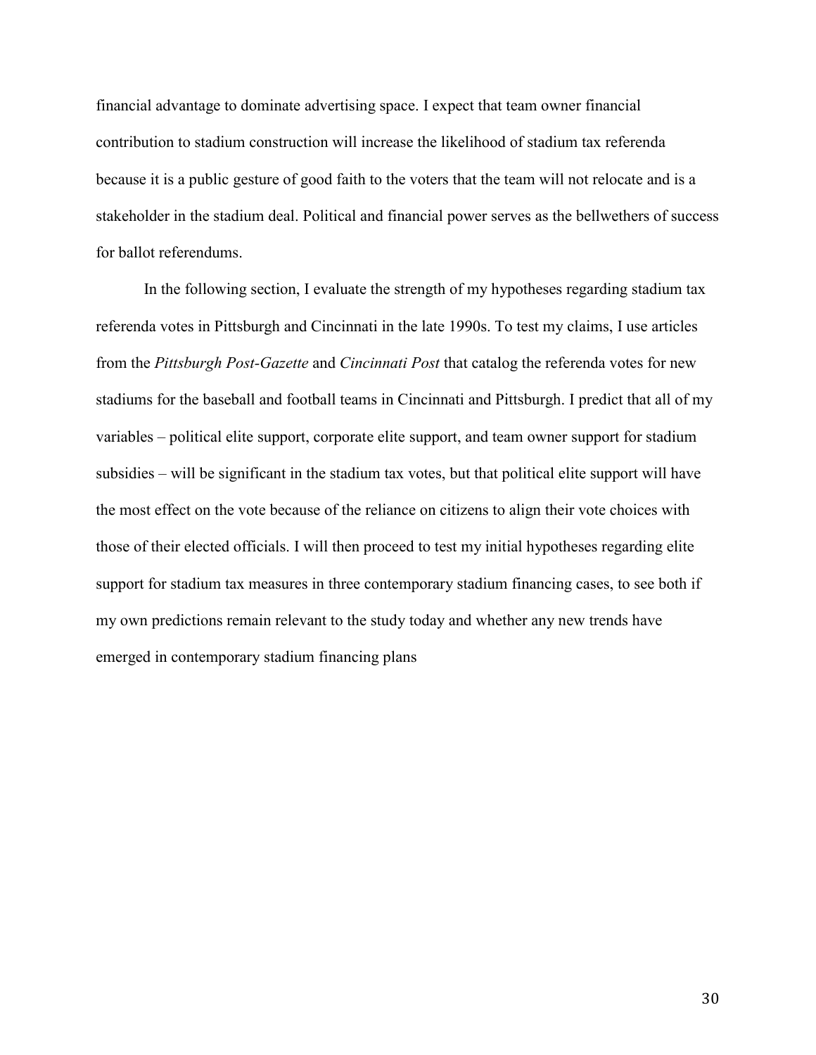financial advantage to dominate advertising space. I expect that team owner financial contribution to stadium construction will increase the likelihood of stadium tax referenda because it is a public gesture of good faith to the voters that the team will not relocate and is a stakeholder in the stadium deal. Political and financial power serves as the bellwethers of success for ballot referendums.

In the following section, I evaluate the strength of my hypotheses regarding stadium tax referenda votes in Pittsburgh and Cincinnati in the late 1990s. To test my claims, I use articles from the *Pittsburgh Post-Gazette* and *Cincinnati Post* that catalog the referenda votes for new stadiums for the baseball and football teams in Cincinnati and Pittsburgh. I predict that all of my variables – political elite support, corporate elite support, and team owner support for stadium subsidies – will be significant in the stadium tax votes, but that political elite support will have the most effect on the vote because of the reliance on citizens to align their vote choices with those of their elected officials. I will then proceed to test my initial hypotheses regarding elite support for stadium tax measures in three contemporary stadium financing cases, to see both if my own predictions remain relevant to the study today and whether any new trends have emerged in contemporary stadium financing plans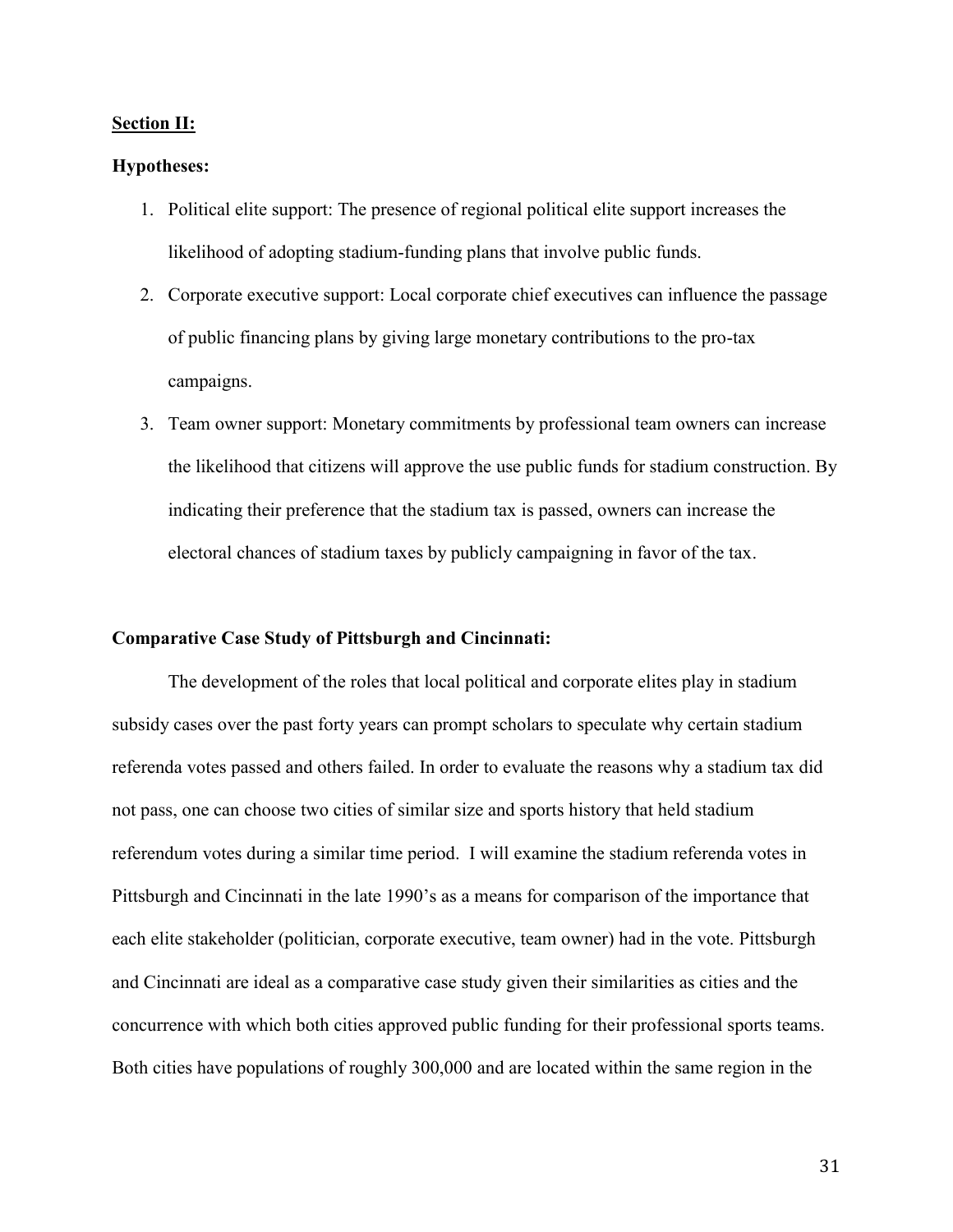**Section II:**

**Hypotheses:**

1. Political elite support: The presence of regional political elite support increases the likelihood of adopting stadium-funding plans that involve public funds.
2. Corporate executive support: Local corporate chief executives can influence the passage of public financing plans by giving large monetary contributions to the pro-tax campaigns.
3. Team owner support: Monetary commitments by professional team owners can increase the likelihood that citizens will approve the use public funds for stadium construction. By indicating their preference that the stadium tax is passed, owners can increase the electoral chances of stadium taxes by publicly campaigning in favor of the tax.

**Comparative Case Study of Pittsburgh and Cincinnati:**

The development of the roles that local political and corporate elites play in stadium subsidy cases over the past forty years can prompt scholars to speculate why certain stadium referenda votes passed and others failed. In order to evaluate the reasons why a stadium tax did not pass, one can choose two cities of similar size and sports history that held stadium referendum votes during a similar time period. I will examine the stadium referenda votes in Pittsburgh and Cincinnati in the late 1990's as a means for comparison of the importance that each elite stakeholder (politician, corporate executive, team owner) had in the vote. Pittsburgh and Cincinnati are ideal as a comparative case study given their similarities as cities and the concurrence with which both cities approved public funding for their professional sports teams. Both cities have populations of roughly 300,000 and are located within the same region in the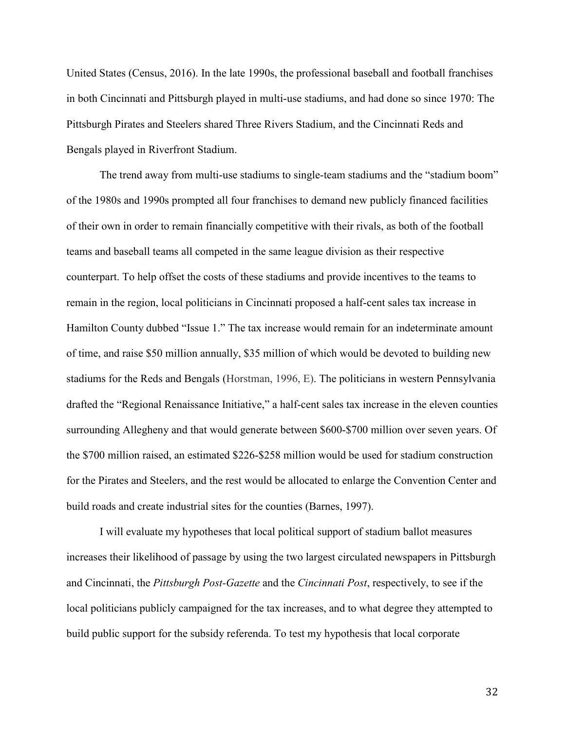United States (Census, 2016). In the late 1990s, the professional baseball and football franchises in both Cincinnati and Pittsburgh played in multi-use stadiums, and had done so since 1970: The Pittsburgh Pirates and Steelers shared Three Rivers Stadium, and the Cincinnati Reds and Bengals played in Riverfront Stadium.

The trend away from multi-use stadiums to single-team stadiums and the "stadium boom" of the 1980s and 1990s prompted all four franchises to demand new publicly financed facilities of their own in order to remain financially competitive with their rivals, as both of the football teams and baseball teams all competed in the same league division as their respective counterpart. To help offset the costs of these stadiums and provide incentives to the teams to remain in the region, local politicians in Cincinnati proposed a half-cent sales tax increase in Hamilton County dubbed "Issue 1." The tax increase would remain for an indeterminate amount of time, and raise $50 million annually, $35 million of which would be devoted to building new stadiums for the Reds and Bengals (Horstman, 1996, E). The politicians in western Pennsylvania drafted the "Regional Renaissance Initiative," a half-cent sales tax increase in the eleven counties surrounding Allegheny and that would generate between $600-$700 million over seven years. Of the $700 million raised, an estimated $226-$258 million would be used for stadium construction for the Pirates and Steelers, and the rest would be allocated to enlarge the Convention Center and build roads and create industrial sites for the counties (Barnes, 1997).

I will evaluate my hypotheses that local political support of stadium ballot measures increases their likelihood of passage by using the two largest circulated newspapers in Pittsburgh and Cincinnati, the *Pittsburgh Post-Gazette* and the *Cincinnati Post*, respectively, to see if the local politicians publicly campaigned for the tax increases, and to what degree they attempted to build public support for the subsidy referenda. To test my hypothesis that local corporate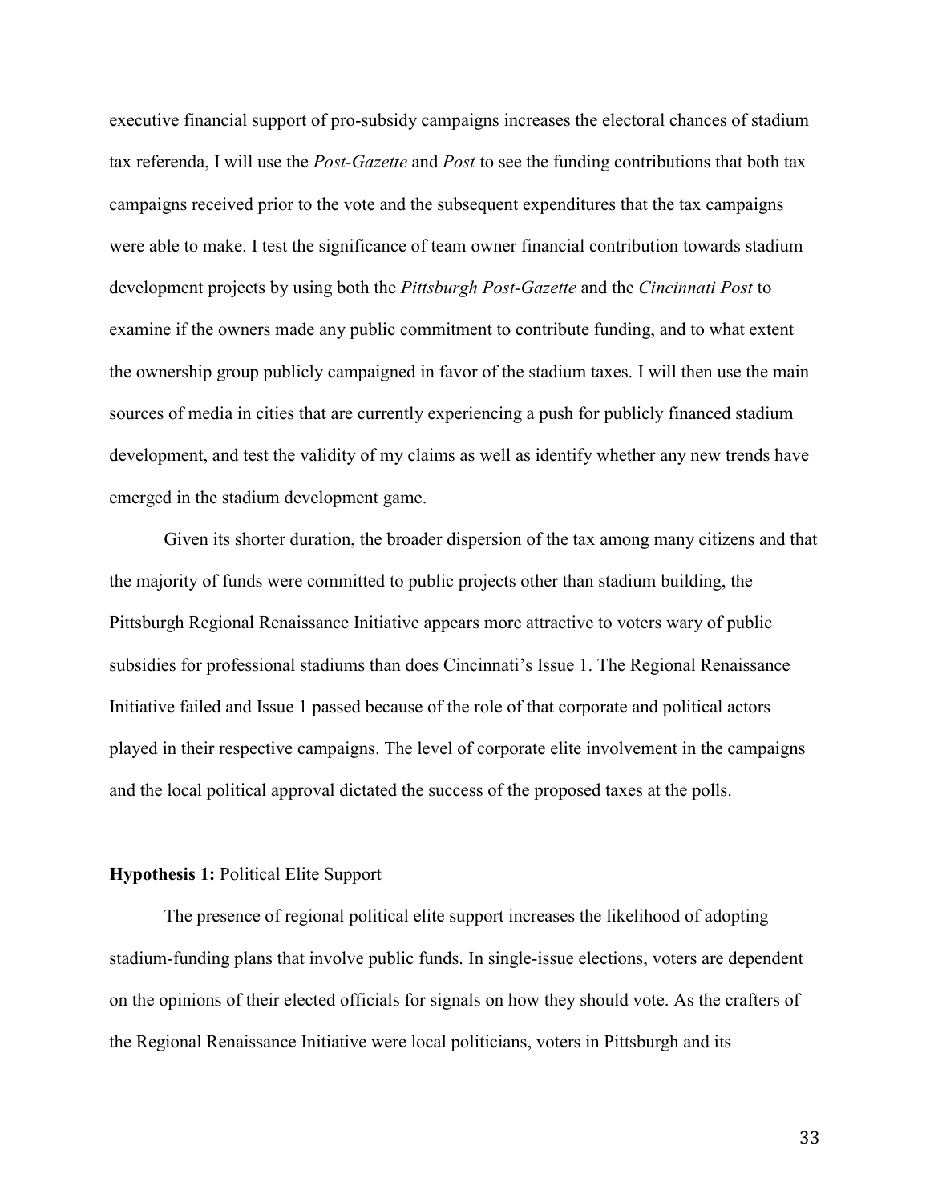executive financial support of pro-subsidy campaigns increases the electoral chances of stadium tax referenda, I will use the *Post-Gazette* and *Post* to see the funding contributions that both tax campaigns received prior to the vote and the subsequent expenditures that the tax campaigns were able to make. I test the significance of team owner financial contribution towards stadium development projects by using both the *Pittsburgh Post-Gazette* and the *Cincinnati Post* to examine if the owners made any public commitment to contribute funding, and to what extent the ownership group publicly campaigned in favor of the stadium taxes. I will then use the main sources of media in cities that are currently experiencing a push for publicly financed stadium development, and test the validity of my claims as well as identify whether any new trends have emerged in the stadium development game.

Given its shorter duration, the broader dispersion of the tax among many citizens and that the majority of funds were committed to public projects other than stadium building, the Pittsburgh Regional Renaissance Initiative appears more attractive to voters wary of public subsidies for professional stadiums than does Cincinnati's Issue 1. The Regional Renaissance Initiative failed and Issue 1 passed because of the role of that corporate and political actors played in their respective campaigns. The level of corporate elite involvement in the campaigns and the local political approval dictated the success of the proposed taxes at the polls.

**Hypothesis 1:** Political Elite Support

The presence of regional political elite support increases the likelihood of adopting stadium-funding plans that involve public funds. In single-issue elections, voters are dependent on the opinions of their elected officials for signals on how they should vote. As the crafters of the Regional Renaissance Initiative were local politicians, voters in Pittsburgh and its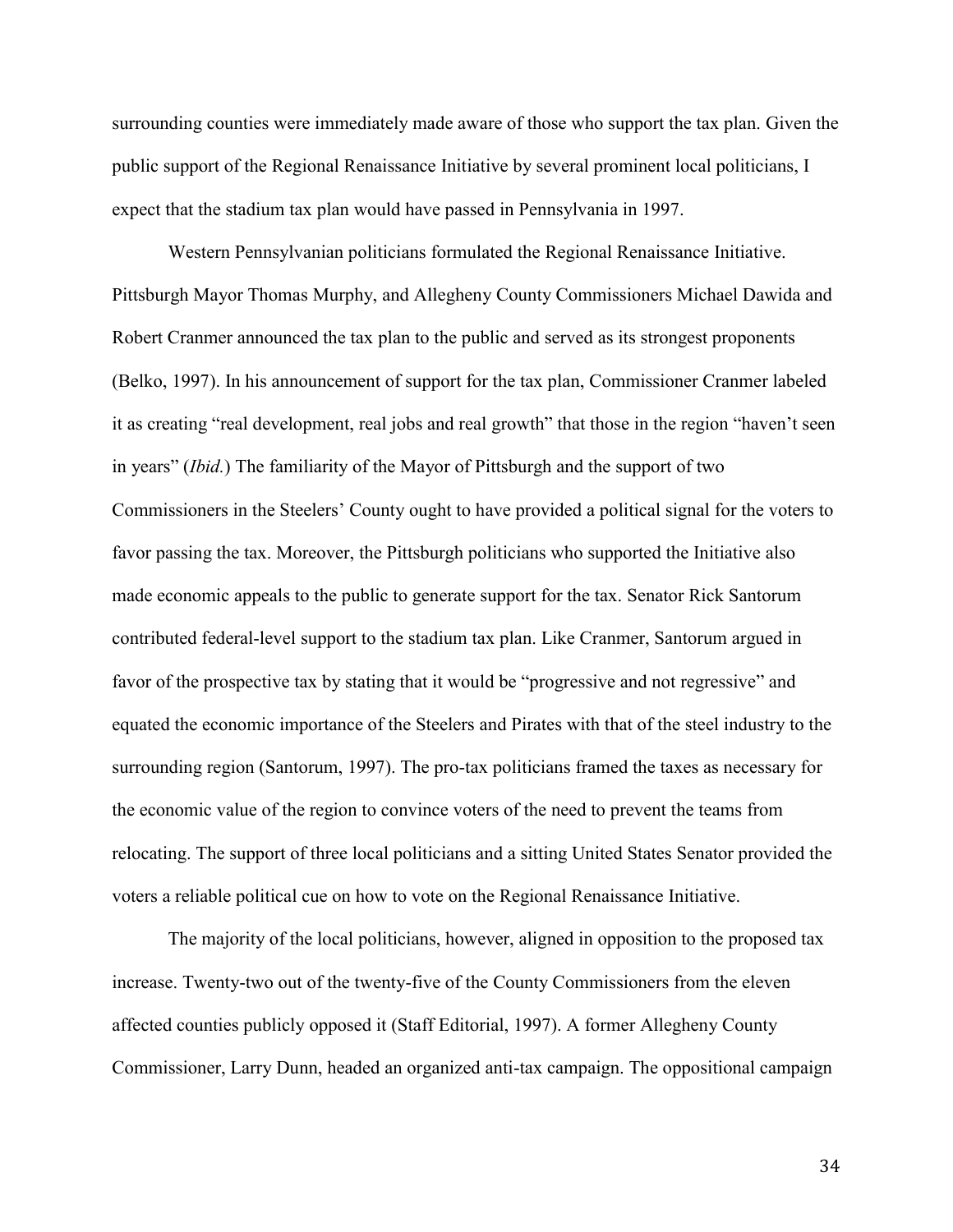surrounding counties were immediately made aware of those who support the tax plan. Given the public support of the Regional Renaissance Initiative by several prominent local politicians, I expect that the stadium tax plan would have passed in Pennsylvania in 1997.

Western Pennsylvanian politicians formulated the Regional Renaissance Initiative. Pittsburgh Mayor Thomas Murphy, and Allegheny County Commissioners Michael Dawida and Robert Cranmer announced the tax plan to the public and served as its strongest proponents (Belko, 1997). In his announcement of support for the tax plan, Commissioner Cranmer labeled it as creating "real development, real jobs and real growth" that those in the region "haven't seen in years" (*Ibid.*) The familiarity of the Mayor of Pittsburgh and the support of two Commissioners in the Steelers' County ought to have provided a political signal for the voters to favor passing the tax. Moreover, the Pittsburgh politicians who supported the Initiative also made economic appeals to the public to generate support for the tax. Senator Rick Santorum contributed federal-level support to the stadium tax plan. Like Cranmer, Santorum argued in favor of the prospective tax by stating that it would be "progressive and not regressive" and equated the economic importance of the Steelers and Pirates with that of the steel industry to the surrounding region (Santorum, 1997). The pro-tax politicians framed the taxes as necessary for the economic value of the region to convince voters of the need to prevent the teams from relocating. The support of three local politicians and a sitting United States Senator provided the voters a reliable political cue on how to vote on the Regional Renaissance Initiative.

The majority of the local politicians, however, aligned in opposition to the proposed tax increase. Twenty-two out of the twenty-five of the County Commissioners from the eleven affected counties publicly opposed it (Staff Editorial, 1997). A former Allegheny County Commissioner, Larry Dunn, headed an organized anti-tax campaign. The oppositional campaign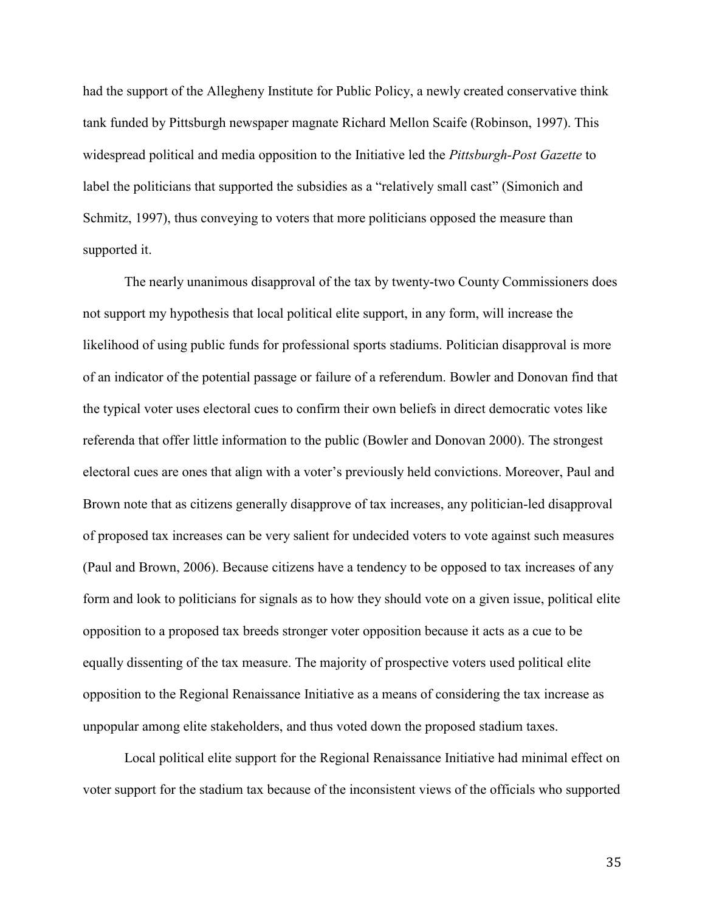had the support of the Allegheny Institute for Public Policy, a newly created conservative think tank funded by Pittsburgh newspaper magnate Richard Mellon Scaife (Robinson, 1997). This widespread political and media opposition to the Initiative led the *Pittsburgh-Post Gazette* to label the politicians that supported the subsidies as a "relatively small cast" (Simonich and Schmitz, 1997), thus conveying to voters that more politicians opposed the measure than supported it.

The nearly unanimous disapproval of the tax by twenty-two County Commissioners does not support my hypothesis that local political elite support, in any form, will increase the likelihood of using public funds for professional sports stadiums. Politician disapproval is more of an indicator of the potential passage or failure of a referendum. Bowler and Donovan find that the typical voter uses electoral cues to confirm their own beliefs in direct democratic votes like referenda that offer little information to the public (Bowler and Donovan 2000). The strongest electoral cues are ones that align with a voter's previously held convictions. Moreover, Paul and Brown note that as citizens generally disapprove of tax increases, any politician-led disapproval of proposed tax increases can be very salient for undecided voters to vote against such measures (Paul and Brown, 2006). Because citizens have a tendency to be opposed to tax increases of any form and look to politicians for signals as to how they should vote on a given issue, political elite opposition to a proposed tax breeds stronger voter opposition because it acts as a cue to be equally dissenting of the tax measure. The majority of prospective voters used political elite opposition to the Regional Renaissance Initiative as a means of considering the tax increase as unpopular among elite stakeholders, and thus voted down the proposed stadium taxes.

Local political elite support for the Regional Renaissance Initiative had minimal effect on voter support for the stadium tax because of the inconsistent views of the officials who supported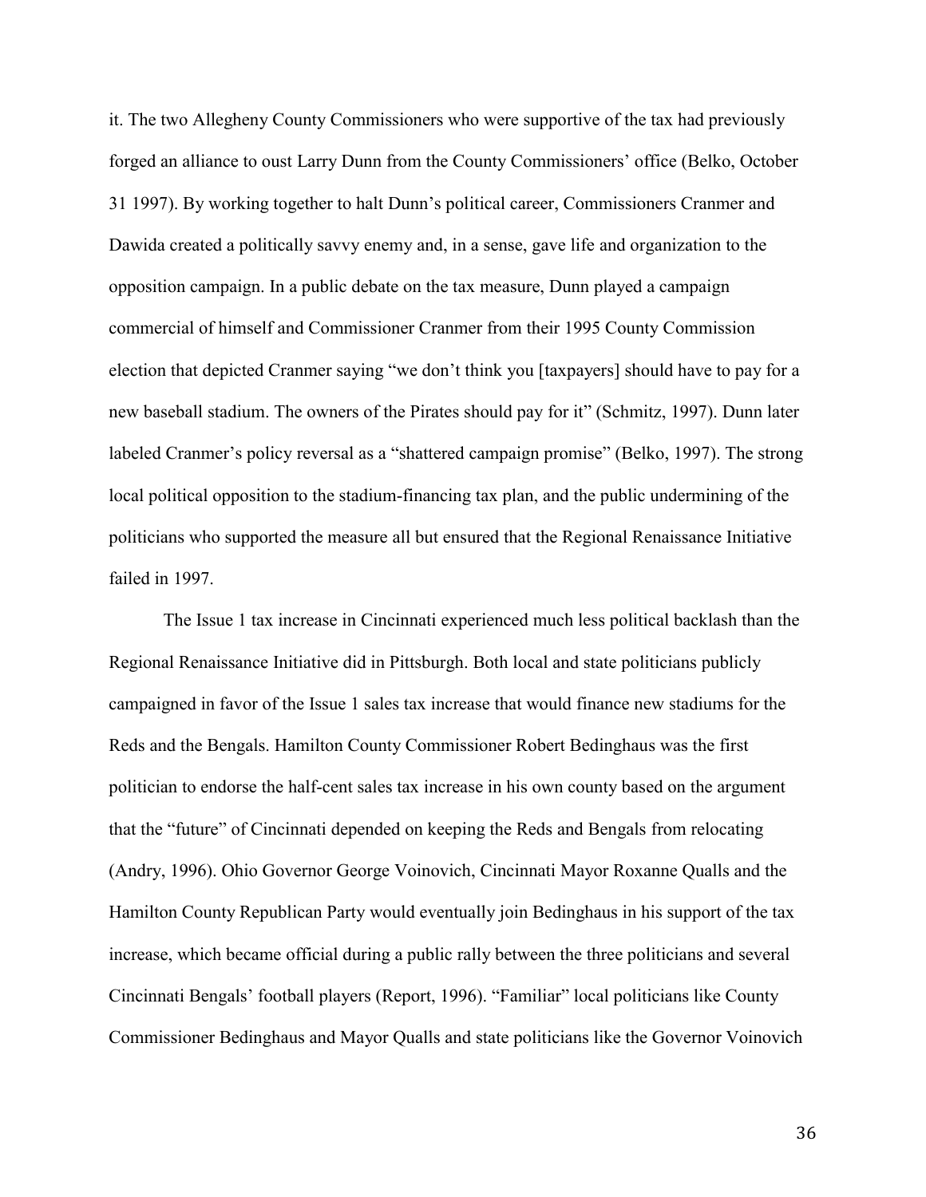it. The two Allegheny County Commissioners who were supportive of the tax had previously forged an alliance to oust Larry Dunn from the County Commissioners' office (Belko, October 31 1997). By working together to halt Dunn's political career, Commissioners Cranmer and Dawida created a politically savvy enemy and, in a sense, gave life and organization to the opposition campaign. In a public debate on the tax measure, Dunn played a campaign commercial of himself and Commissioner Cranmer from their 1995 County Commission election that depicted Cranmer saying "we don't think you [taxpayers] should have to pay for a new baseball stadium. The owners of the Pirates should pay for it" (Schmitz, 1997). Dunn later labeled Cranmer's policy reversal as a "shattered campaign promise" (Belko, 1997). The strong local political opposition to the stadium-financing tax plan, and the public undermining of the politicians who supported the measure all but ensured that the Regional Renaissance Initiative failed in 1997.

The Issue 1 tax increase in Cincinnati experienced much less political backlash than the Regional Renaissance Initiative did in Pittsburgh. Both local and state politicians publicly campaigned in favor of the Issue 1 sales tax increase that would finance new stadiums for the Reds and the Bengals. Hamilton County Commissioner Robert Bedinghaus was the first politician to endorse the half-cent sales tax increase in his own county based on the argument that the "future" of Cincinnati depended on keeping the Reds and Bengals from relocating (Andry, 1996). Ohio Governor George Voinovich, Cincinnati Mayor Roxanne Qualls and the Hamilton County Republican Party would eventually join Bedinghaus in his support of the tax increase, which became official during a public rally between the three politicians and several Cincinnati Bengals' football players (Report, 1996). "Familiar" local politicians like County Commissioner Bedinghaus and Mayor Qualls and state politicians like the Governor Voinovich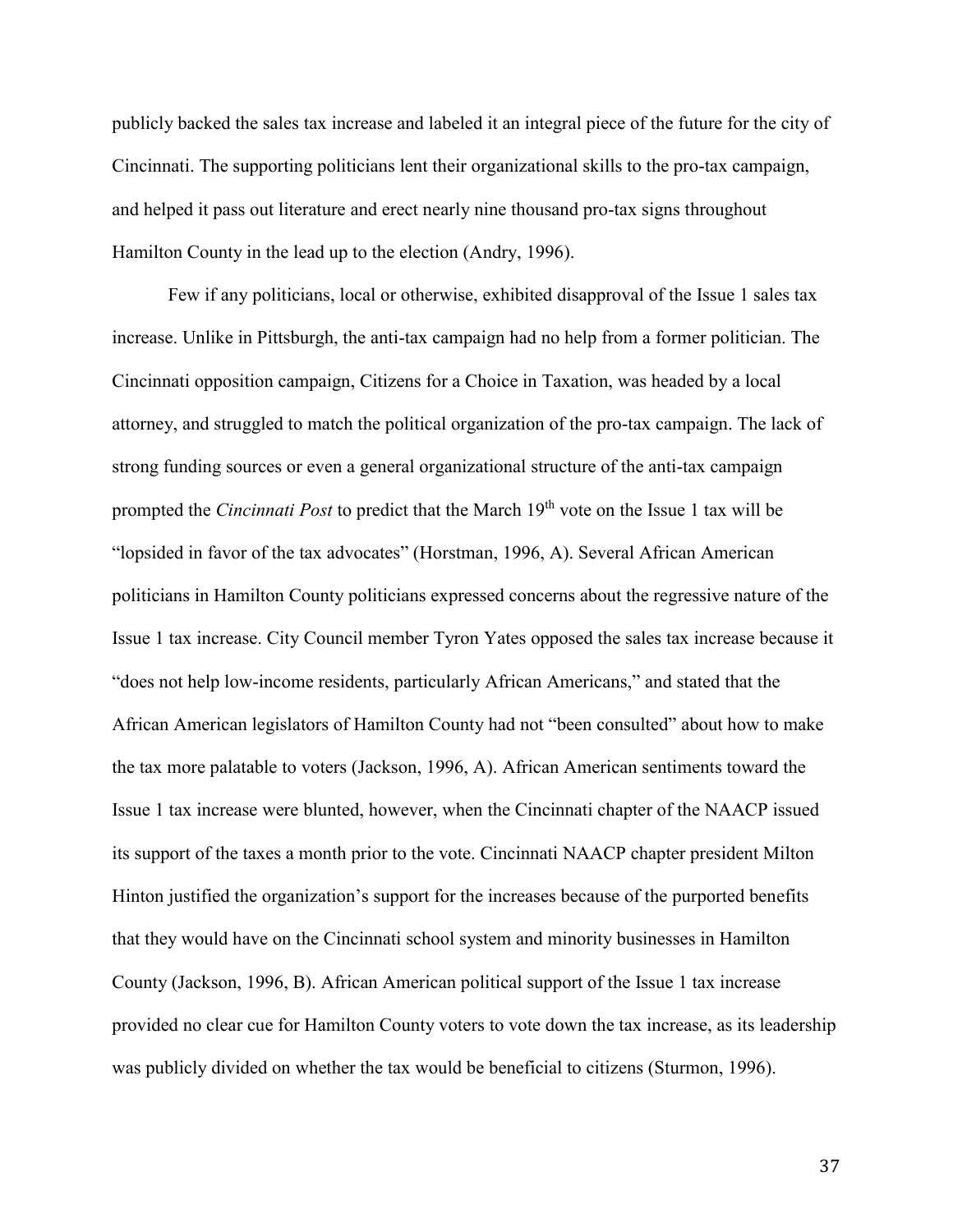publicly backed the sales tax increase and labeled it an integral piece of the future for the city of Cincinnati. The supporting politicians lent their organizational skills to the pro-tax campaign, and helped it pass out literature and erect nearly nine thousand pro-tax signs throughout Hamilton County in the lead up to the election (Andry, 1996).

Few if any politicians, local or otherwise, exhibited disapproval of the Issue 1 sales tax increase. Unlike in Pittsburgh, the anti-tax campaign had no help from a former politician. The Cincinnati opposition campaign, Citizens for a Choice in Taxation, was headed by a local attorney, and struggled to match the political organization of the pro-tax campaign. The lack of strong funding sources or even a general organizational structure of the anti-tax campaign prompted the *Cincinnati Post* to predict that the March 19th vote on the Issue 1 tax will be "lopsided in favor of the tax advocates" (Horstman, 1996, A). Several African American politicians in Hamilton County politicians expressed concerns about the regressive nature of the Issue 1 tax increase. City Council member Tyron Yates opposed the sales tax increase because it "does not help low-income residents, particularly African Americans," and stated that the African American legislators of Hamilton County had not "been consulted" about how to make the tax more palatable to voters (Jackson, 1996, A). African American sentiments toward the Issue 1 tax increase were blunted, however, when the Cincinnati chapter of the NAACP issued its support of the taxes a month prior to the vote. Cincinnati NAACP chapter president Milton Hinton justified the organization's support for the increases because of the purported benefits that they would have on the Cincinnati school system and minority businesses in Hamilton County (Jackson, 1996, B). African American political support of the Issue 1 tax increase provided no clear cue for Hamilton County voters to vote down the tax increase, as its leadership was publicly divided on whether the tax would be beneficial to citizens (Sturmon, 1996).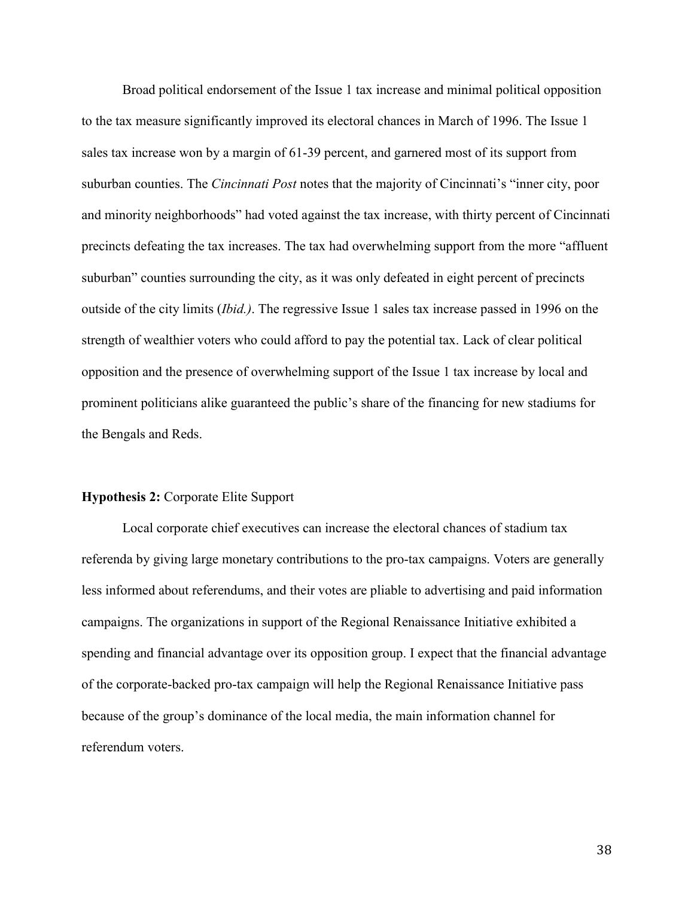Broad political endorsement of the Issue 1 tax increase and minimal political opposition to the tax measure significantly improved its electoral chances in March of 1996. The Issue 1 sales tax increase won by a margin of 61-39 percent, and garnered most of its support from suburban counties. The *Cincinnati Post* notes that the majority of Cincinnati's "inner city, poor and minority neighborhoods" had voted against the tax increase, with thirty percent of Cincinnati precincts defeating the tax increases. The tax had overwhelming support from the more "affluent suburban" counties surrounding the city, as it was only defeated in eight percent of precincts outside of the city limits (*Ibid.)*. The regressive Issue 1 sales tax increase passed in 1996 on the strength of wealthier voters who could afford to pay the potential tax. Lack of clear political opposition and the presence of overwhelming support of the Issue 1 tax increase by local and prominent politicians alike guaranteed the public's share of the financing for new stadiums for the Bengals and Reds.

**Hypothesis 2:** Corporate Elite Support

Local corporate chief executives can increase the electoral chances of stadium tax referenda by giving large monetary contributions to the pro-tax campaigns. Voters are generally less informed about referendums, and their votes are pliable to advertising and paid information campaigns. The organizations in support of the Regional Renaissance Initiative exhibited a spending and financial advantage over its opposition group. I expect that the financial advantage of the corporate-backed pro-tax campaign will help the Regional Renaissance Initiative pass because of the group's dominance of the local media, the main information channel for referendum voters.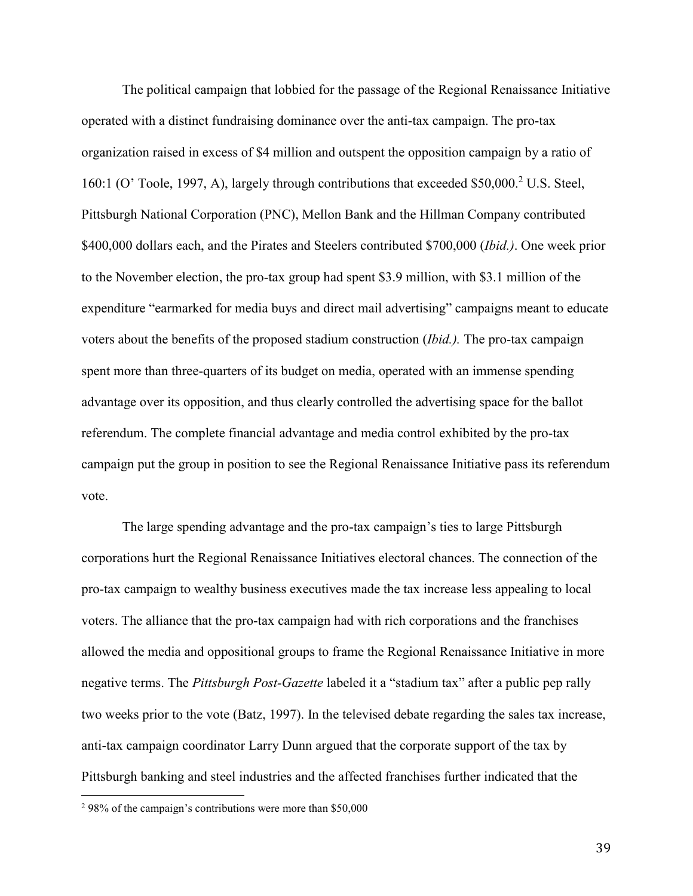The political campaign that lobbied for the passage of the Regional Renaissance Initiative operated with a distinct fundraising dominance over the anti-tax campaign. The pro-tax organization raised in excess of $4 million and outspent the opposition campaign by a ratio of 160:1 (O' Toole, 1997, A), largely through contributions that exceeded $50,000.[2] U.S. Steel, Pittsburgh National Corporation (PNC), Mellon Bank and the Hillman Company contributed $400,000 dollars each, and the Pirates and Steelers contributed $700,000 (*Ibid.)*. One week prior to the November election, the pro-tax group had spent $3.9 million, with $3.1 million of the expenditure "earmarked for media buys and direct mail advertising" campaigns meant to educate voters about the benefits of the proposed stadium construction (*Ibid.).* The pro-tax campaign spent more than three-quarters of its budget on media, operated with an immense spending advantage over its opposition, and thus clearly controlled the advertising space for the ballot referendum. The complete financial advantage and media control exhibited by the pro-tax campaign put the group in position to see the Regional Renaissance Initiative pass its referendum vote.

The large spending advantage and the pro-tax campaign's ties to large Pittsburgh corporations hurt the Regional Renaissance Initiatives electoral chances. The connection of the pro-tax campaign to wealthy business executives made the tax increase less appealing to local voters. The alliance that the pro-tax campaign had with rich corporations and the franchises allowed the media and oppositional groups to frame the Regional Renaissance Initiative in more negative terms. The *Pittsburgh Post-Gazette* labeled it a "stadium tax" after a public pep rally two weeks prior to the vote (Batz, 1997). In the televised debate regarding the sales tax increase, anti-tax campaign coordinator Larry Dunn argued that the corporate support of the tax by Pittsburgh banking and steel industries and the affected franchises further indicated that the

[2] 98% of the campaign's contributions were more than $50,000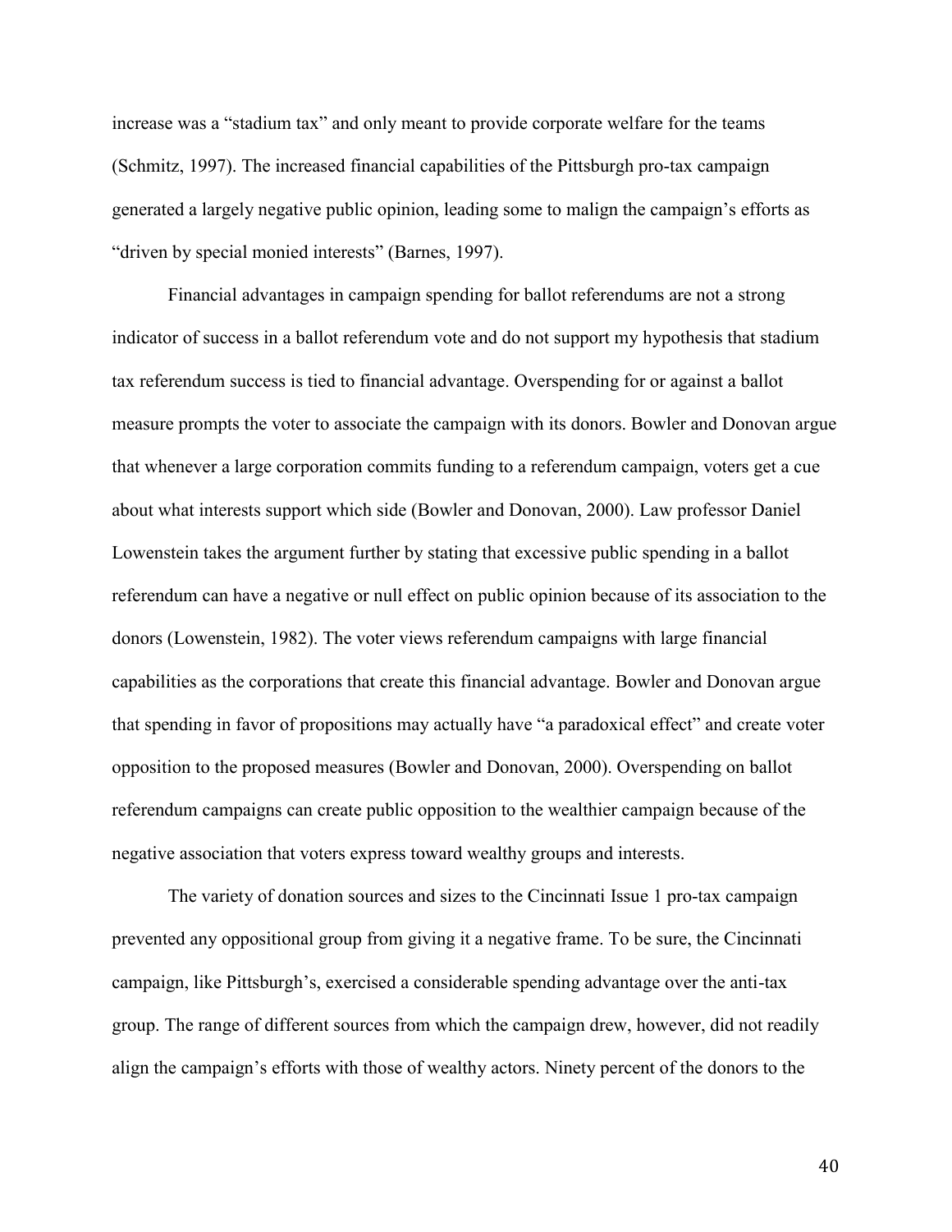increase was a "stadium tax" and only meant to provide corporate welfare for the teams (Schmitz, 1997). The increased financial capabilities of the Pittsburgh pro-tax campaign generated a largely negative public opinion, leading some to malign the campaign's efforts as "driven by special monied interests" (Barnes, 1997).

Financial advantages in campaign spending for ballot referendums are not a strong indicator of success in a ballot referendum vote and do not support my hypothesis that stadium tax referendum success is tied to financial advantage. Overspending for or against a ballot measure prompts the voter to associate the campaign with its donors. Bowler and Donovan argue that whenever a large corporation commits funding to a referendum campaign, voters get a cue about what interests support which side (Bowler and Donovan, 2000). Law professor Daniel Lowenstein takes the argument further by stating that excessive public spending in a ballot referendum can have a negative or null effect on public opinion because of its association to the donors (Lowenstein, 1982). The voter views referendum campaigns with large financial capabilities as the corporations that create this financial advantage. Bowler and Donovan argue that spending in favor of propositions may actually have "a paradoxical effect" and create voter opposition to the proposed measures (Bowler and Donovan, 2000). Overspending on ballot referendum campaigns can create public opposition to the wealthier campaign because of the negative association that voters express toward wealthy groups and interests.

The variety of donation sources and sizes to the Cincinnati Issue 1 pro-tax campaign prevented any oppositional group from giving it a negative frame. To be sure, the Cincinnati campaign, like Pittsburgh's, exercised a considerable spending advantage over the anti-tax group. The range of different sources from which the campaign drew, however, did not readily align the campaign's efforts with those of wealthy actors. Ninety percent of the donors to the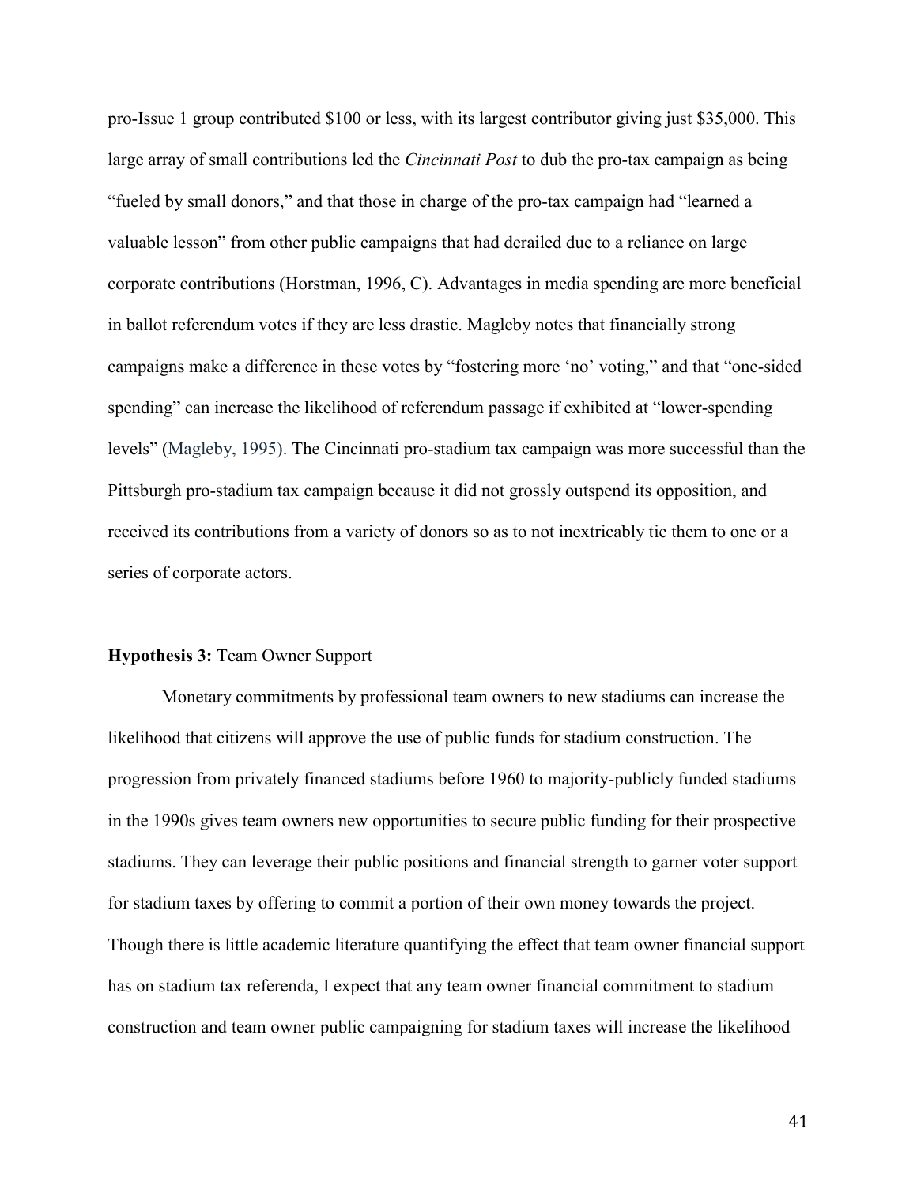pro-Issue 1 group contributed $100 or less, with its largest contributor giving just $35,000. This large array of small contributions led the *Cincinnati Post* to dub the pro-tax campaign as being "fueled by small donors," and that those in charge of the pro-tax campaign had "learned a valuable lesson" from other public campaigns that had derailed due to a reliance on large corporate contributions (Horstman, 1996, C). Advantages in media spending are more beneficial in ballot referendum votes if they are less drastic. Magleby notes that financially strong campaigns make a difference in these votes by "fostering more 'no' voting," and that "one-sided spending" can increase the likelihood of referendum passage if exhibited at "lower-spending levels" (Magleby, 1995). The Cincinnati pro-stadium tax campaign was more successful than the Pittsburgh pro-stadium tax campaign because it did not grossly outspend its opposition, and received its contributions from a variety of donors so as to not inextricably tie them to one or a series of corporate actors.

**Hypothesis 3:** Team Owner Support

Monetary commitments by professional team owners to new stadiums can increase the likelihood that citizens will approve the use of public funds for stadium construction. The progression from privately financed stadiums before 1960 to majority-publicly funded stadiums in the 1990s gives team owners new opportunities to secure public funding for their prospective stadiums. They can leverage their public positions and financial strength to garner voter support for stadium taxes by offering to commit a portion of their own money towards the project. Though there is little academic literature quantifying the effect that team owner financial support has on stadium tax referenda, I expect that any team owner financial commitment to stadium construction and team owner public campaigning for stadium taxes will increase the likelihood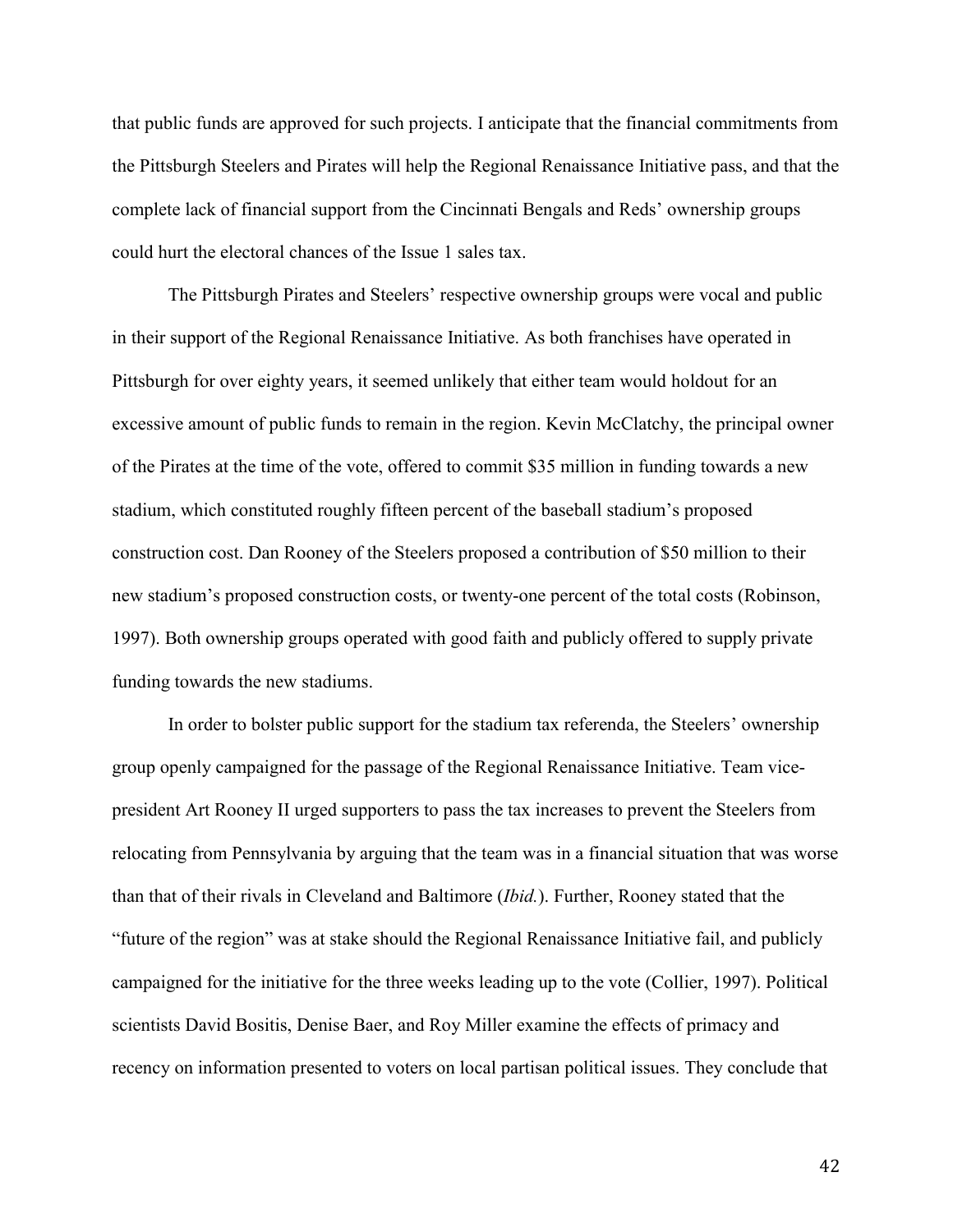that public funds are approved for such projects. I anticipate that the financial commitments from the Pittsburgh Steelers and Pirates will help the Regional Renaissance Initiative pass, and that the complete lack of financial support from the Cincinnati Bengals and Reds' ownership groups could hurt the electoral chances of the Issue 1 sales tax.

The Pittsburgh Pirates and Steelers' respective ownership groups were vocal and public in their support of the Regional Renaissance Initiative. As both franchises have operated in Pittsburgh for over eighty years, it seemed unlikely that either team would holdout for an excessive amount of public funds to remain in the region. Kevin McClatchy, the principal owner of the Pirates at the time of the vote, offered to commit $35 million in funding towards a new stadium, which constituted roughly fifteen percent of the baseball stadium's proposed construction cost. Dan Rooney of the Steelers proposed a contribution of $50 million to their new stadium's proposed construction costs, or twenty-one percent of the total costs (Robinson, 1997). Both ownership groups operated with good faith and publicly offered to supply private funding towards the new stadiums.

In order to bolster public support for the stadium tax referenda, the Steelers' ownership group openly campaigned for the passage of the Regional Renaissance Initiative. Team vice-president Art Rooney II urged supporters to pass the tax increases to prevent the Steelers from relocating from Pennsylvania by arguing that the team was in a financial situation that was worse than that of their rivals in Cleveland and Baltimore (*Ibid.*). Further, Rooney stated that the "future of the region" was at stake should the Regional Renaissance Initiative fail, and publicly campaigned for the initiative for the three weeks leading up to the vote (Collier, 1997). Political scientists David Bositis, Denise Baer, and Roy Miller examine the effects of primacy and recency on information presented to voters on local partisan political issues. They conclude that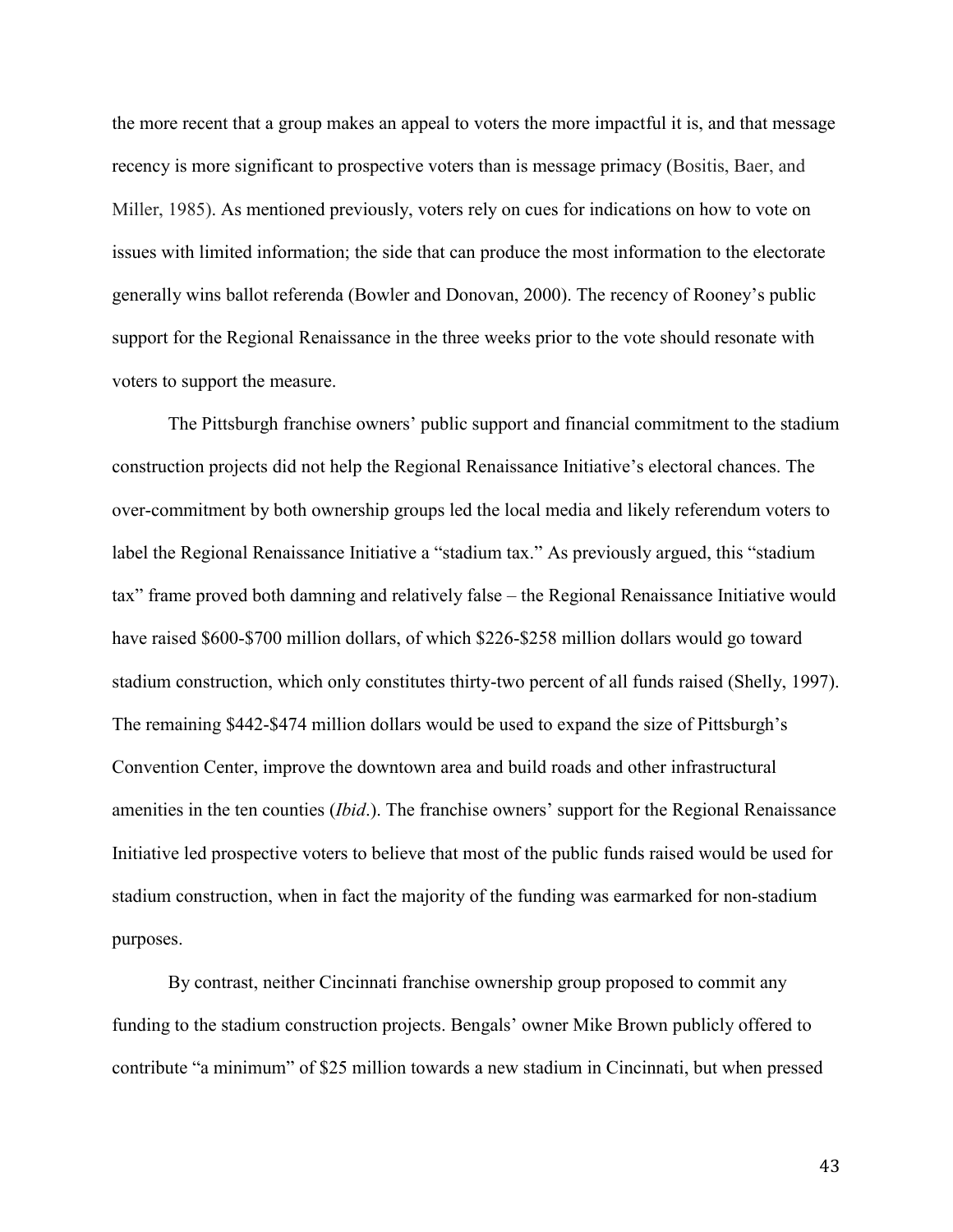the more recent that a group makes an appeal to voters the more impactful it is, and that message recency is more significant to prospective voters than is message primacy (Bositis, Baer, and Miller, 1985). As mentioned previously, voters rely on cues for indications on how to vote on issues with limited information; the side that can produce the most information to the electorate generally wins ballot referenda (Bowler and Donovan, 2000). The recency of Rooney's public support for the Regional Renaissance in the three weeks prior to the vote should resonate with voters to support the measure.

The Pittsburgh franchise owners' public support and financial commitment to the stadium construction projects did not help the Regional Renaissance Initiative's electoral chances. The over-commitment by both ownership groups led the local media and likely referendum voters to label the Regional Renaissance Initiative a "stadium tax." As previously argued, this "stadium tax" frame proved both damning and relatively false – the Regional Renaissance Initiative would have raised $600-$700 million dollars, of which $226-$258 million dollars would go toward stadium construction, which only constitutes thirty-two percent of all funds raised (Shelly, 1997). The remaining $442-$474 million dollars would be used to expand the size of Pittsburgh's Convention Center, improve the downtown area and build roads and other infrastructural amenities in the ten counties (*Ibid*.). The franchise owners' support for the Regional Renaissance Initiative led prospective voters to believe that most of the public funds raised would be used for stadium construction, when in fact the majority of the funding was earmarked for non-stadium purposes.

By contrast, neither Cincinnati franchise ownership group proposed to commit any funding to the stadium construction projects. Bengals' owner Mike Brown publicly offered to contribute "a minimum" of $25 million towards a new stadium in Cincinnati, but when pressed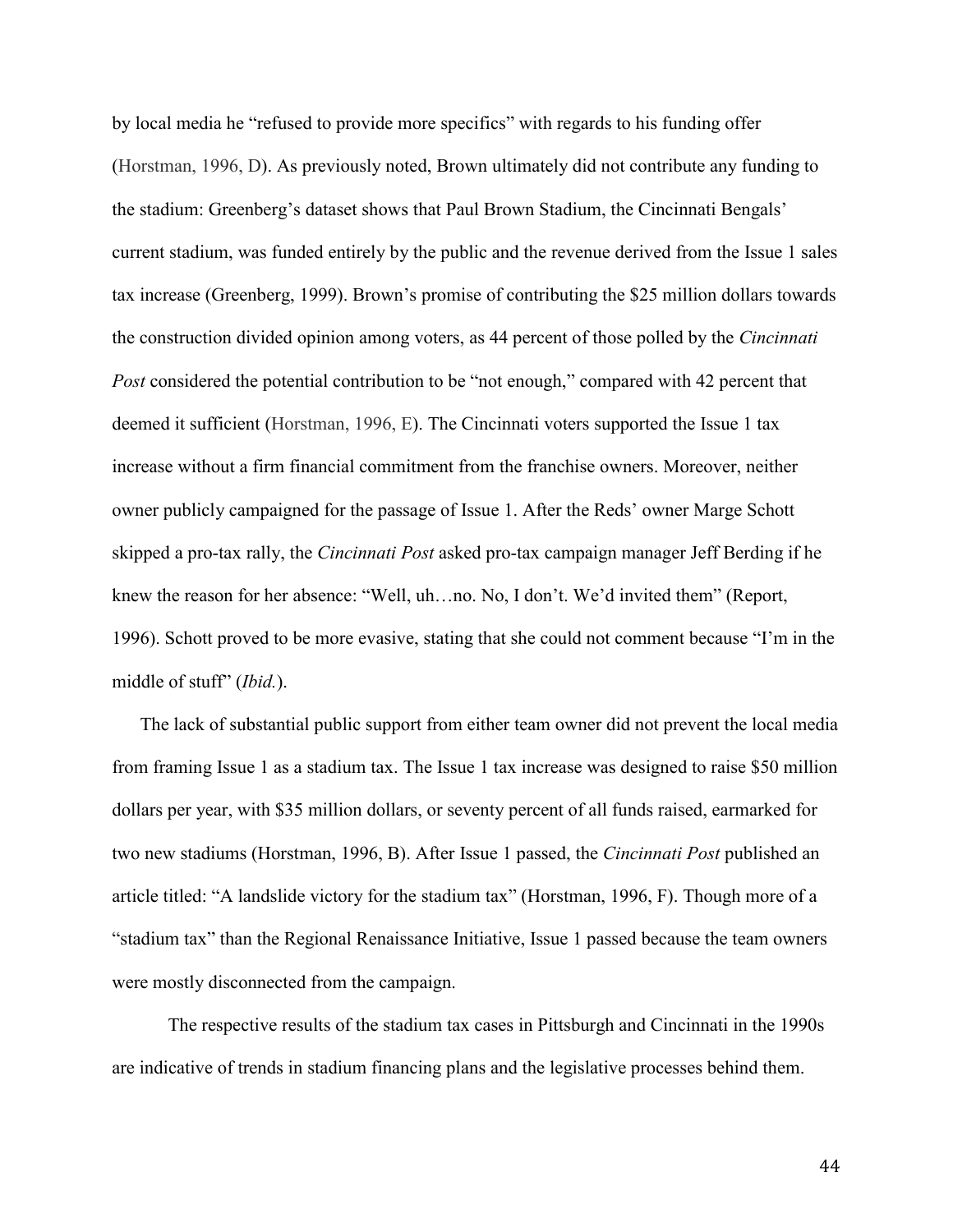by local media he "refused to provide more specifics" with regards to his funding offer (Horstman, 1996, D). As previously noted, Brown ultimately did not contribute any funding to the stadium: Greenberg's dataset shows that Paul Brown Stadium, the Cincinnati Bengals' current stadium, was funded entirely by the public and the revenue derived from the Issue 1 sales tax increase (Greenberg, 1999). Brown's promise of contributing the $25 million dollars towards the construction divided opinion among voters, as 44 percent of those polled by the *Cincinnati Post* considered the potential contribution to be "not enough," compared with 42 percent that deemed it sufficient (Horstman, 1996, E). The Cincinnati voters supported the Issue 1 tax increase without a firm financial commitment from the franchise owners. Moreover, neither owner publicly campaigned for the passage of Issue 1. After the Reds' owner Marge Schott skipped a pro-tax rally, the *Cincinnati Post* asked pro-tax campaign manager Jeff Berding if he knew the reason for her absence: "Well, uh…no. No, I don't. We'd invited them" (Report, 1996). Schott proved to be more evasive, stating that she could not comment because "I'm in the middle of stuff" (*Ibid.*).

The lack of substantial public support from either team owner did not prevent the local media from framing Issue 1 as a stadium tax. The Issue 1 tax increase was designed to raise $50 million dollars per year, with $35 million dollars, or seventy percent of all funds raised, earmarked for two new stadiums (Horstman, 1996, B). After Issue 1 passed, the *Cincinnati Post* published an article titled: "A landslide victory for the stadium tax" (Horstman, 1996, F). Though more of a "stadium tax" than the Regional Renaissance Initiative, Issue 1 passed because the team owners were mostly disconnected from the campaign.

The respective results of the stadium tax cases in Pittsburgh and Cincinnati in the 1990s are indicative of trends in stadium financing plans and the legislative processes behind them.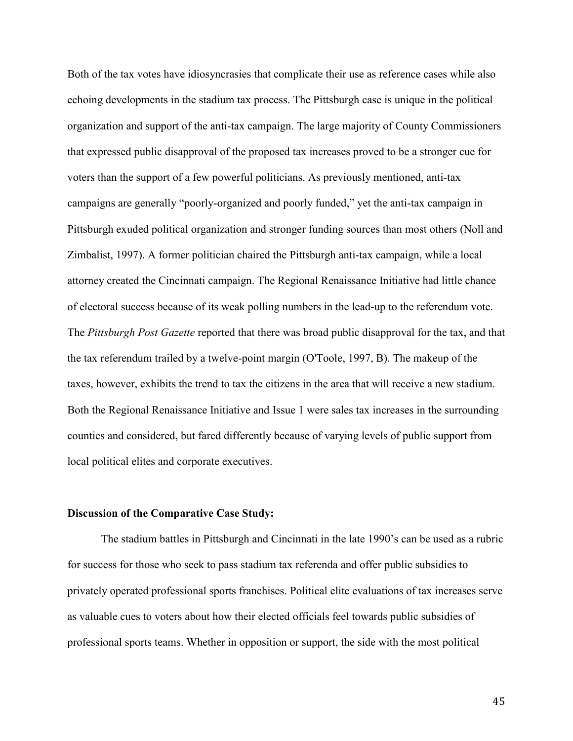Both of the tax votes have idiosyncrasies that complicate their use as reference cases while also echoing developments in the stadium tax process. The Pittsburgh case is unique in the political organization and support of the anti-tax campaign. The large majority of County Commissioners that expressed public disapproval of the proposed tax increases proved to be a stronger cue for voters than the support of a few powerful politicians. As previously mentioned, anti-tax campaigns are generally "poorly-organized and poorly funded," yet the anti-tax campaign in Pittsburgh exuded political organization and stronger funding sources than most others (Noll and Zimbalist, 1997). A former politician chaired the Pittsburgh anti-tax campaign, while a local attorney created the Cincinnati campaign. The Regional Renaissance Initiative had little chance of electoral success because of its weak polling numbers in the lead-up to the referendum vote. The *Pittsburgh Post Gazette* reported that there was broad public disapproval for the tax, and that the tax referendum trailed by a twelve-point margin (O'Toole, 1997, B). The makeup of the taxes, however, exhibits the trend to tax the citizens in the area that will receive a new stadium. Both the Regional Renaissance Initiative and Issue 1 were sales tax increases in the surrounding counties and considered, but fared differently because of varying levels of public support from local political elites and corporate executives.

**Discussion of the Comparative Case Study:**

The stadium battles in Pittsburgh and Cincinnati in the late 1990's can be used as a rubric for success for those who seek to pass stadium tax referenda and offer public subsidies to privately operated professional sports franchises. Political elite evaluations of tax increases serve as valuable cues to voters about how their elected officials feel towards public subsidies of professional sports teams. Whether in opposition or support, the side with the most political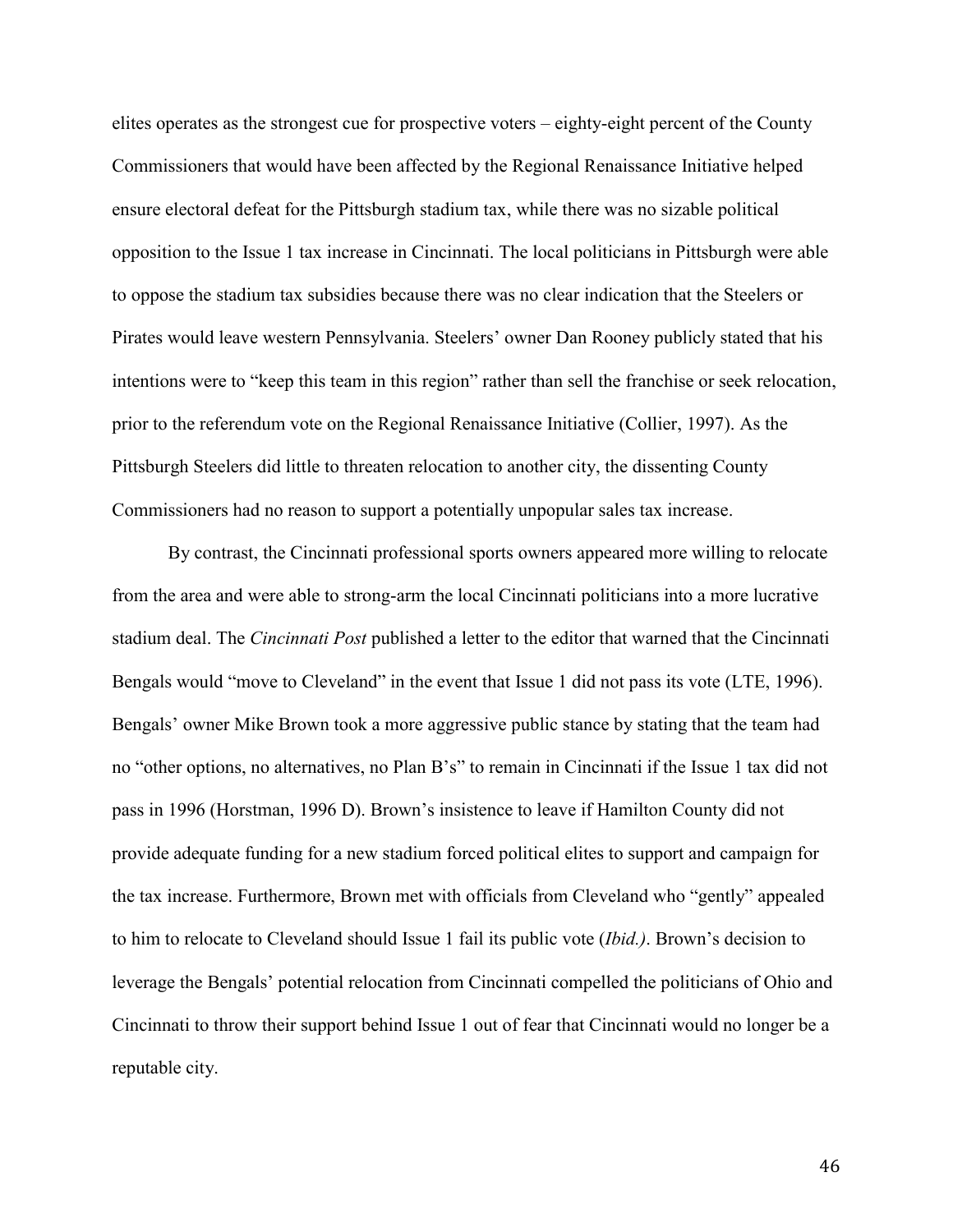elites operates as the strongest cue for prospective voters – eighty-eight percent of the County Commissioners that would have been affected by the Regional Renaissance Initiative helped ensure electoral defeat for the Pittsburgh stadium tax, while there was no sizable political opposition to the Issue 1 tax increase in Cincinnati. The local politicians in Pittsburgh were able to oppose the stadium tax subsidies because there was no clear indication that the Steelers or Pirates would leave western Pennsylvania. Steelers' owner Dan Rooney publicly stated that his intentions were to "keep this team in this region" rather than sell the franchise or seek relocation, prior to the referendum vote on the Regional Renaissance Initiative (Collier, 1997). As the Pittsburgh Steelers did little to threaten relocation to another city, the dissenting County Commissioners had no reason to support a potentially unpopular sales tax increase.

By contrast, the Cincinnati professional sports owners appeared more willing to relocate from the area and were able to strong-arm the local Cincinnati politicians into a more lucrative stadium deal. The *Cincinnati Post* published a letter to the editor that warned that the Cincinnati Bengals would "move to Cleveland" in the event that Issue 1 did not pass its vote (LTE, 1996). Bengals' owner Mike Brown took a more aggressive public stance by stating that the team had no "other options, no alternatives, no Plan B's" to remain in Cincinnati if the Issue 1 tax did not pass in 1996 (Horstman, 1996 D). Brown's insistence to leave if Hamilton County did not provide adequate funding for a new stadium forced political elites to support and campaign for the tax increase. Furthermore, Brown met with officials from Cleveland who "gently" appealed to him to relocate to Cleveland should Issue 1 fail its public vote (*Ibid.)*. Brown's decision to leverage the Bengals' potential relocation from Cincinnati compelled the politicians of Ohio and Cincinnati to throw their support behind Issue 1 out of fear that Cincinnati would no longer be a reputable city.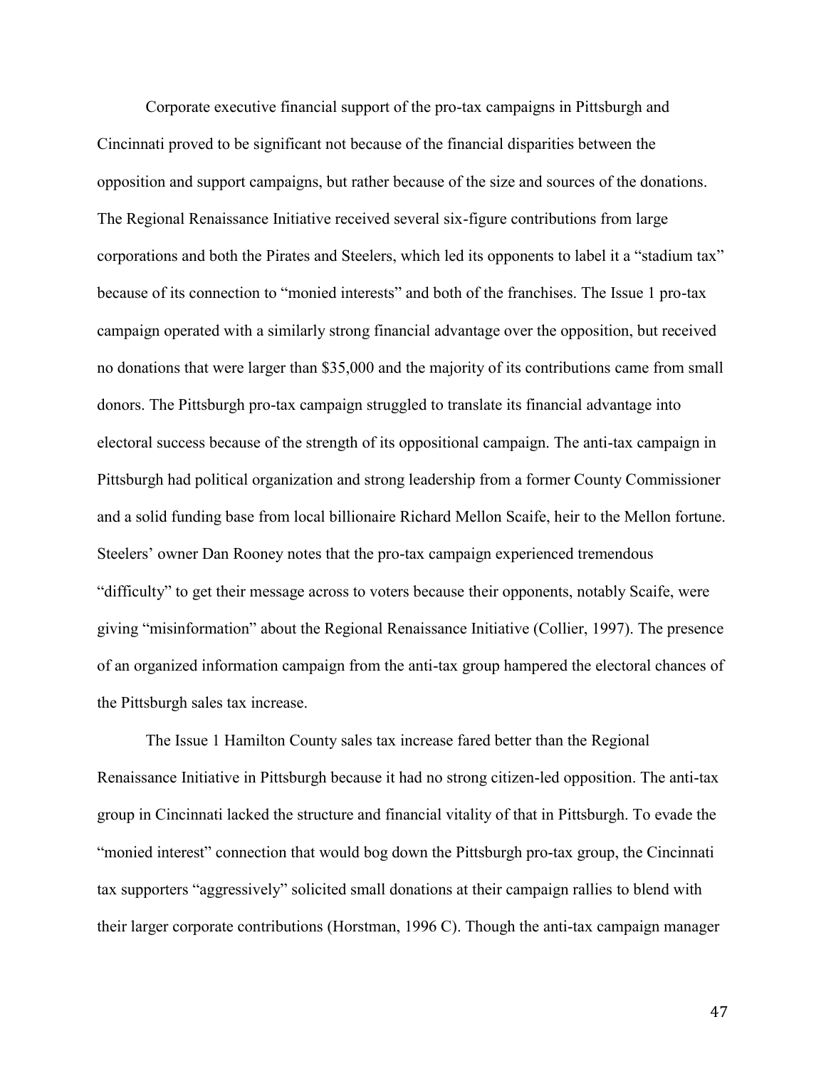Corporate executive financial support of the pro-tax campaigns in Pittsburgh and Cincinnati proved to be significant not because of the financial disparities between the opposition and support campaigns, but rather because of the size and sources of the donations. The Regional Renaissance Initiative received several six-figure contributions from large corporations and both the Pirates and Steelers, which led its opponents to label it a "stadium tax" because of its connection to "monied interests" and both of the franchises. The Issue 1 pro-tax campaign operated with a similarly strong financial advantage over the opposition, but received no donations that were larger than $35,000 and the majority of its contributions came from small donors. The Pittsburgh pro-tax campaign struggled to translate its financial advantage into electoral success because of the strength of its oppositional campaign. The anti-tax campaign in Pittsburgh had political organization and strong leadership from a former County Commissioner and a solid funding base from local billionaire Richard Mellon Scaife, heir to the Mellon fortune. Steelers' owner Dan Rooney notes that the pro-tax campaign experienced tremendous "difficulty" to get their message across to voters because their opponents, notably Scaife, were giving "misinformation" about the Regional Renaissance Initiative (Collier, 1997). The presence of an organized information campaign from the anti-tax group hampered the electoral chances of the Pittsburgh sales tax increase.

The Issue 1 Hamilton County sales tax increase fared better than the Regional Renaissance Initiative in Pittsburgh because it had no strong citizen-led opposition. The anti-tax group in Cincinnati lacked the structure and financial vitality of that in Pittsburgh. To evade the "monied interest" connection that would bog down the Pittsburgh pro-tax group, the Cincinnati tax supporters "aggressively" solicited small donations at their campaign rallies to blend with their larger corporate contributions (Horstman, 1996 C). Though the anti-tax campaign manager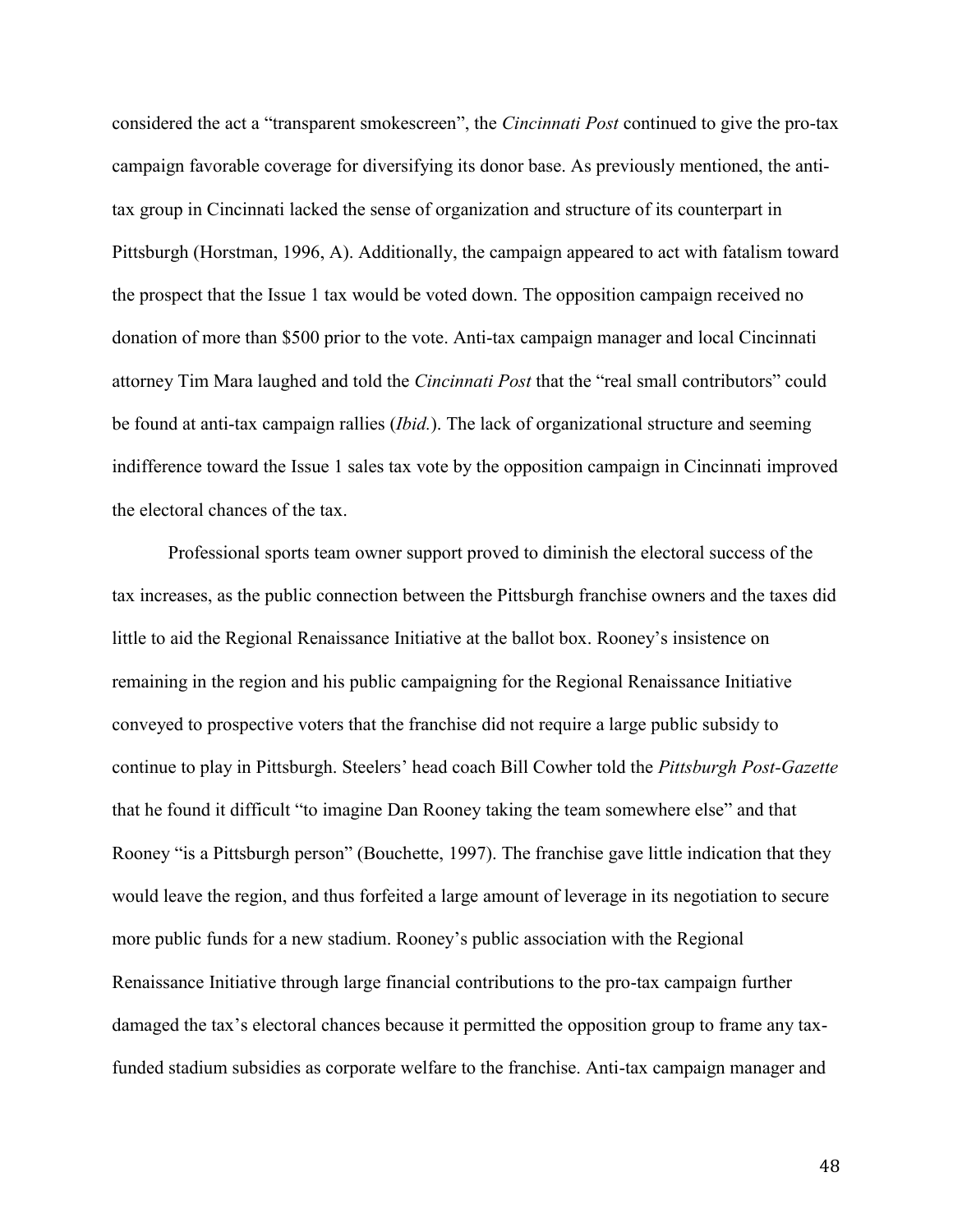considered the act a "transparent smokescreen", the *Cincinnati Post* continued to give the pro-tax campaign favorable coverage for diversifying its donor base. As previously mentioned, the anti-tax group in Cincinnati lacked the sense of organization and structure of its counterpart in Pittsburgh (Horstman, 1996, A). Additionally, the campaign appeared to act with fatalism toward the prospect that the Issue 1 tax would be voted down. The opposition campaign received no donation of more than $500 prior to the vote. Anti-tax campaign manager and local Cincinnati attorney Tim Mara laughed and told the *Cincinnati Post* that the "real small contributors" could be found at anti-tax campaign rallies (*Ibid.*). The lack of organizational structure and seeming indifference toward the Issue 1 sales tax vote by the opposition campaign in Cincinnati improved the electoral chances of the tax.

Professional sports team owner support proved to diminish the electoral success of the tax increases, as the public connection between the Pittsburgh franchise owners and the taxes did little to aid the Regional Renaissance Initiative at the ballot box. Rooney's insistence on remaining in the region and his public campaigning for the Regional Renaissance Initiative conveyed to prospective voters that the franchise did not require a large public subsidy to continue to play in Pittsburgh. Steelers' head coach Bill Cowher told the *Pittsburgh Post-Gazette* that he found it difficult "to imagine Dan Rooney taking the team somewhere else" and that Rooney "is a Pittsburgh person" (Bouchette, 1997). The franchise gave little indication that they would leave the region, and thus forfeited a large amount of leverage in its negotiation to secure more public funds for a new stadium. Rooney's public association with the Regional Renaissance Initiative through large financial contributions to the pro-tax campaign further damaged the tax's electoral chances because it permitted the opposition group to frame any tax-funded stadium subsidies as corporate welfare to the franchise. Anti-tax campaign manager and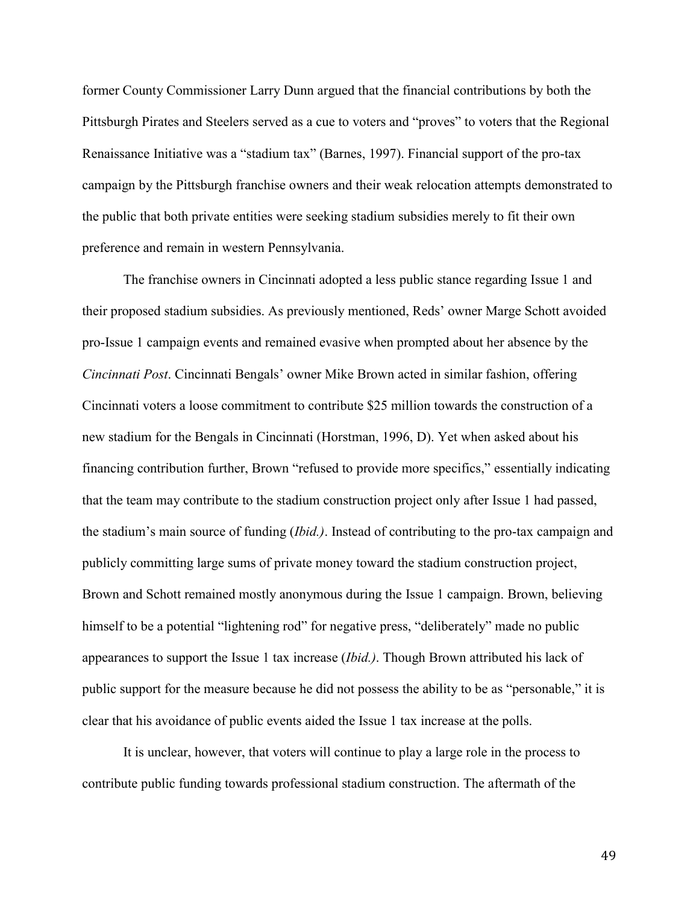former County Commissioner Larry Dunn argued that the financial contributions by both the Pittsburgh Pirates and Steelers served as a cue to voters and "proves" to voters that the Regional Renaissance Initiative was a "stadium tax" (Barnes, 1997). Financial support of the pro-tax campaign by the Pittsburgh franchise owners and their weak relocation attempts demonstrated to the public that both private entities were seeking stadium subsidies merely to fit their own preference and remain in western Pennsylvania.

The franchise owners in Cincinnati adopted a less public stance regarding Issue 1 and their proposed stadium subsidies. As previously mentioned, Reds' owner Marge Schott avoided pro-Issue 1 campaign events and remained evasive when prompted about her absence by the *Cincinnati Post*. Cincinnati Bengals' owner Mike Brown acted in similar fashion, offering Cincinnati voters a loose commitment to contribute $25 million towards the construction of a new stadium for the Bengals in Cincinnati (Horstman, 1996, D). Yet when asked about his financing contribution further, Brown "refused to provide more specifics," essentially indicating that the team may contribute to the stadium construction project only after Issue 1 had passed, the stadium's main source of funding (*Ibid.)*. Instead of contributing to the pro-tax campaign and publicly committing large sums of private money toward the stadium construction project, Brown and Schott remained mostly anonymous during the Issue 1 campaign. Brown, believing himself to be a potential "lightening rod" for negative press, "deliberately" made no public appearances to support the Issue 1 tax increase (*Ibid.)*. Though Brown attributed his lack of public support for the measure because he did not possess the ability to be as "personable," it is clear that his avoidance of public events aided the Issue 1 tax increase at the polls.

It is unclear, however, that voters will continue to play a large role in the process to contribute public funding towards professional stadium construction. The aftermath of the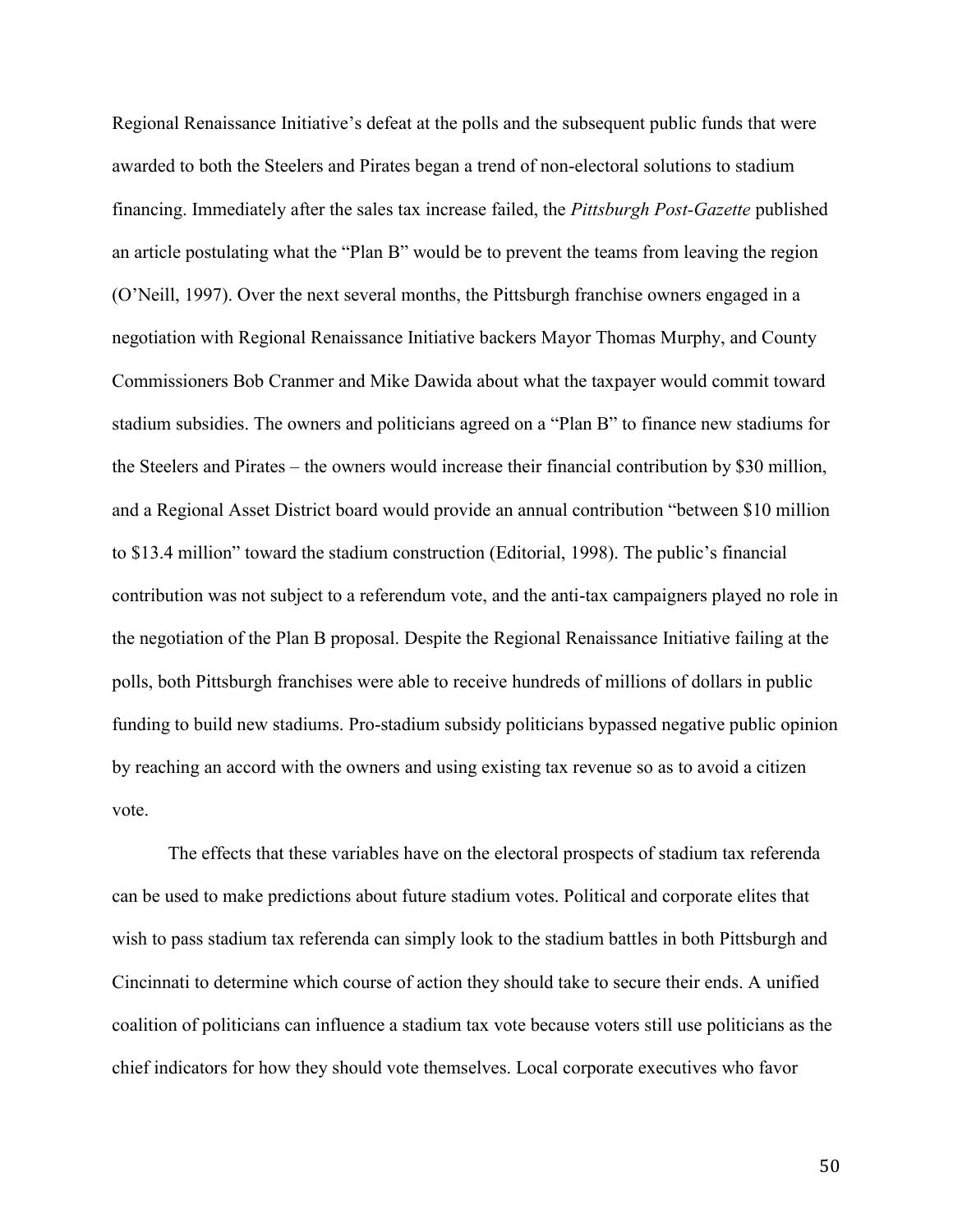Regional Renaissance Initiative's defeat at the polls and the subsequent public funds that were awarded to both the Steelers and Pirates began a trend of non-electoral solutions to stadium financing. Immediately after the sales tax increase failed, the *Pittsburgh Post-Gazette* published an article postulating what the "Plan B" would be to prevent the teams from leaving the region (O'Neill, 1997). Over the next several months, the Pittsburgh franchise owners engaged in a negotiation with Regional Renaissance Initiative backers Mayor Thomas Murphy, and County Commissioners Bob Cranmer and Mike Dawida about what the taxpayer would commit toward stadium subsidies. The owners and politicians agreed on a "Plan B" to finance new stadiums for the Steelers and Pirates – the owners would increase their financial contribution by $30 million, and a Regional Asset District board would provide an annual contribution "between $10 million to $13.4 million" toward the stadium construction (Editorial, 1998). The public's financial contribution was not subject to a referendum vote, and the anti-tax campaigners played no role in the negotiation of the Plan B proposal. Despite the Regional Renaissance Initiative failing at the polls, both Pittsburgh franchises were able to receive hundreds of millions of dollars in public funding to build new stadiums. Pro-stadium subsidy politicians bypassed negative public opinion by reaching an accord with the owners and using existing tax revenue so as to avoid a citizen vote.

The effects that these variables have on the electoral prospects of stadium tax referenda can be used to make predictions about future stadium votes. Political and corporate elites that wish to pass stadium tax referenda can simply look to the stadium battles in both Pittsburgh and Cincinnati to determine which course of action they should take to secure their ends. A unified coalition of politicians can influence a stadium tax vote because voters still use politicians as the chief indicators for how they should vote themselves. Local corporate executives who favor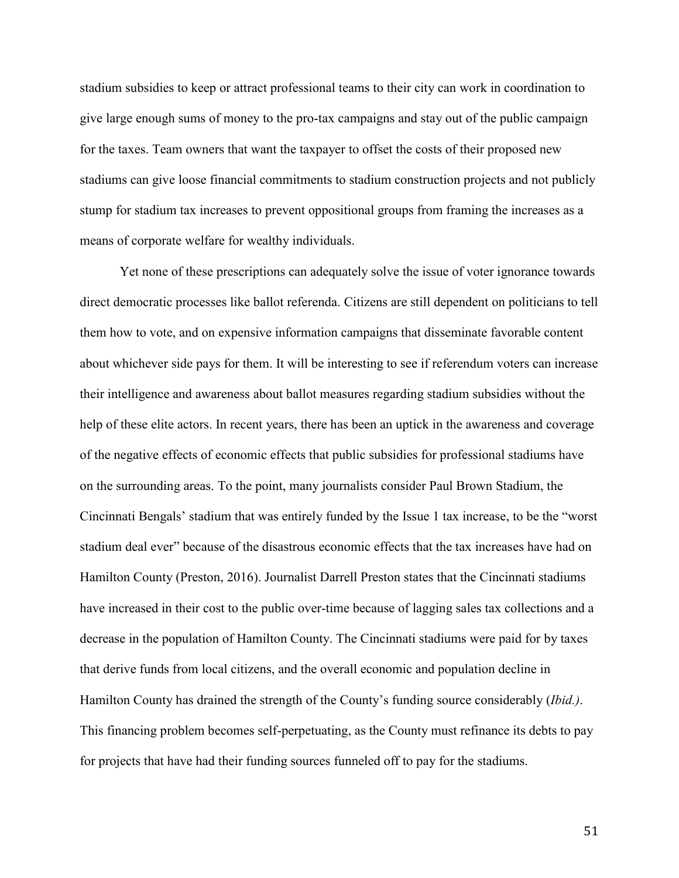stadium subsidies to keep or attract professional teams to their city can work in coordination to give large enough sums of money to the pro-tax campaigns and stay out of the public campaign for the taxes. Team owners that want the taxpayer to offset the costs of their proposed new stadiums can give loose financial commitments to stadium construction projects and not publicly stump for stadium tax increases to prevent oppositional groups from framing the increases as a means of corporate welfare for wealthy individuals.

Yet none of these prescriptions can adequately solve the issue of voter ignorance towards direct democratic processes like ballot referenda. Citizens are still dependent on politicians to tell them how to vote, and on expensive information campaigns that disseminate favorable content about whichever side pays for them. It will be interesting to see if referendum voters can increase their intelligence and awareness about ballot measures regarding stadium subsidies without the help of these elite actors. In recent years, there has been an uptick in the awareness and coverage of the negative effects of economic effects that public subsidies for professional stadiums have on the surrounding areas. To the point, many journalists consider Paul Brown Stadium, the Cincinnati Bengals' stadium that was entirely funded by the Issue 1 tax increase, to be the "worst stadium deal ever" because of the disastrous economic effects that the tax increases have had on Hamilton County (Preston, 2016). Journalist Darrell Preston states that the Cincinnati stadiums have increased in their cost to the public over-time because of lagging sales tax collections and a decrease in the population of Hamilton County. The Cincinnati stadiums were paid for by taxes that derive funds from local citizens, and the overall economic and population decline in Hamilton County has drained the strength of the County's funding source considerably (*Ibid.)*. This financing problem becomes self-perpetuating, as the County must refinance its debts to pay for projects that have had their funding sources funneled off to pay for the stadiums.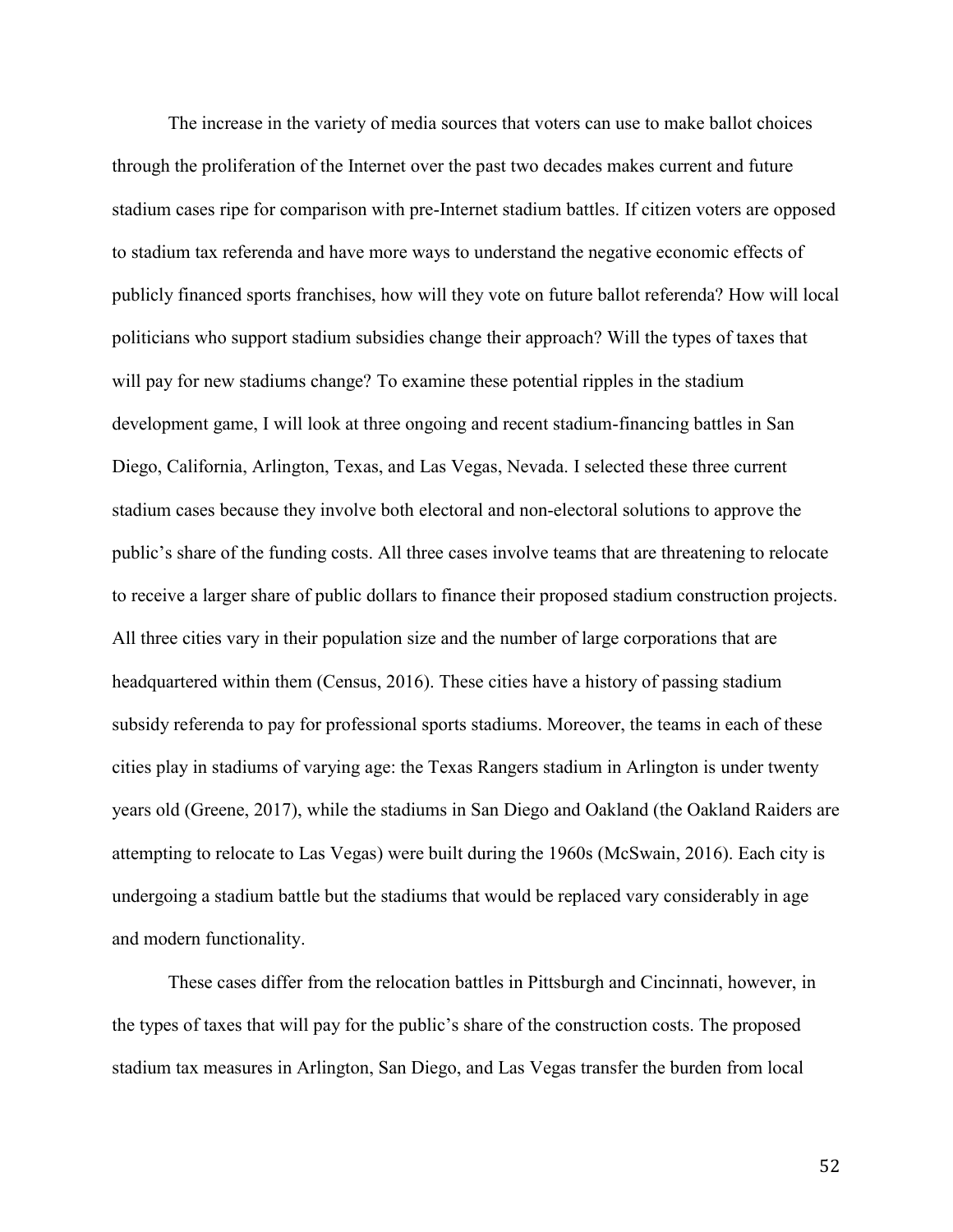The increase in the variety of media sources that voters can use to make ballot choices through the proliferation of the Internet over the past two decades makes current and future stadium cases ripe for comparison with pre-Internet stadium battles. If citizen voters are opposed to stadium tax referenda and have more ways to understand the negative economic effects of publicly financed sports franchises, how will they vote on future ballot referenda? How will local politicians who support stadium subsidies change their approach? Will the types of taxes that will pay for new stadiums change? To examine these potential ripples in the stadium development game, I will look at three ongoing and recent stadium-financing battles in San Diego, California, Arlington, Texas, and Las Vegas, Nevada. I selected these three current stadium cases because they involve both electoral and non-electoral solutions to approve the public's share of the funding costs. All three cases involve teams that are threatening to relocate to receive a larger share of public dollars to finance their proposed stadium construction projects. All three cities vary in their population size and the number of large corporations that are headquartered within them (Census, 2016). These cities have a history of passing stadium subsidy referenda to pay for professional sports stadiums. Moreover, the teams in each of these cities play in stadiums of varying age: the Texas Rangers stadium in Arlington is under twenty years old (Greene, 2017), while the stadiums in San Diego and Oakland (the Oakland Raiders are attempting to relocate to Las Vegas) were built during the 1960s (McSwain, 2016). Each city is undergoing a stadium battle but the stadiums that would be replaced vary considerably in age and modern functionality.

These cases differ from the relocation battles in Pittsburgh and Cincinnati, however, in the types of taxes that will pay for the public's share of the construction costs. The proposed stadium tax measures in Arlington, San Diego, and Las Vegas transfer the burden from local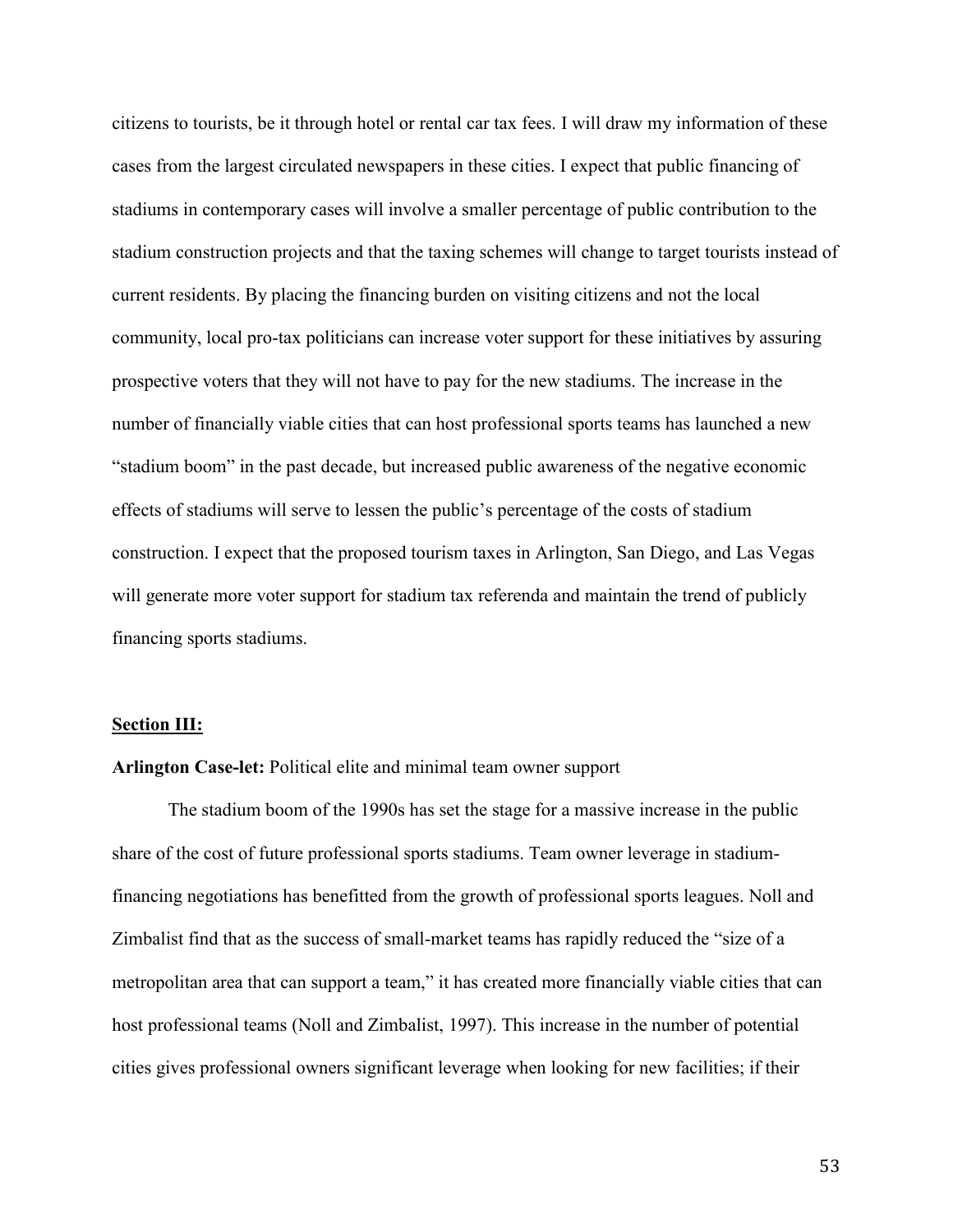citizens to tourists, be it through hotel or rental car tax fees. I will draw my information of these cases from the largest circulated newspapers in these cities. I expect that public financing of stadiums in contemporary cases will involve a smaller percentage of public contribution to the stadium construction projects and that the taxing schemes will change to target tourists instead of current residents. By placing the financing burden on visiting citizens and not the local community, local pro-tax politicians can increase voter support for these initiatives by assuring prospective voters that they will not have to pay for the new stadiums. The increase in the number of financially viable cities that can host professional sports teams has launched a new "stadium boom" in the past decade, but increased public awareness of the negative economic effects of stadiums will serve to lessen the public's percentage of the costs of stadium construction. I expect that the proposed tourism taxes in Arlington, San Diego, and Las Vegas will generate more voter support for stadium tax referenda and maintain the trend of publicly financing sports stadiums.

## Section III:

**Arlington Case-let:** Political elite and minimal team owner support

The stadium boom of the 1990s has set the stage for a massive increase in the public share of the cost of future professional sports stadiums. Team owner leverage in stadium-financing negotiations has benefitted from the growth of professional sports leagues. Noll and Zimbalist find that as the success of small-market teams has rapidly reduced the "size of a metropolitan area that can support a team," it has created more financially viable cities that can host professional teams (Noll and Zimbalist, 1997). This increase in the number of potential cities gives professional owners significant leverage when looking for new facilities; if their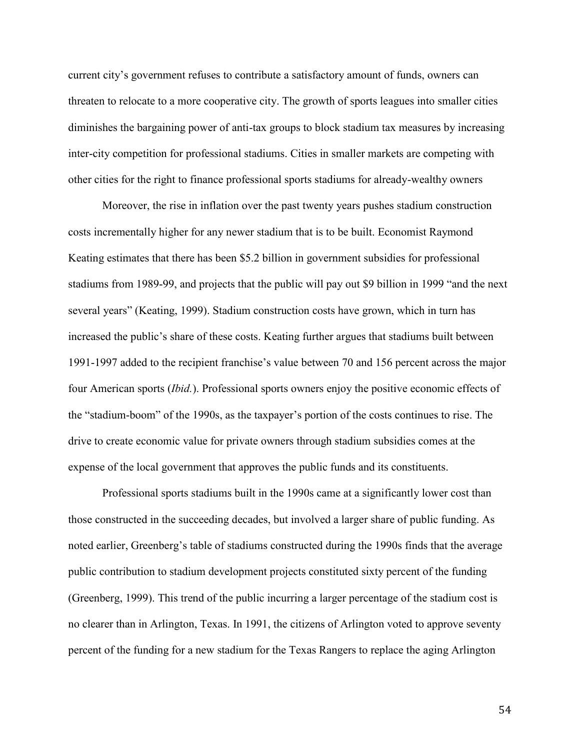current city's government refuses to contribute a satisfactory amount of funds, owners can threaten to relocate to a more cooperative city. The growth of sports leagues into smaller cities diminishes the bargaining power of anti-tax groups to block stadium tax measures by increasing inter-city competition for professional stadiums. Cities in smaller markets are competing with other cities for the right to finance professional sports stadiums for already-wealthy owners

Moreover, the rise in inflation over the past twenty years pushes stadium construction costs incrementally higher for any newer stadium that is to be built. Economist Raymond Keating estimates that there has been $5.2 billion in government subsidies for professional stadiums from 1989-99, and projects that the public will pay out $9 billion in 1999 "and the next several years" (Keating, 1999). Stadium construction costs have grown, which in turn has increased the public's share of these costs. Keating further argues that stadiums built between 1991-1997 added to the recipient franchise's value between 70 and 156 percent across the major four American sports (*Ibid.*). Professional sports owners enjoy the positive economic effects of the "stadium-boom" of the 1990s, as the taxpayer's portion of the costs continues to rise. The drive to create economic value for private owners through stadium subsidies comes at the expense of the local government that approves the public funds and its constituents.

Professional sports stadiums built in the 1990s came at a significantly lower cost than those constructed in the succeeding decades, but involved a larger share of public funding. As noted earlier, Greenberg's table of stadiums constructed during the 1990s finds that the average public contribution to stadium development projects constituted sixty percent of the funding (Greenberg, 1999). This trend of the public incurring a larger percentage of the stadium cost is no clearer than in Arlington, Texas. In 1991, the citizens of Arlington voted to approve seventy percent of the funding for a new stadium for the Texas Rangers to replace the aging Arlington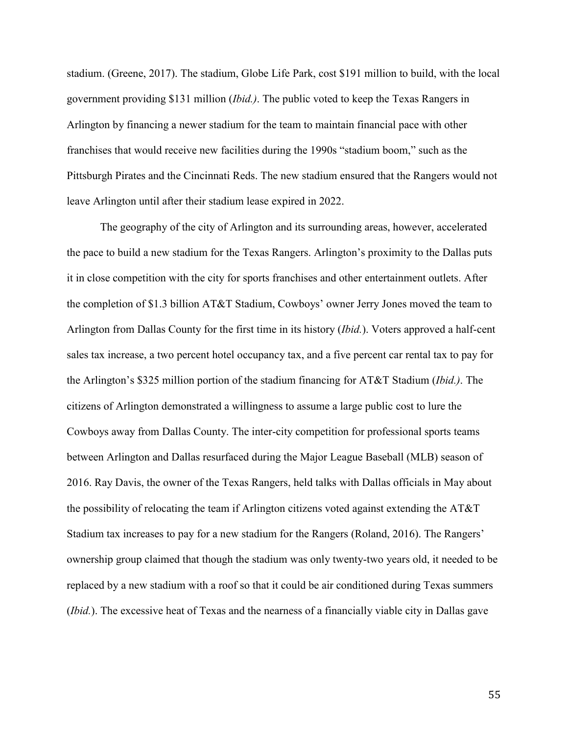stadium. (Greene, 2017). The stadium, Globe Life Park, cost $191 million to build, with the local government providing $131 million (*Ibid.)*. The public voted to keep the Texas Rangers in Arlington by financing a newer stadium for the team to maintain financial pace with other franchises that would receive new facilities during the 1990s "stadium boom," such as the Pittsburgh Pirates and the Cincinnati Reds. The new stadium ensured that the Rangers would not leave Arlington until after their stadium lease expired in 2022.

The geography of the city of Arlington and its surrounding areas, however, accelerated the pace to build a new stadium for the Texas Rangers. Arlington's proximity to the Dallas puts it in close competition with the city for sports franchises and other entertainment outlets. After the completion of $1.3 billion AT&T Stadium, Cowboys' owner Jerry Jones moved the team to Arlington from Dallas County for the first time in its history (*Ibid.*). Voters approved a half-cent sales tax increase, a two percent hotel occupancy tax, and a five percent car rental tax to pay for the Arlington's $325 million portion of the stadium financing for AT&T Stadium (*Ibid.)*. The citizens of Arlington demonstrated a willingness to assume a large public cost to lure the Cowboys away from Dallas County. The inter-city competition for professional sports teams between Arlington and Dallas resurfaced during the Major League Baseball (MLB) season of 2016. Ray Davis, the owner of the Texas Rangers, held talks with Dallas officials in May about the possibility of relocating the team if Arlington citizens voted against extending the AT&T Stadium tax increases to pay for a new stadium for the Rangers (Roland, 2016). The Rangers' ownership group claimed that though the stadium was only twenty-two years old, it needed to be replaced by a new stadium with a roof so that it could be air conditioned during Texas summers (*Ibid.*). The excessive heat of Texas and the nearness of a financially viable city in Dallas gave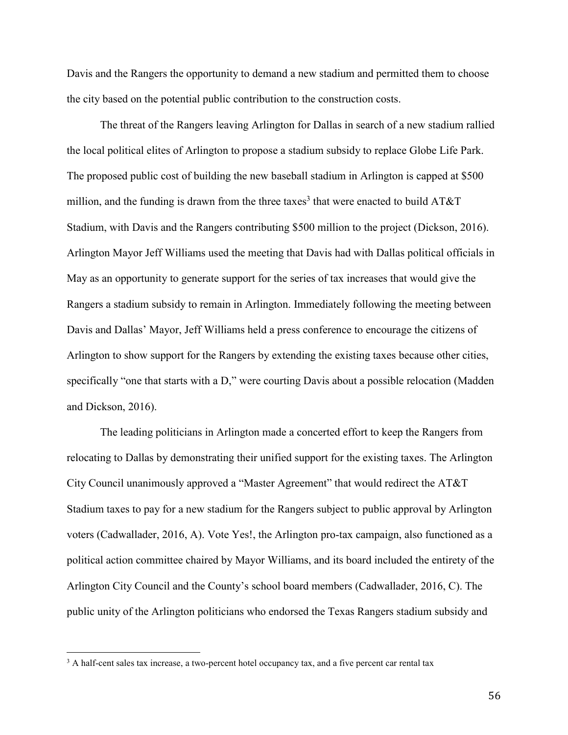Davis and the Rangers the opportunity to demand a new stadium and permitted them to choose the city based on the potential public contribution to the construction costs.

The threat of the Rangers leaving Arlington for Dallas in search of a new stadium rallied the local political elites of Arlington to propose a stadium subsidy to replace Globe Life Park. The proposed public cost of building the new baseball stadium in Arlington is capped at $500 million, and the funding is drawn from the three taxes[3] that were enacted to build AT&T Stadium, with Davis and the Rangers contributing $500 million to the project (Dickson, 2016). Arlington Mayor Jeff Williams used the meeting that Davis had with Dallas political officials in May as an opportunity to generate support for the series of tax increases that would give the Rangers a stadium subsidy to remain in Arlington. Immediately following the meeting between Davis and Dallas' Mayor, Jeff Williams held a press conference to encourage the citizens of Arlington to show support for the Rangers by extending the existing taxes because other cities, specifically "one that starts with a D," were courting Davis about a possible relocation (Madden and Dickson, 2016).

The leading politicians in Arlington made a concerted effort to keep the Rangers from relocating to Dallas by demonstrating their unified support for the existing taxes. The Arlington City Council unanimously approved a "Master Agreement" that would redirect the AT&T Stadium taxes to pay for a new stadium for the Rangers subject to public approval by Arlington voters (Cadwallader, 2016, A). Vote Yes!, the Arlington pro-tax campaign, also functioned as a political action committee chaired by Mayor Williams, and its board included the entirety of the Arlington City Council and the County's school board members (Cadwallader, 2016, C). The public unity of the Arlington politicians who endorsed the Texas Rangers stadium subsidy and

[3] A half-cent sales tax increase, a two-percent hotel occupancy tax, and a five percent car rental tax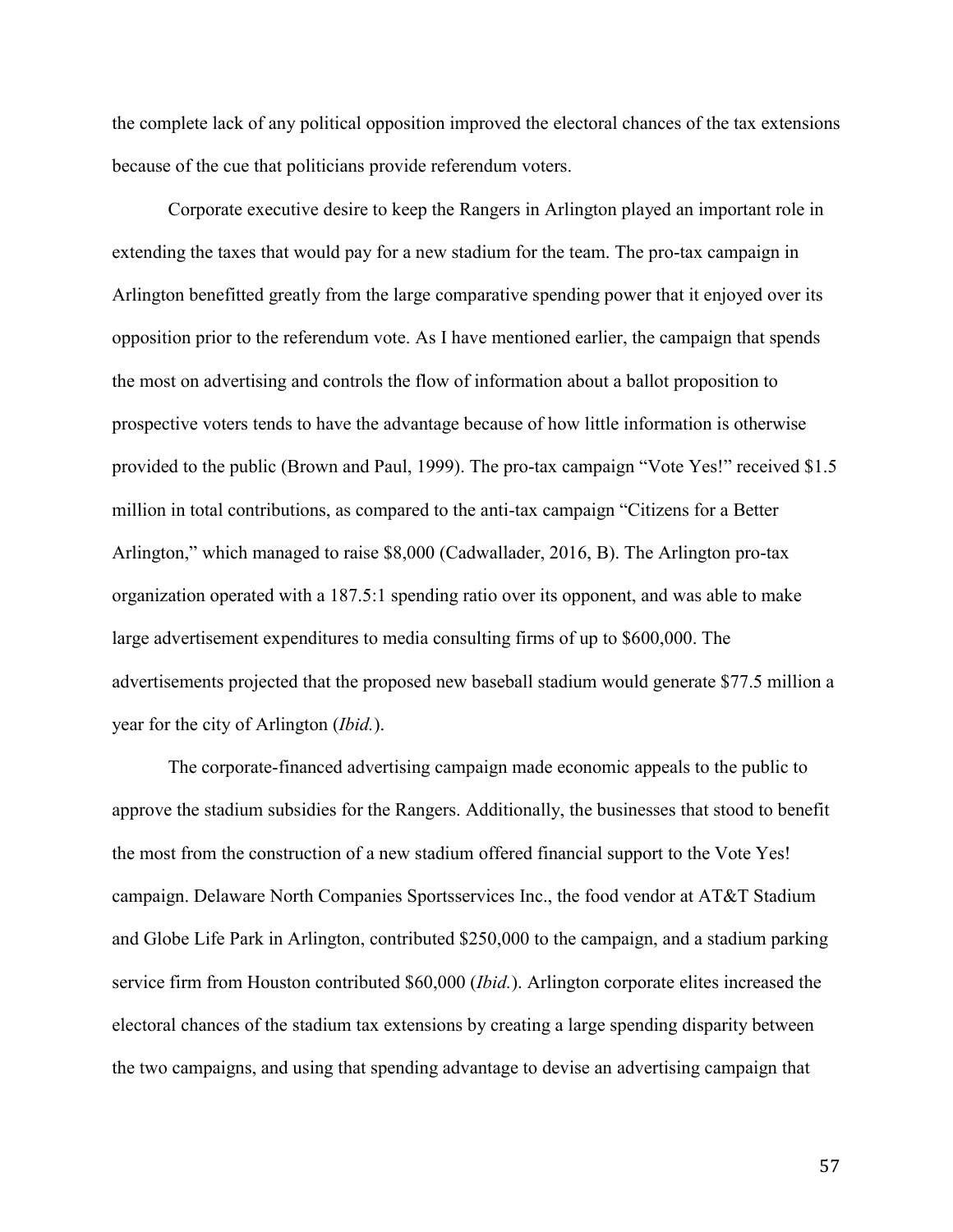the complete lack of any political opposition improved the electoral chances of the tax extensions because of the cue that politicians provide referendum voters.

Corporate executive desire to keep the Rangers in Arlington played an important role in extending the taxes that would pay for a new stadium for the team. The pro-tax campaign in Arlington benefitted greatly from the large comparative spending power that it enjoyed over its opposition prior to the referendum vote. As I have mentioned earlier, the campaign that spends the most on advertising and controls the flow of information about a ballot proposition to prospective voters tends to have the advantage because of how little information is otherwise provided to the public (Brown and Paul, 1999). The pro-tax campaign "Vote Yes!" received $1.5 million in total contributions, as compared to the anti-tax campaign "Citizens for a Better Arlington," which managed to raise $8,000 (Cadwallader, 2016, B). The Arlington pro-tax organization operated with a 187.5:1 spending ratio over its opponent, and was able to make large advertisement expenditures to media consulting firms of up to $600,000. The advertisements projected that the proposed new baseball stadium would generate $77.5 million a year for the city of Arlington (*Ibid.*).

The corporate-financed advertising campaign made economic appeals to the public to approve the stadium subsidies for the Rangers. Additionally, the businesses that stood to benefit the most from the construction of a new stadium offered financial support to the Vote Yes! campaign. Delaware North Companies Sportsservices Inc., the food vendor at AT&T Stadium and Globe Life Park in Arlington, contributed $250,000 to the campaign, and a stadium parking service firm from Houston contributed $60,000 (*Ibid.*). Arlington corporate elites increased the electoral chances of the stadium tax extensions by creating a large spending disparity between the two campaigns, and using that spending advantage to devise an advertising campaign that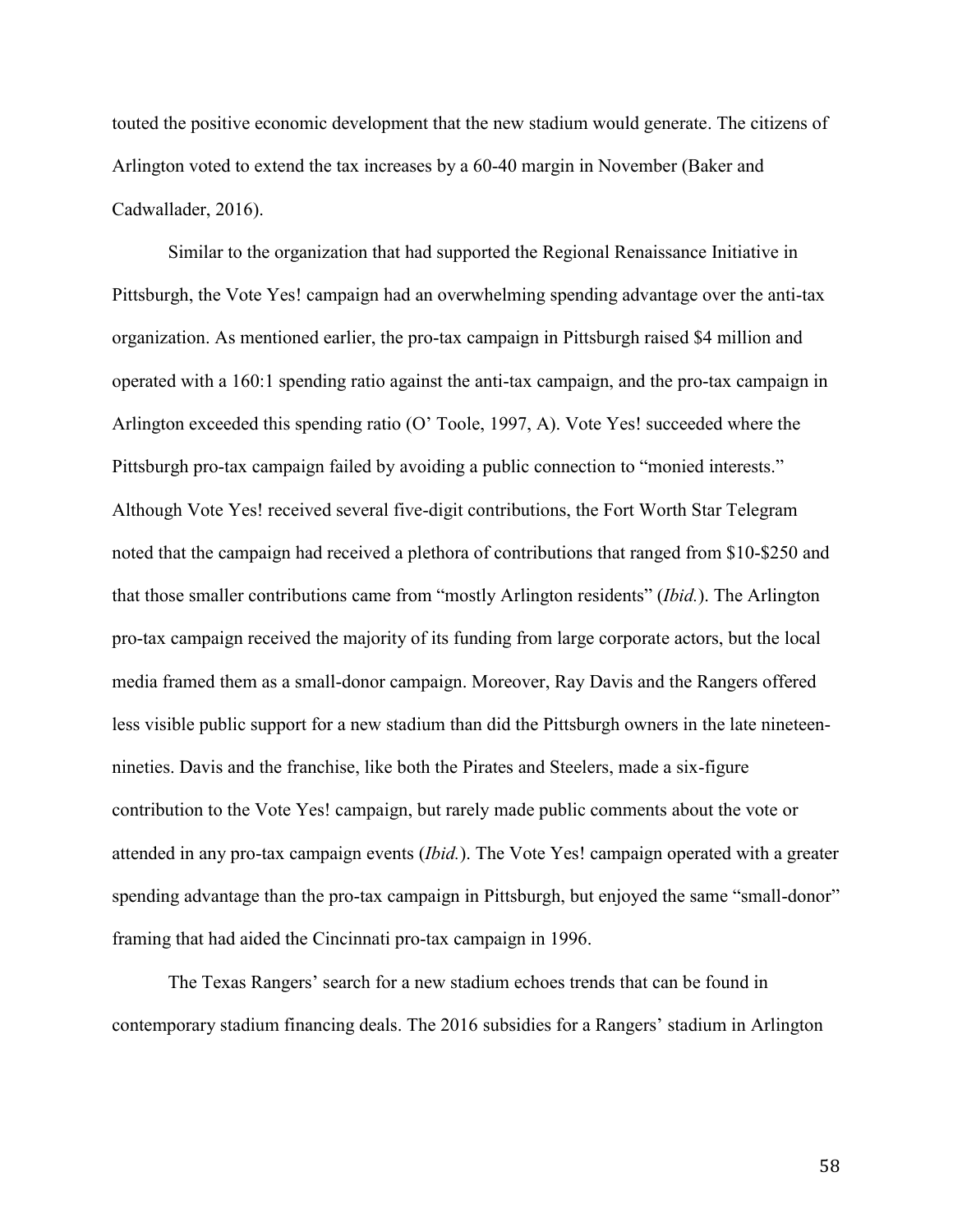touted the positive economic development that the new stadium would generate. The citizens of Arlington voted to extend the tax increases by a 60-40 margin in November (Baker and Cadwallader, 2016).

Similar to the organization that had supported the Regional Renaissance Initiative in Pittsburgh, the Vote Yes! campaign had an overwhelming spending advantage over the anti-tax organization. As mentioned earlier, the pro-tax campaign in Pittsburgh raised $4 million and operated with a 160:1 spending ratio against the anti-tax campaign, and the pro-tax campaign in Arlington exceeded this spending ratio (O' Toole, 1997, A). Vote Yes! succeeded where the Pittsburgh pro-tax campaign failed by avoiding a public connection to "monied interests." Although Vote Yes! received several five-digit contributions, the Fort Worth Star Telegram noted that the campaign had received a plethora of contributions that ranged from $10-$250 and that those smaller contributions came from "mostly Arlington residents" (*Ibid.*). The Arlington pro-tax campaign received the majority of its funding from large corporate actors, but the local media framed them as a small-donor campaign. Moreover, Ray Davis and the Rangers offered less visible public support for a new stadium than did the Pittsburgh owners in the late nineteen-nineties. Davis and the franchise, like both the Pirates and Steelers, made a six-figure contribution to the Vote Yes! campaign, but rarely made public comments about the vote or attended in any pro-tax campaign events (*Ibid.*). The Vote Yes! campaign operated with a greater spending advantage than the pro-tax campaign in Pittsburgh, but enjoyed the same "small-donor" framing that had aided the Cincinnati pro-tax campaign in 1996.

The Texas Rangers' search for a new stadium echoes trends that can be found in contemporary stadium financing deals. The 2016 subsidies for a Rangers' stadium in Arlington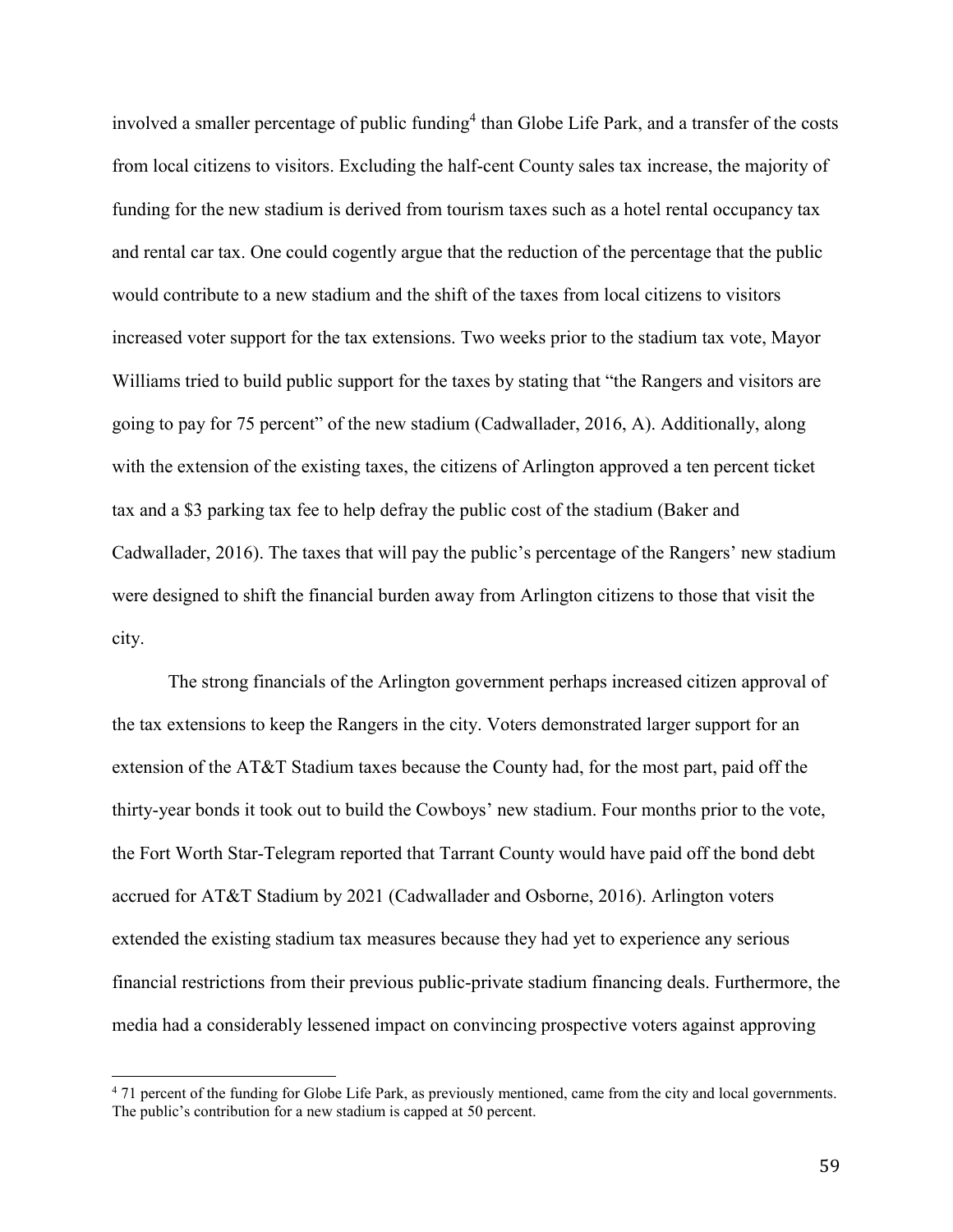involved a smaller percentage of public funding[4] than Globe Life Park, and a transfer of the costs from local citizens to visitors. Excluding the half-cent County sales tax increase, the majority of funding for the new stadium is derived from tourism taxes such as a hotel rental occupancy tax and rental car tax. One could cogently argue that the reduction of the percentage that the public would contribute to a new stadium and the shift of the taxes from local citizens to visitors increased voter support for the tax extensions. Two weeks prior to the stadium tax vote, Mayor Williams tried to build public support for the taxes by stating that "the Rangers and visitors are going to pay for 75 percent" of the new stadium (Cadwallader, 2016, A). Additionally, along with the extension of the existing taxes, the citizens of Arlington approved a ten percent ticket tax and a $3 parking tax fee to help defray the public cost of the stadium (Baker and Cadwallader, 2016). The taxes that will pay the public's percentage of the Rangers' new stadium were designed to shift the financial burden away from Arlington citizens to those that visit the city.

The strong financials of the Arlington government perhaps increased citizen approval of the tax extensions to keep the Rangers in the city. Voters demonstrated larger support for an extension of the AT&T Stadium taxes because the County had, for the most part, paid off the thirty-year bonds it took out to build the Cowboys' new stadium. Four months prior to the vote, the Fort Worth Star-Telegram reported that Tarrant County would have paid off the bond debt accrued for AT&T Stadium by 2021 (Cadwallader and Osborne, 2016). Arlington voters extended the existing stadium tax measures because they had yet to experience any serious financial restrictions from their previous public-private stadium financing deals. Furthermore, the media had a considerably lessened impact on convincing prospective voters against approving

---

[4] 71 percent of the funding for Globe Life Park, as previously mentioned, came from the city and local governments. The public's contribution for a new stadium is capped at 50 percent.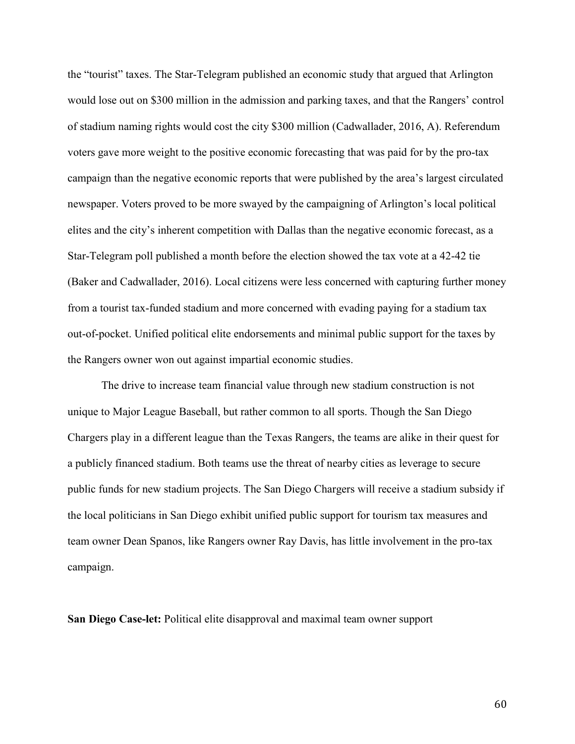the "tourist" taxes. The Star-Telegram published an economic study that argued that Arlington would lose out on $300 million in the admission and parking taxes, and that the Rangers' control of stadium naming rights would cost the city $300 million (Cadwallader, 2016, A). Referendum voters gave more weight to the positive economic forecasting that was paid for by the pro-tax campaign than the negative economic reports that were published by the area's largest circulated newspaper. Voters proved to be more swayed by the campaigning of Arlington's local political elites and the city's inherent competition with Dallas than the negative economic forecast, as a Star-Telegram poll published a month before the election showed the tax vote at a 42-42 tie (Baker and Cadwallader, 2016). Local citizens were less concerned with capturing further money from a tourist tax-funded stadium and more concerned with evading paying for a stadium tax out-of-pocket. Unified political elite endorsements and minimal public support for the taxes by the Rangers owner won out against impartial economic studies.

The drive to increase team financial value through new stadium construction is not unique to Major League Baseball, but rather common to all sports. Though the San Diego Chargers play in a different league than the Texas Rangers, the teams are alike in their quest for a publicly financed stadium. Both teams use the threat of nearby cities as leverage to secure public funds for new stadium projects. The San Diego Chargers will receive a stadium subsidy if the local politicians in San Diego exhibit unified public support for tourism tax measures and team owner Dean Spanos, like Rangers owner Ray Davis, has little involvement in the pro-tax campaign.

**San Diego Case-let:** Political elite disapproval and maximal team owner support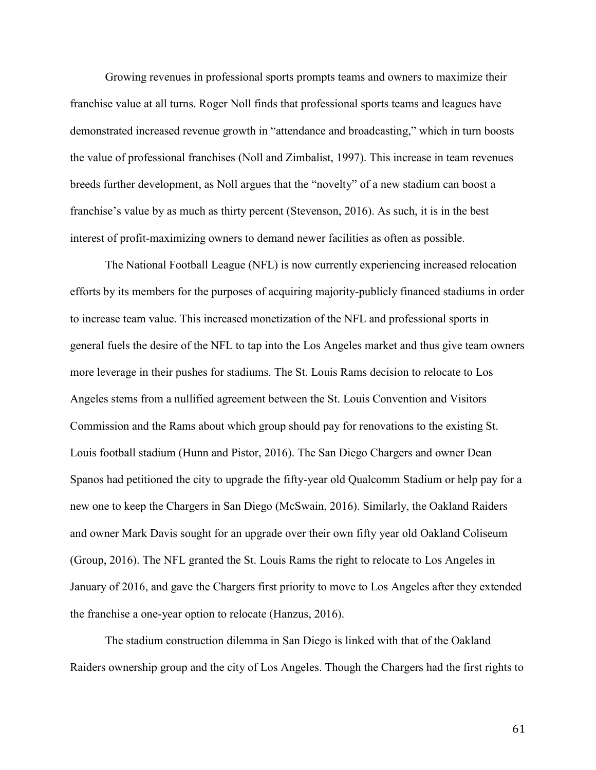Growing revenues in professional sports prompts teams and owners to maximize their franchise value at all turns. Roger Noll finds that professional sports teams and leagues have demonstrated increased revenue growth in "attendance and broadcasting," which in turn boosts the value of professional franchises (Noll and Zimbalist, 1997). This increase in team revenues breeds further development, as Noll argues that the "novelty" of a new stadium can boost a franchise's value by as much as thirty percent (Stevenson, 2016). As such, it is in the best interest of profit-maximizing owners to demand newer facilities as often as possible.

The National Football League (NFL) is now currently experiencing increased relocation efforts by its members for the purposes of acquiring majority-publicly financed stadiums in order to increase team value. This increased monetization of the NFL and professional sports in general fuels the desire of the NFL to tap into the Los Angeles market and thus give team owners more leverage in their pushes for stadiums. The St. Louis Rams decision to relocate to Los Angeles stems from a nullified agreement between the St. Louis Convention and Visitors Commission and the Rams about which group should pay for renovations to the existing St. Louis football stadium (Hunn and Pistor, 2016). The San Diego Chargers and owner Dean Spanos had petitioned the city to upgrade the fifty-year old Qualcomm Stadium or help pay for a new one to keep the Chargers in San Diego (McSwain, 2016). Similarly, the Oakland Raiders and owner Mark Davis sought for an upgrade over their own fifty year old Oakland Coliseum (Group, 2016). The NFL granted the St. Louis Rams the right to relocate to Los Angeles in January of 2016, and gave the Chargers first priority to move to Los Angeles after they extended the franchise a one-year option to relocate (Hanzus, 2016).

The stadium construction dilemma in San Diego is linked with that of the Oakland Raiders ownership group and the city of Los Angeles. Though the Chargers had the first rights to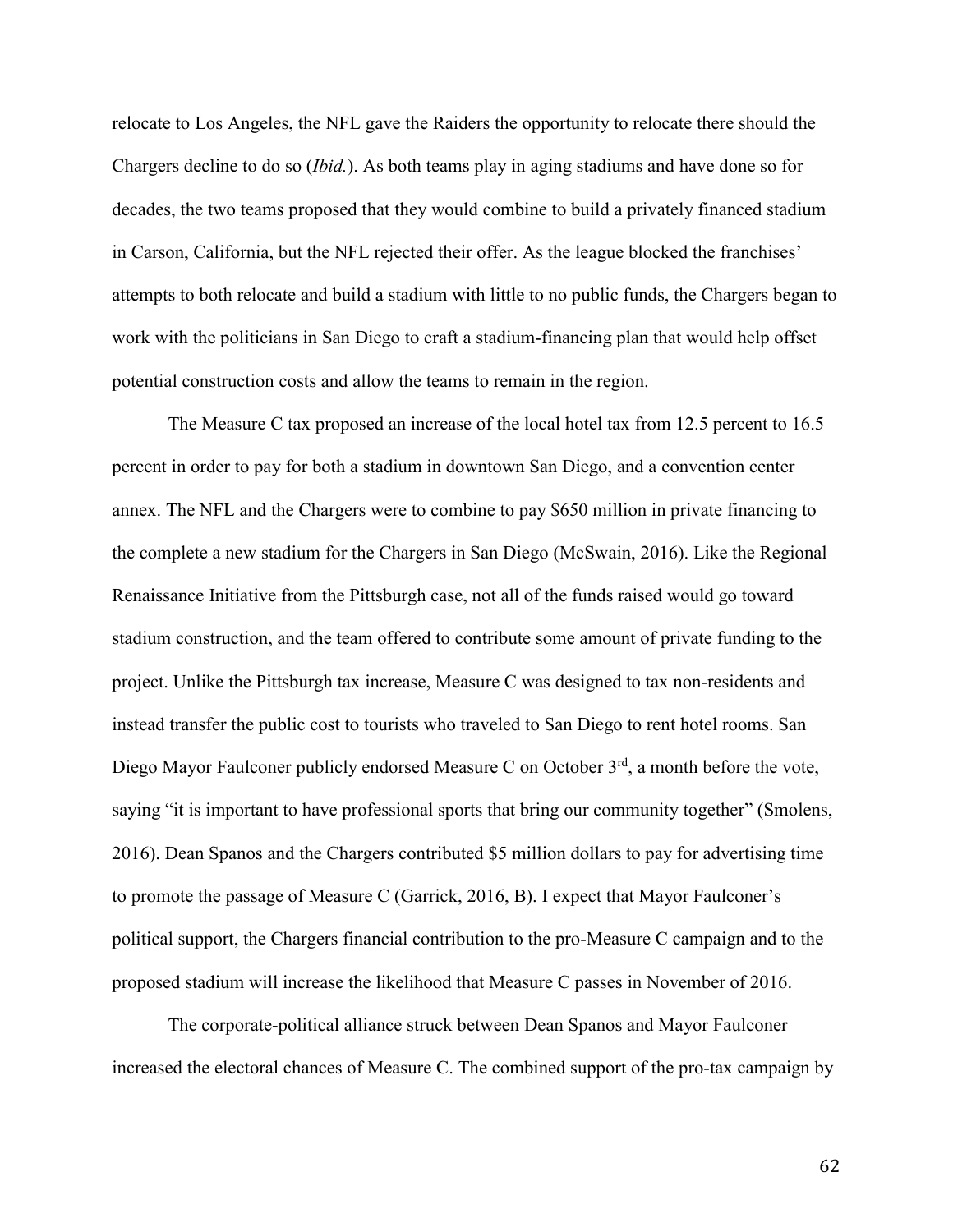relocate to Los Angeles, the NFL gave the Raiders the opportunity to relocate there should the Chargers decline to do so (*Ibid.*). As both teams play in aging stadiums and have done so for decades, the two teams proposed that they would combine to build a privately financed stadium in Carson, California, but the NFL rejected their offer. As the league blocked the franchises' attempts to both relocate and build a stadium with little to no public funds, the Chargers began to work with the politicians in San Diego to craft a stadium-financing plan that would help offset potential construction costs and allow the teams to remain in the region.

The Measure C tax proposed an increase of the local hotel tax from 12.5 percent to 16.5 percent in order to pay for both a stadium in downtown San Diego, and a convention center annex. The NFL and the Chargers were to combine to pay $650 million in private financing to the complete a new stadium for the Chargers in San Diego (McSwain, 2016). Like the Regional Renaissance Initiative from the Pittsburgh case, not all of the funds raised would go toward stadium construction, and the team offered to contribute some amount of private funding to the project. Unlike the Pittsburgh tax increase, Measure C was designed to tax non-residents and instead transfer the public cost to tourists who traveled to San Diego to rent hotel rooms. San Diego Mayor Faulconer publicly endorsed Measure C on October 3rd, a month before the vote, saying "it is important to have professional sports that bring our community together" (Smolens, 2016). Dean Spanos and the Chargers contributed $5 million dollars to pay for advertising time to promote the passage of Measure C (Garrick, 2016, B). I expect that Mayor Faulconer's political support, the Chargers financial contribution to the pro-Measure C campaign and to the proposed stadium will increase the likelihood that Measure C passes in November of 2016.

The corporate-political alliance struck between Dean Spanos and Mayor Faulconer increased the electoral chances of Measure C. The combined support of the pro-tax campaign by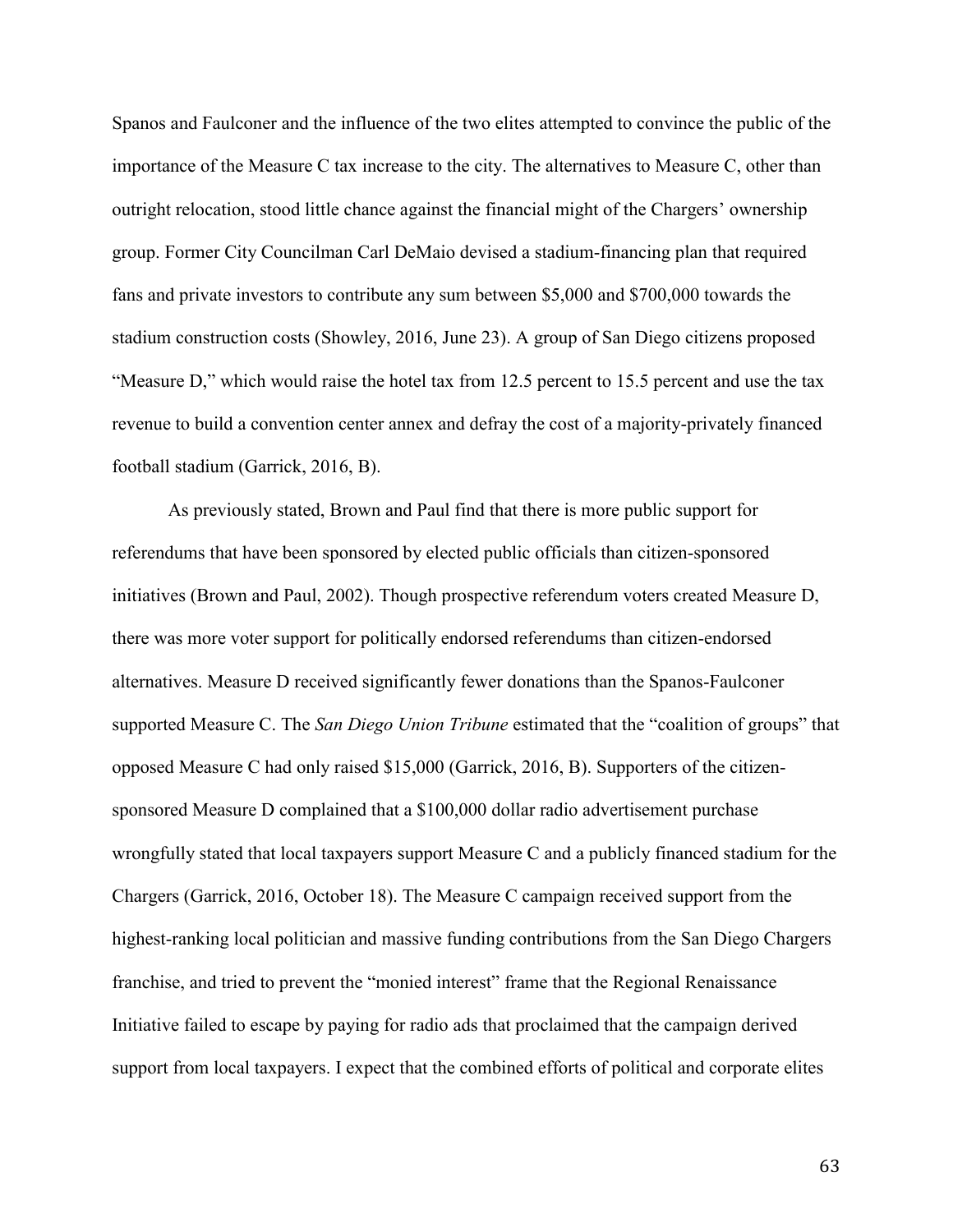Spanos and Faulconer and the influence of the two elites attempted to convince the public of the importance of the Measure C tax increase to the city. The alternatives to Measure C, other than outright relocation, stood little chance against the financial might of the Chargers' ownership group. Former City Councilman Carl DeMaio devised a stadium-financing plan that required fans and private investors to contribute any sum between $5,000 and $700,000 towards the stadium construction costs (Showley, 2016, June 23). A group of San Diego citizens proposed "Measure D," which would raise the hotel tax from 12.5 percent to 15.5 percent and use the tax revenue to build a convention center annex and defray the cost of a majority-privately financed football stadium (Garrick, 2016, B).

As previously stated, Brown and Paul find that there is more public support for referendums that have been sponsored by elected public officials than citizen-sponsored initiatives (Brown and Paul, 2002). Though prospective referendum voters created Measure D, there was more voter support for politically endorsed referendums than citizen-endorsed alternatives. Measure D received significantly fewer donations than the Spanos-Faulconer supported Measure C. The *San Diego Union Tribune* estimated that the "coalition of groups" that opposed Measure C had only raised $15,000 (Garrick, 2016, B). Supporters of the citizen-sponsored Measure D complained that a $100,000 dollar radio advertisement purchase wrongfully stated that local taxpayers support Measure C and a publicly financed stadium for the Chargers (Garrick, 2016, October 18). The Measure C campaign received support from the highest-ranking local politician and massive funding contributions from the San Diego Chargers franchise, and tried to prevent the "monied interest" frame that the Regional Renaissance Initiative failed to escape by paying for radio ads that proclaimed that the campaign derived support from local taxpayers. I expect that the combined efforts of political and corporate elites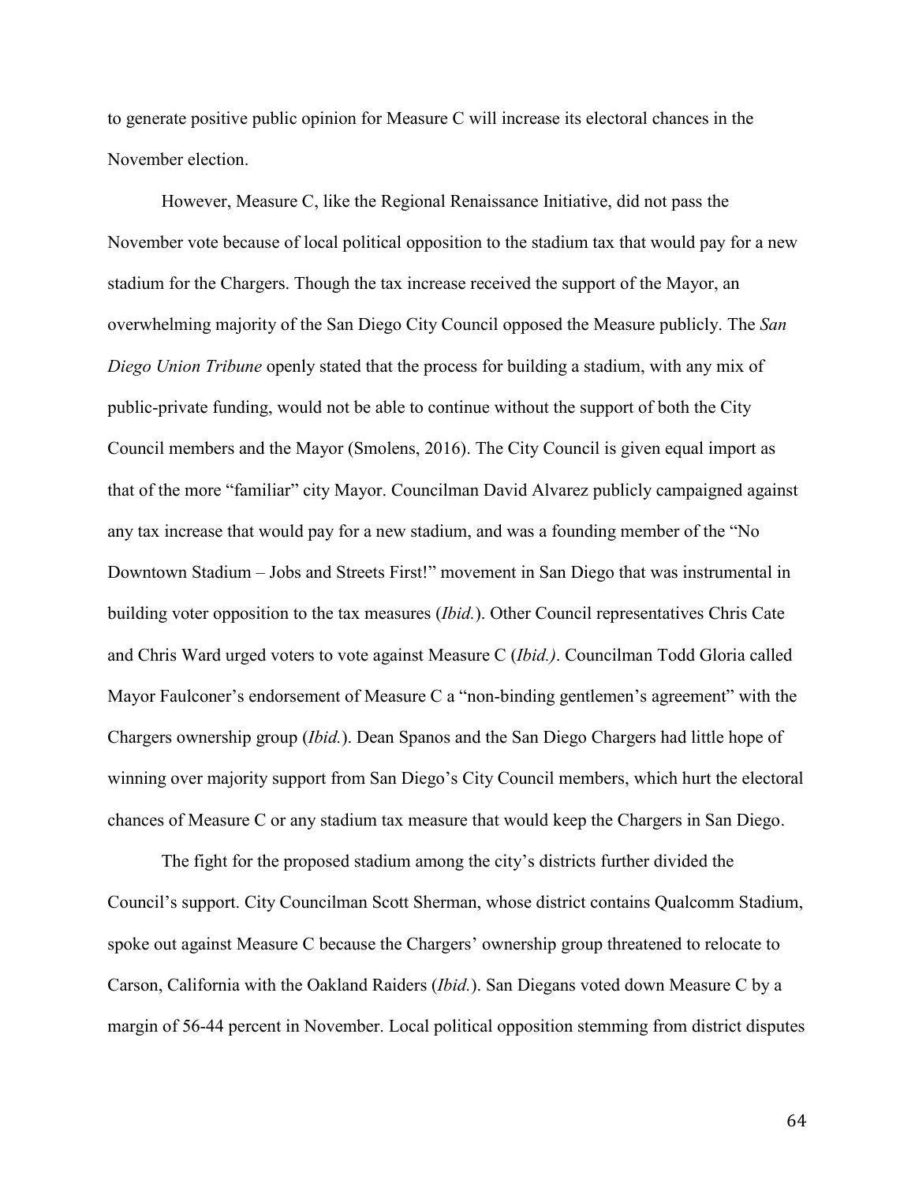to generate positive public opinion for Measure C will increase its electoral chances in the November election.

However, Measure C, like the Regional Renaissance Initiative, did not pass the November vote because of local political opposition to the stadium tax that would pay for a new stadium for the Chargers. Though the tax increase received the support of the Mayor, an overwhelming majority of the San Diego City Council opposed the Measure publicly. The *San Diego Union Tribune* openly stated that the process for building a stadium, with any mix of public-private funding, would not be able to continue without the support of both the City Council members and the Mayor (Smolens, 2016). The City Council is given equal import as that of the more "familiar" city Mayor. Councilman David Alvarez publicly campaigned against any tax increase that would pay for a new stadium, and was a founding member of the "No Downtown Stadium – Jobs and Streets First!" movement in San Diego that was instrumental in building voter opposition to the tax measures (*Ibid.*). Other Council representatives Chris Cate and Chris Ward urged voters to vote against Measure C (*Ibid.)*. Councilman Todd Gloria called Mayor Faulconer's endorsement of Measure C a "non-binding gentlemen's agreement" with the Chargers ownership group (*Ibid.*). Dean Spanos and the San Diego Chargers had little hope of winning over majority support from San Diego's City Council members, which hurt the electoral chances of Measure C or any stadium tax measure that would keep the Chargers in San Diego.

The fight for the proposed stadium among the city's districts further divided the Council's support. City Councilman Scott Sherman, whose district contains Qualcomm Stadium, spoke out against Measure C because the Chargers' ownership group threatened to relocate to Carson, California with the Oakland Raiders (*Ibid.*). San Diegans voted down Measure C by a margin of 56-44 percent in November. Local political opposition stemming from district disputes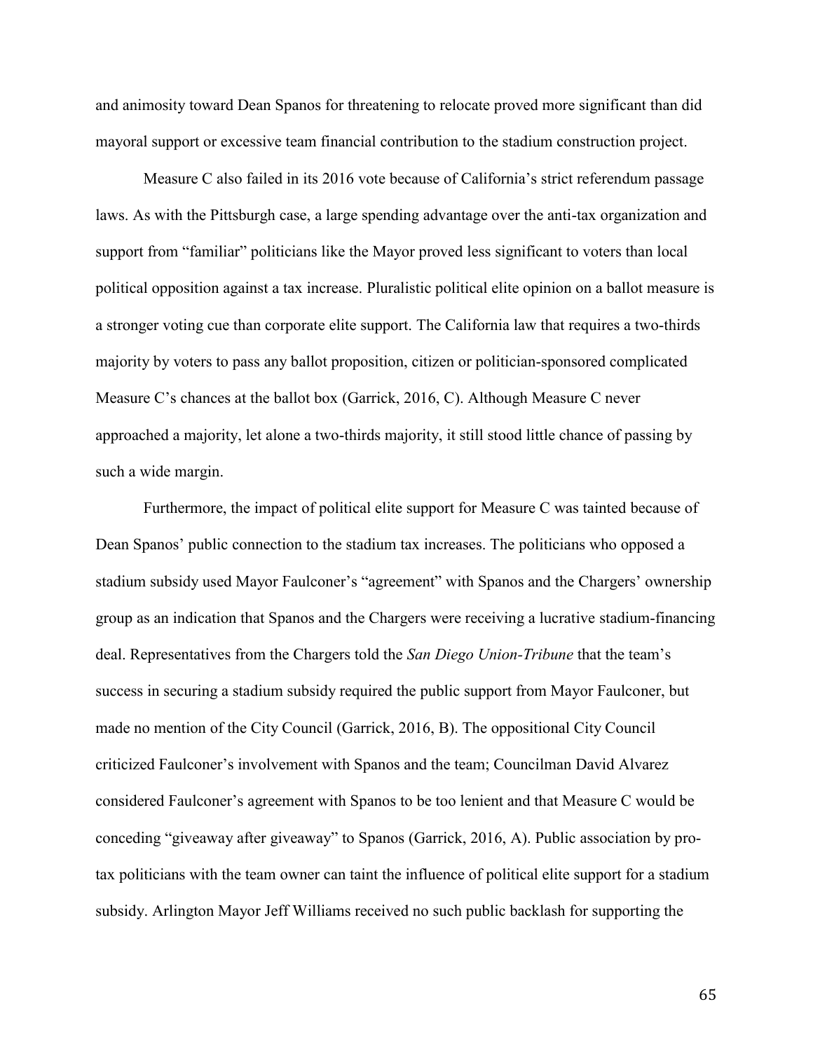and animosity toward Dean Spanos for threatening to relocate proved more significant than did mayoral support or excessive team financial contribution to the stadium construction project.

Measure C also failed in its 2016 vote because of California's strict referendum passage laws. As with the Pittsburgh case, a large spending advantage over the anti-tax organization and support from "familiar" politicians like the Mayor proved less significant to voters than local political opposition against a tax increase. Pluralistic political elite opinion on a ballot measure is a stronger voting cue than corporate elite support. The California law that requires a two-thirds majority by voters to pass any ballot proposition, citizen or politician-sponsored complicated Measure C's chances at the ballot box (Garrick, 2016, C). Although Measure C never approached a majority, let alone a two-thirds majority, it still stood little chance of passing by such a wide margin.

Furthermore, the impact of political elite support for Measure C was tainted because of Dean Spanos' public connection to the stadium tax increases. The politicians who opposed a stadium subsidy used Mayor Faulconer's "agreement" with Spanos and the Chargers' ownership group as an indication that Spanos and the Chargers were receiving a lucrative stadium-financing deal. Representatives from the Chargers told the *San Diego Union-Tribune* that the team's success in securing a stadium subsidy required the public support from Mayor Faulconer, but made no mention of the City Council (Garrick, 2016, B). The oppositional City Council criticized Faulconer's involvement with Spanos and the team; Councilman David Alvarez considered Faulconer's agreement with Spanos to be too lenient and that Measure C would be conceding "giveaway after giveaway" to Spanos (Garrick, 2016, A). Public association by pro-tax politicians with the team owner can taint the influence of political elite support for a stadium subsidy. Arlington Mayor Jeff Williams received no such public backlash for supporting the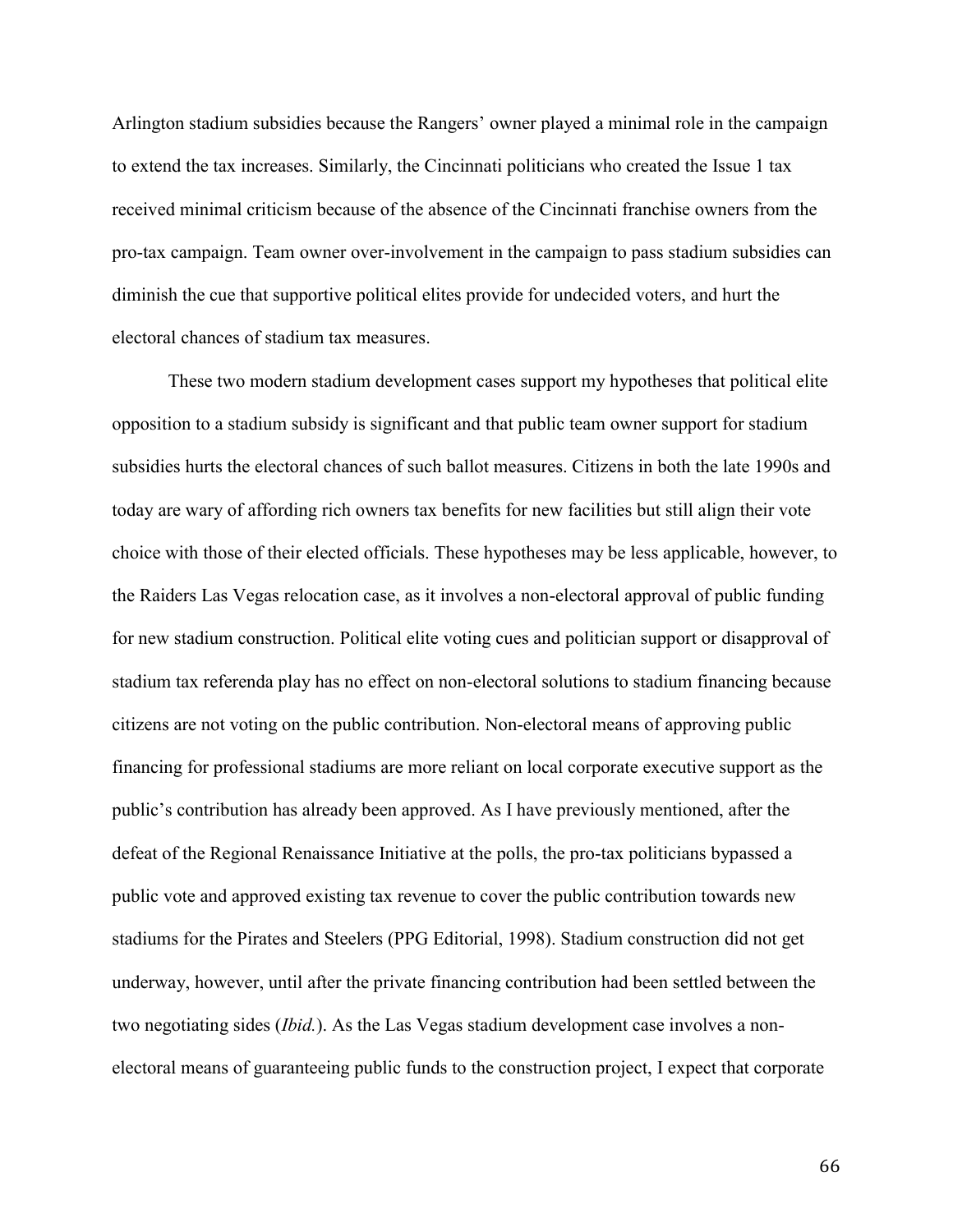Arlington stadium subsidies because the Rangers' owner played a minimal role in the campaign to extend the tax increases. Similarly, the Cincinnati politicians who created the Issue 1 tax received minimal criticism because of the absence of the Cincinnati franchise owners from the pro-tax campaign. Team owner over-involvement in the campaign to pass stadium subsidies can diminish the cue that supportive political elites provide for undecided voters, and hurt the electoral chances of stadium tax measures.

These two modern stadium development cases support my hypotheses that political elite opposition to a stadium subsidy is significant and that public team owner support for stadium subsidies hurts the electoral chances of such ballot measures. Citizens in both the late 1990s and today are wary of affording rich owners tax benefits for new facilities but still align their vote choice with those of their elected officials. These hypotheses may be less applicable, however, to the Raiders Las Vegas relocation case, as it involves a non-electoral approval of public funding for new stadium construction. Political elite voting cues and politician support or disapproval of stadium tax referenda play has no effect on non-electoral solutions to stadium financing because citizens are not voting on the public contribution. Non-electoral means of approving public financing for professional stadiums are more reliant on local corporate executive support as the public's contribution has already been approved. As I have previously mentioned, after the defeat of the Regional Renaissance Initiative at the polls, the pro-tax politicians bypassed a public vote and approved existing tax revenue to cover the public contribution towards new stadiums for the Pirates and Steelers (PPG Editorial, 1998). Stadium construction did not get underway, however, until after the private financing contribution had been settled between the two negotiating sides (*Ibid.*). As the Las Vegas stadium development case involves a non-electoral means of guaranteeing public funds to the construction project, I expect that corporate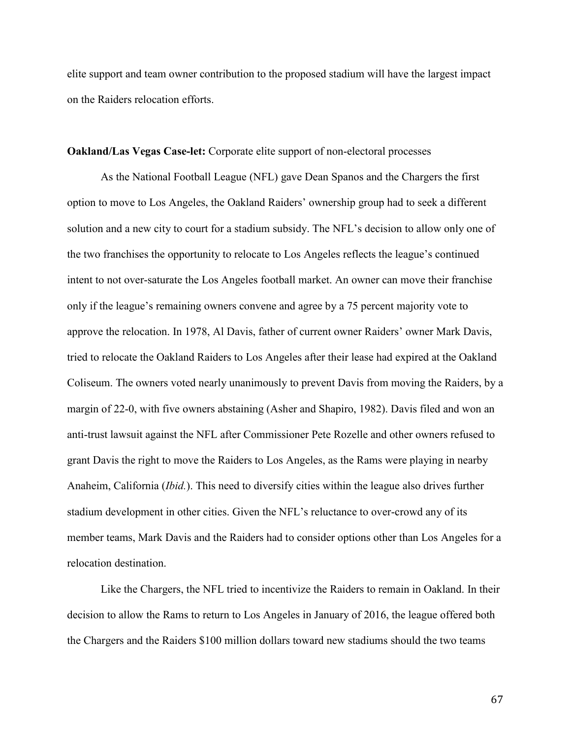elite support and team owner contribution to the proposed stadium will have the largest impact on the Raiders relocation efforts.

**Oakland/Las Vegas Case-let:** Corporate elite support of non-electoral processes

As the National Football League (NFL) gave Dean Spanos and the Chargers the first option to move to Los Angeles, the Oakland Raiders' ownership group had to seek a different solution and a new city to court for a stadium subsidy. The NFL's decision to allow only one of the two franchises the opportunity to relocate to Los Angeles reflects the league's continued intent to not over-saturate the Los Angeles football market. An owner can move their franchise only if the league's remaining owners convene and agree by a 75 percent majority vote to approve the relocation. In 1978, Al Davis, father of current owner Raiders' owner Mark Davis, tried to relocate the Oakland Raiders to Los Angeles after their lease had expired at the Oakland Coliseum. The owners voted nearly unanimously to prevent Davis from moving the Raiders, by a margin of 22-0, with five owners abstaining (Asher and Shapiro, 1982). Davis filed and won an anti-trust lawsuit against the NFL after Commissioner Pete Rozelle and other owners refused to grant Davis the right to move the Raiders to Los Angeles, as the Rams were playing in nearby Anaheim, California (*Ibid.*). This need to diversify cities within the league also drives further stadium development in other cities. Given the NFL's reluctance to over-crowd any of its member teams, Mark Davis and the Raiders had to consider options other than Los Angeles for a relocation destination.

Like the Chargers, the NFL tried to incentivize the Raiders to remain in Oakland. In their decision to allow the Rams to return to Los Angeles in January of 2016, the league offered both the Chargers and the Raiders $100 million dollars toward new stadiums should the two teams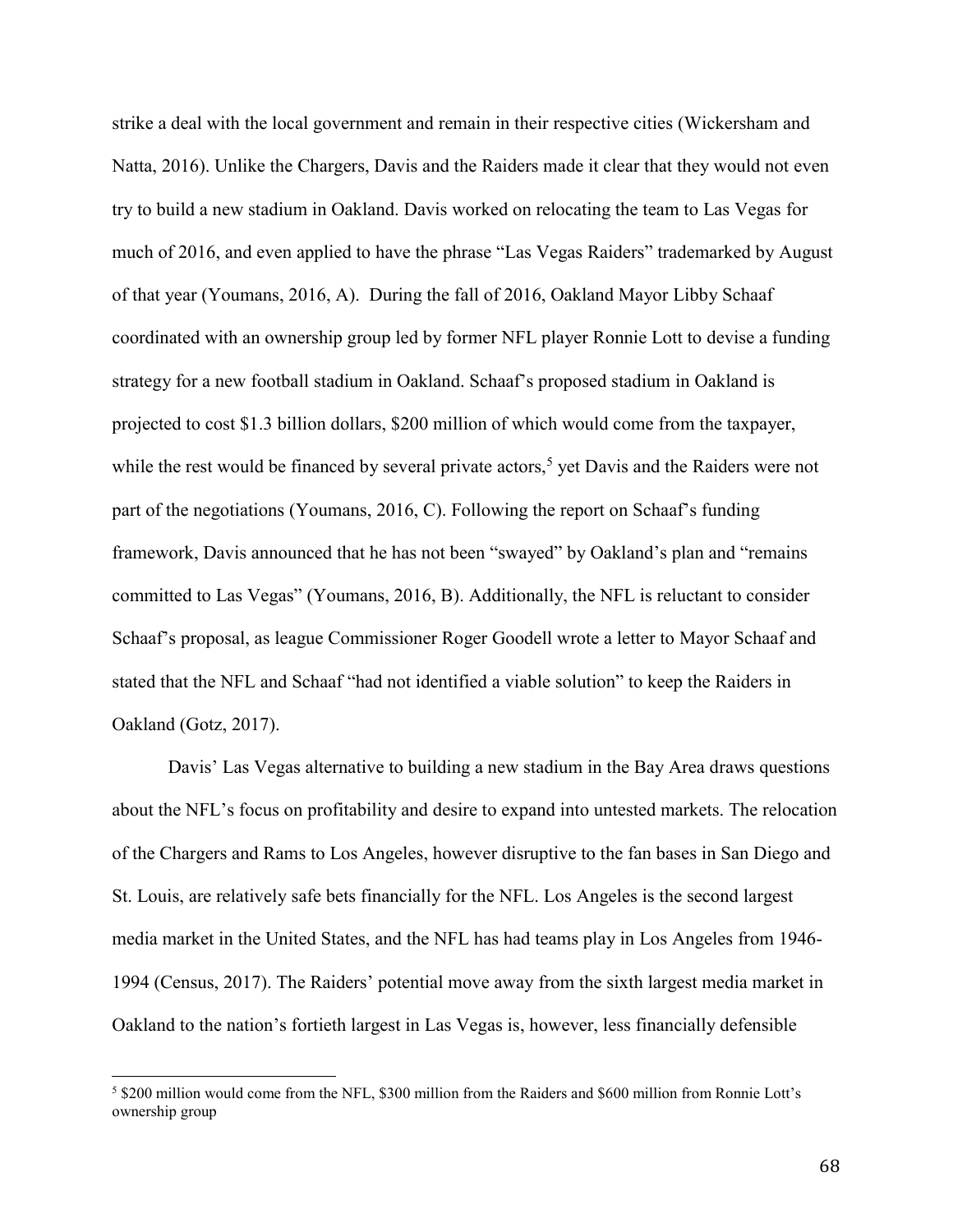strike a deal with the local government and remain in their respective cities (Wickersham and Natta, 2016). Unlike the Chargers, Davis and the Raiders made it clear that they would not even try to build a new stadium in Oakland. Davis worked on relocating the team to Las Vegas for much of 2016, and even applied to have the phrase "Las Vegas Raiders" trademarked by August of that year (Youmans, 2016, A). During the fall of 2016, Oakland Mayor Libby Schaaf coordinated with an ownership group led by former NFL player Ronnie Lott to devise a funding strategy for a new football stadium in Oakland. Schaaf's proposed stadium in Oakland is projected to cost \$1.3 billion dollars, \$200 million of which would come from the taxpayer, while the rest would be financed by several private actors,[5] yet Davis and the Raiders were not part of the negotiations (Youmans, 2016, C). Following the report on Schaaf's funding framework, Davis announced that he has not been "swayed" by Oakland's plan and "remains committed to Las Vegas" (Youmans, 2016, B). Additionally, the NFL is reluctant to consider Schaaf's proposal, as league Commissioner Roger Goodell wrote a letter to Mayor Schaaf and stated that the NFL and Schaaf "had not identified a viable solution" to keep the Raiders in Oakland (Gotz, 2017).

Davis' Las Vegas alternative to building a new stadium in the Bay Area draws questions about the NFL's focus on profitability and desire to expand into untested markets. The relocation of the Chargers and Rams to Los Angeles, however disruptive to the fan bases in San Diego and St. Louis, are relatively safe bets financially for the NFL. Los Angeles is the second largest media market in the United States, and the NFL has had teams play in Los Angeles from 1946-1994 (Census, 2017). The Raiders' potential move away from the sixth largest media market in Oakland to the nation's fortieth largest in Las Vegas is, however, less financially defensible

[5] \$200 million would come from the NFL, \$300 million from the Raiders and \$600 million from Ronnie Lott's ownership group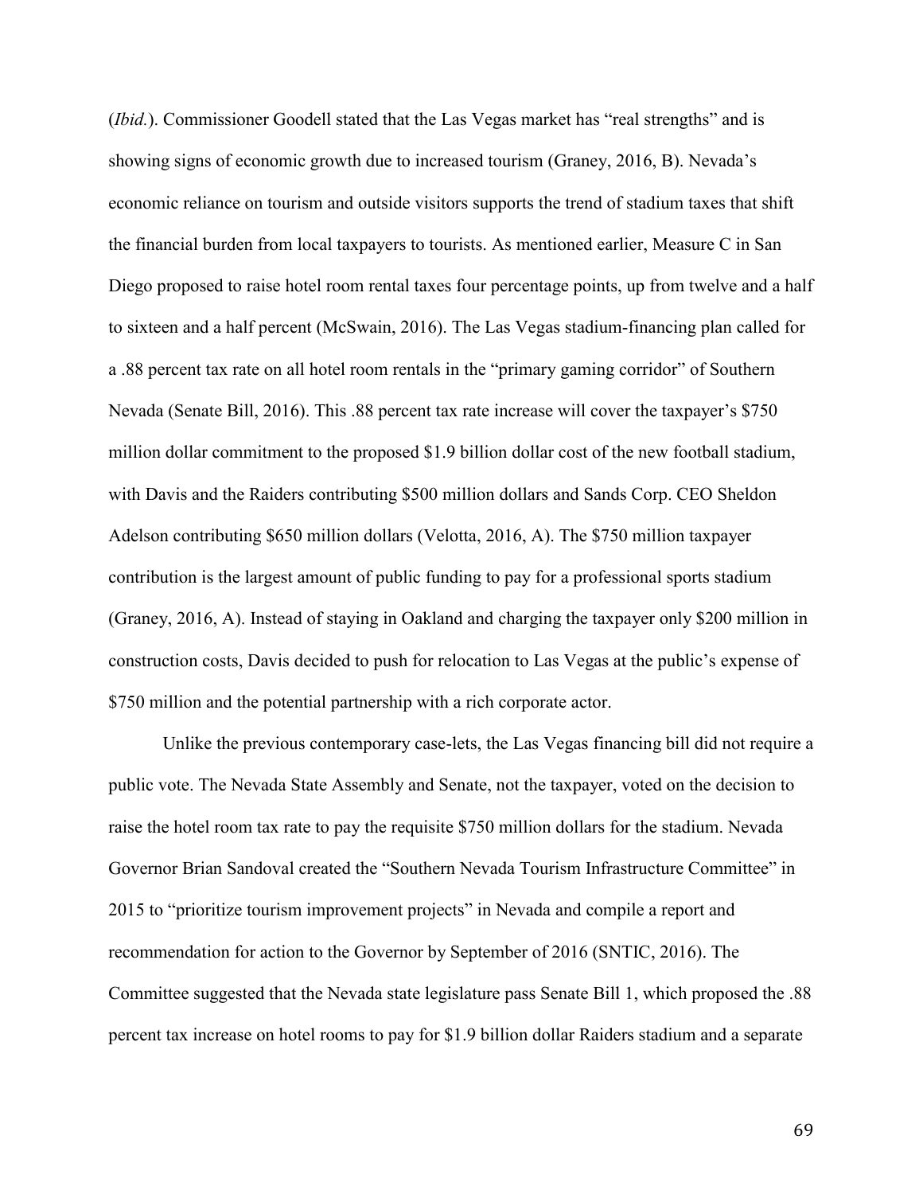(*Ibid.*). Commissioner Goodell stated that the Las Vegas market has "real strengths" and is showing signs of economic growth due to increased tourism (Graney, 2016, B). Nevada's economic reliance on tourism and outside visitors supports the trend of stadium taxes that shift the financial burden from local taxpayers to tourists. As mentioned earlier, Measure C in San Diego proposed to raise hotel room rental taxes four percentage points, up from twelve and a half to sixteen and a half percent (McSwain, 2016). The Las Vegas stadium-financing plan called for a .88 percent tax rate on all hotel room rentals in the "primary gaming corridor" of Southern Nevada (Senate Bill, 2016). This .88 percent tax rate increase will cover the taxpayer's $750 million dollar commitment to the proposed $1.9 billion dollar cost of the new football stadium, with Davis and the Raiders contributing $500 million dollars and Sands Corp. CEO Sheldon Adelson contributing $650 million dollars (Velotta, 2016, A). The $750 million taxpayer contribution is the largest amount of public funding to pay for a professional sports stadium (Graney, 2016, A). Instead of staying in Oakland and charging the taxpayer only $200 million in construction costs, Davis decided to push for relocation to Las Vegas at the public's expense of $750 million and the potential partnership with a rich corporate actor.

Unlike the previous contemporary case-lets, the Las Vegas financing bill did not require a public vote. The Nevada State Assembly and Senate, not the taxpayer, voted on the decision to raise the hotel room tax rate to pay the requisite $750 million dollars for the stadium. Nevada Governor Brian Sandoval created the "Southern Nevada Tourism Infrastructure Committee" in 2015 to "prioritize tourism improvement projects" in Nevada and compile a report and recommendation for action to the Governor by September of 2016 (SNTIC, 2016). The Committee suggested that the Nevada state legislature pass Senate Bill 1, which proposed the .88 percent tax increase on hotel rooms to pay for $1.9 billion dollar Raiders stadium and a separate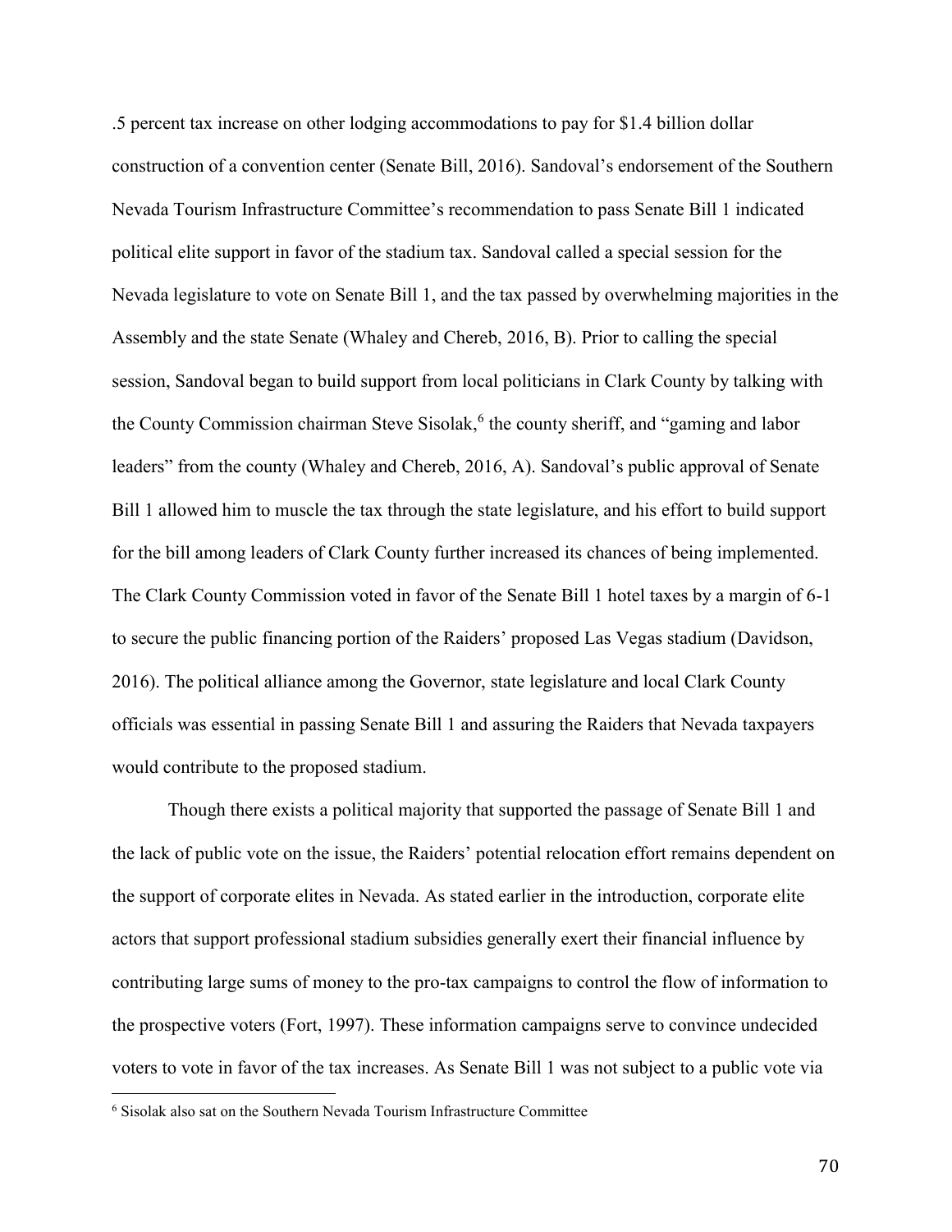.5 percent tax increase on other lodging accommodations to pay for $1.4 billion dollar construction of a convention center (Senate Bill, 2016). Sandoval's endorsement of the Southern Nevada Tourism Infrastructure Committee's recommendation to pass Senate Bill 1 indicated political elite support in favor of the stadium tax. Sandoval called a special session for the Nevada legislature to vote on Senate Bill 1, and the tax passed by overwhelming majorities in the Assembly and the state Senate (Whaley and Chereb, 2016, B). Prior to calling the special session, Sandoval began to build support from local politicians in Clark County by talking with the County Commission chairman Steve Sisolak,[6] the county sheriff, and "gaming and labor leaders" from the county (Whaley and Chereb, 2016, A). Sandoval's public approval of Senate Bill 1 allowed him to muscle the tax through the state legislature, and his effort to build support for the bill among leaders of Clark County further increased its chances of being implemented. The Clark County Commission voted in favor of the Senate Bill 1 hotel taxes by a margin of 6-1 to secure the public financing portion of the Raiders' proposed Las Vegas stadium (Davidson, 2016). The political alliance among the Governor, state legislature and local Clark County officials was essential in passing Senate Bill 1 and assuring the Raiders that Nevada taxpayers would contribute to the proposed stadium.

Though there exists a political majority that supported the passage of Senate Bill 1 and the lack of public vote on the issue, the Raiders' potential relocation effort remains dependent on the support of corporate elites in Nevada. As stated earlier in the introduction, corporate elite actors that support professional stadium subsidies generally exert their financial influence by contributing large sums of money to the pro-tax campaigns to control the flow of information to the prospective voters (Fort, 1997). These information campaigns serve to convince undecided voters to vote in favor of the tax increases. As Senate Bill 1 was not subject to a public vote via

[6] Sisolak also sat on the Southern Nevada Tourism Infrastructure Committee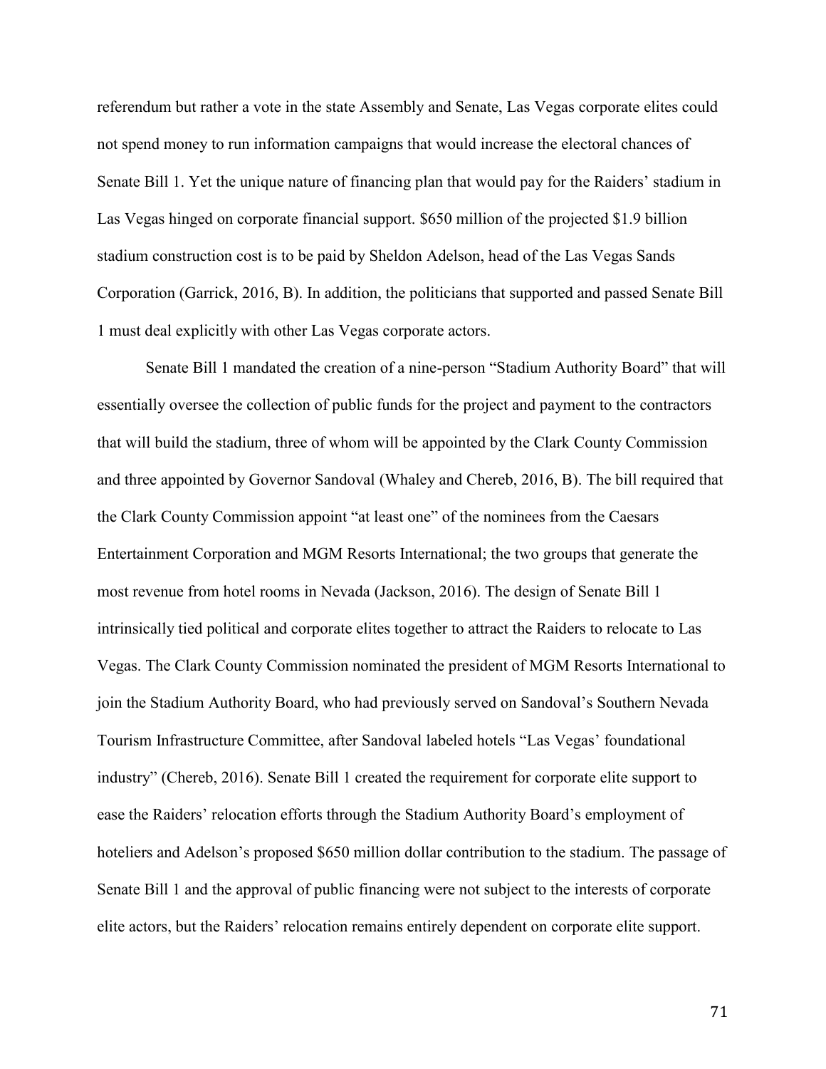referendum but rather a vote in the state Assembly and Senate, Las Vegas corporate elites could not spend money to run information campaigns that would increase the electoral chances of Senate Bill 1. Yet the unique nature of financing plan that would pay for the Raiders' stadium in Las Vegas hinged on corporate financial support. $650 million of the projected $1.9 billion stadium construction cost is to be paid by Sheldon Adelson, head of the Las Vegas Sands Corporation (Garrick, 2016, B). In addition, the politicians that supported and passed Senate Bill 1 must deal explicitly with other Las Vegas corporate actors.

Senate Bill 1 mandated the creation of a nine-person "Stadium Authority Board" that will essentially oversee the collection of public funds for the project and payment to the contractors that will build the stadium, three of whom will be appointed by the Clark County Commission and three appointed by Governor Sandoval (Whaley and Chereb, 2016, B). The bill required that the Clark County Commission appoint "at least one" of the nominees from the Caesars Entertainment Corporation and MGM Resorts International; the two groups that generate the most revenue from hotel rooms in Nevada (Jackson, 2016). The design of Senate Bill 1 intrinsically tied political and corporate elites together to attract the Raiders to relocate to Las Vegas. The Clark County Commission nominated the president of MGM Resorts International to join the Stadium Authority Board, who had previously served on Sandoval's Southern Nevada Tourism Infrastructure Committee, after Sandoval labeled hotels "Las Vegas' foundational industry" (Chereb, 2016). Senate Bill 1 created the requirement for corporate elite support to ease the Raiders' relocation efforts through the Stadium Authority Board's employment of hoteliers and Adelson's proposed $650 million dollar contribution to the stadium. The passage of Senate Bill 1 and the approval of public financing were not subject to the interests of corporate elite actors, but the Raiders' relocation remains entirely dependent on corporate elite support.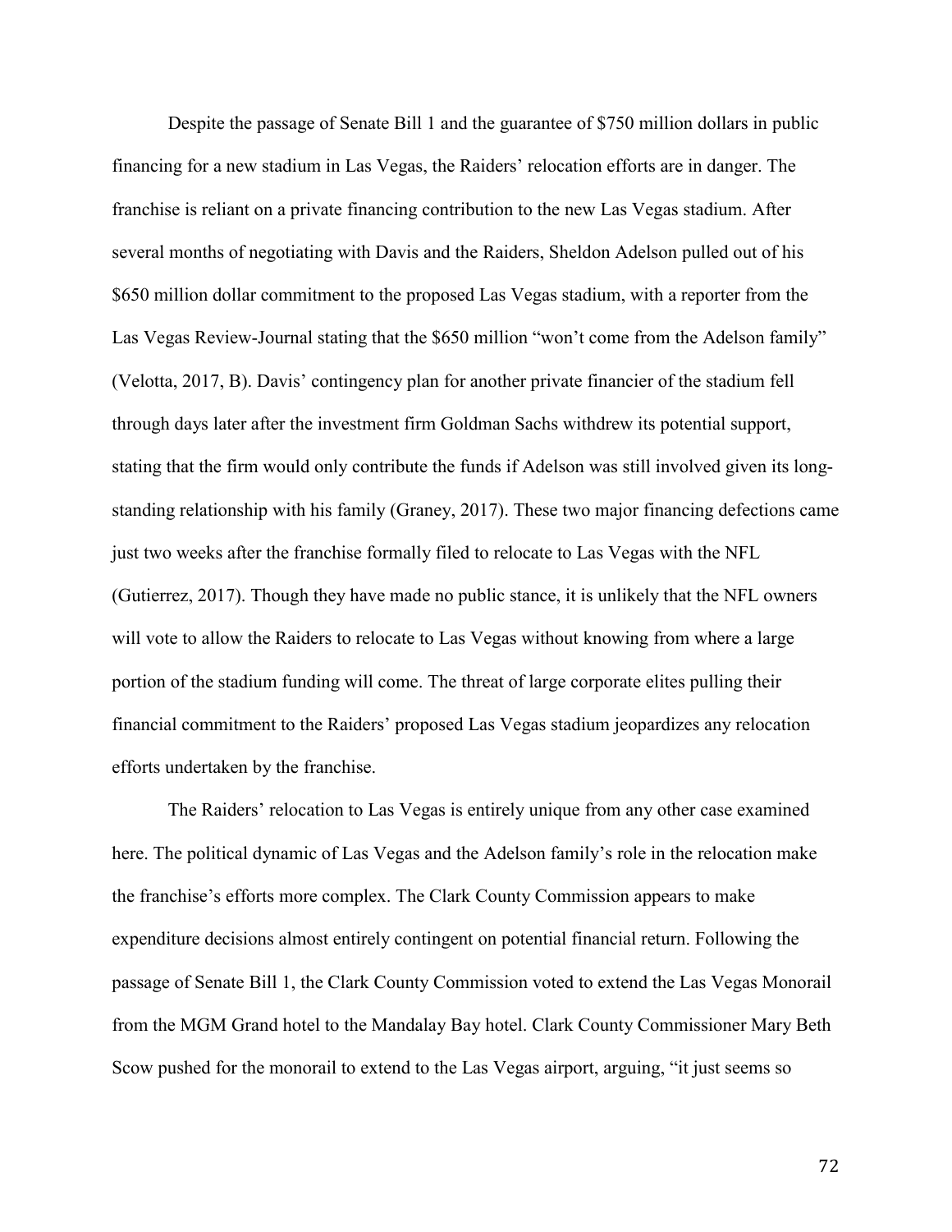Despite the passage of Senate Bill 1 and the guarantee of $750 million dollars in public financing for a new stadium in Las Vegas, the Raiders' relocation efforts are in danger. The franchise is reliant on a private financing contribution to the new Las Vegas stadium. After several months of negotiating with Davis and the Raiders, Sheldon Adelson pulled out of his $650 million dollar commitment to the proposed Las Vegas stadium, with a reporter from the Las Vegas Review-Journal stating that the $650 million "won't come from the Adelson family" (Velotta, 2017, B). Davis' contingency plan for another private financier of the stadium fell through days later after the investment firm Goldman Sachs withdrew its potential support, stating that the firm would only contribute the funds if Adelson was still involved given its long-standing relationship with his family (Graney, 2017). These two major financing defections came just two weeks after the franchise formally filed to relocate to Las Vegas with the NFL (Gutierrez, 2017). Though they have made no public stance, it is unlikely that the NFL owners will vote to allow the Raiders to relocate to Las Vegas without knowing from where a large portion of the stadium funding will come. The threat of large corporate elites pulling their financial commitment to the Raiders' proposed Las Vegas stadium jeopardizes any relocation efforts undertaken by the franchise.

The Raiders' relocation to Las Vegas is entirely unique from any other case examined here. The political dynamic of Las Vegas and the Adelson family's role in the relocation make the franchise's efforts more complex. The Clark County Commission appears to make expenditure decisions almost entirely contingent on potential financial return. Following the passage of Senate Bill 1, the Clark County Commission voted to extend the Las Vegas Monorail from the MGM Grand hotel to the Mandalay Bay hotel. Clark County Commissioner Mary Beth Scow pushed for the monorail to extend to the Las Vegas airport, arguing, "it just seems so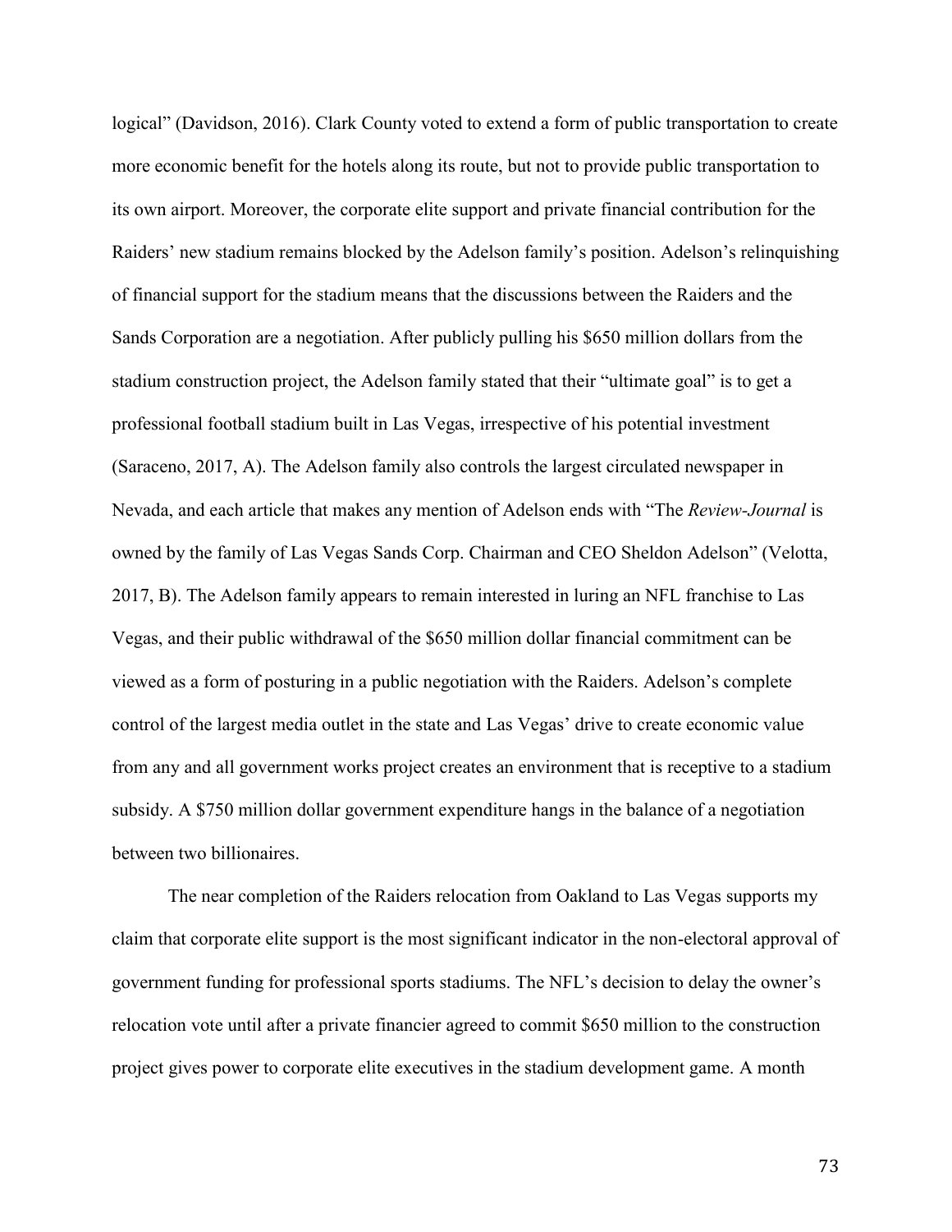logical" (Davidson, 2016). Clark County voted to extend a form of public transportation to create more economic benefit for the hotels along its route, but not to provide public transportation to its own airport. Moreover, the corporate elite support and private financial contribution for the Raiders' new stadium remains blocked by the Adelson family's position. Adelson's relinquishing of financial support for the stadium means that the discussions between the Raiders and the Sands Corporation are a negotiation. After publicly pulling his $650 million dollars from the stadium construction project, the Adelson family stated that their "ultimate goal" is to get a professional football stadium built in Las Vegas, irrespective of his potential investment (Saraceno, 2017, A). The Adelson family also controls the largest circulated newspaper in Nevada, and each article that makes any mention of Adelson ends with "The *Review-Journal* is owned by the family of Las Vegas Sands Corp. Chairman and CEO Sheldon Adelson" (Velotta, 2017, B). The Adelson family appears to remain interested in luring an NFL franchise to Las Vegas, and their public withdrawal of the $650 million dollar financial commitment can be viewed as a form of posturing in a public negotiation with the Raiders. Adelson's complete control of the largest media outlet in the state and Las Vegas' drive to create economic value from any and all government works project creates an environment that is receptive to a stadium subsidy. A $750 million dollar government expenditure hangs in the balance of a negotiation between two billionaires.

The near completion of the Raiders relocation from Oakland to Las Vegas supports my claim that corporate elite support is the most significant indicator in the non-electoral approval of government funding for professional sports stadiums. The NFL's decision to delay the owner's relocation vote until after a private financier agreed to commit $650 million to the construction project gives power to corporate elite executives in the stadium development game. A month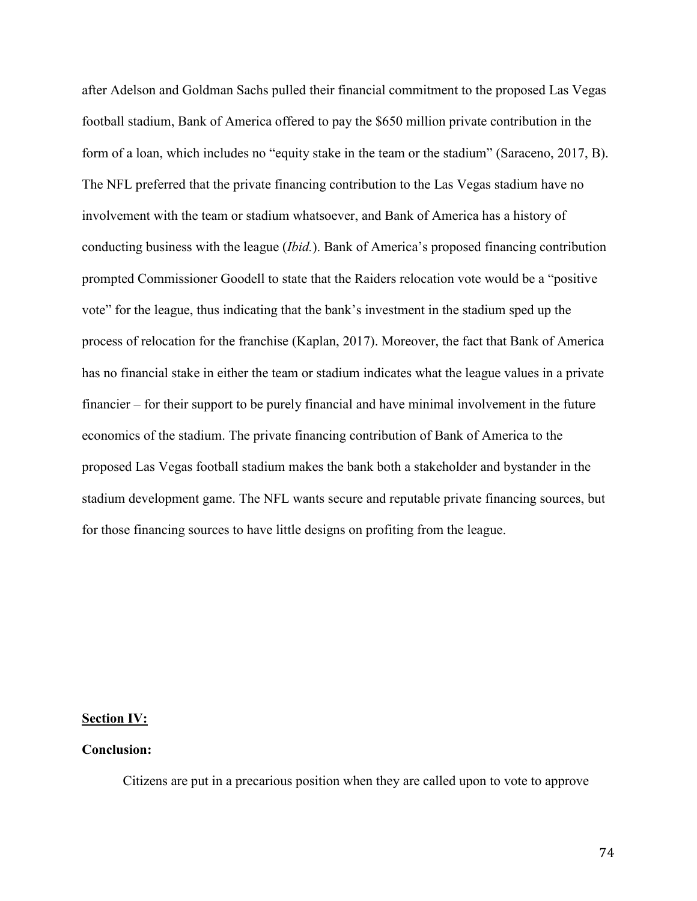after Adelson and Goldman Sachs pulled their financial commitment to the proposed Las Vegas football stadium, Bank of America offered to pay the $650 million private contribution in the form of a loan, which includes no "equity stake in the team or the stadium" (Saraceno, 2017, B). The NFL preferred that the private financing contribution to the Las Vegas stadium have no involvement with the team or stadium whatsoever, and Bank of America has a history of conducting business with the league (*Ibid.*). Bank of America's proposed financing contribution prompted Commissioner Goodell to state that the Raiders relocation vote would be a "positive vote" for the league, thus indicating that the bank's investment in the stadium sped up the process of relocation for the franchise (Kaplan, 2017). Moreover, the fact that Bank of America has no financial stake in either the team or stadium indicates what the league values in a private financier – for their support to be purely financial and have minimal involvement in the future economics of the stadium. The private financing contribution of Bank of America to the proposed Las Vegas football stadium makes the bank both a stakeholder and bystander in the stadium development game. The NFL wants secure and reputable private financing sources, but for those financing sources to have little designs on profiting from the league.

## <u>Section IV:</u>

### Conclusion:

Citizens are put in a precarious position when they are called upon to vote to approve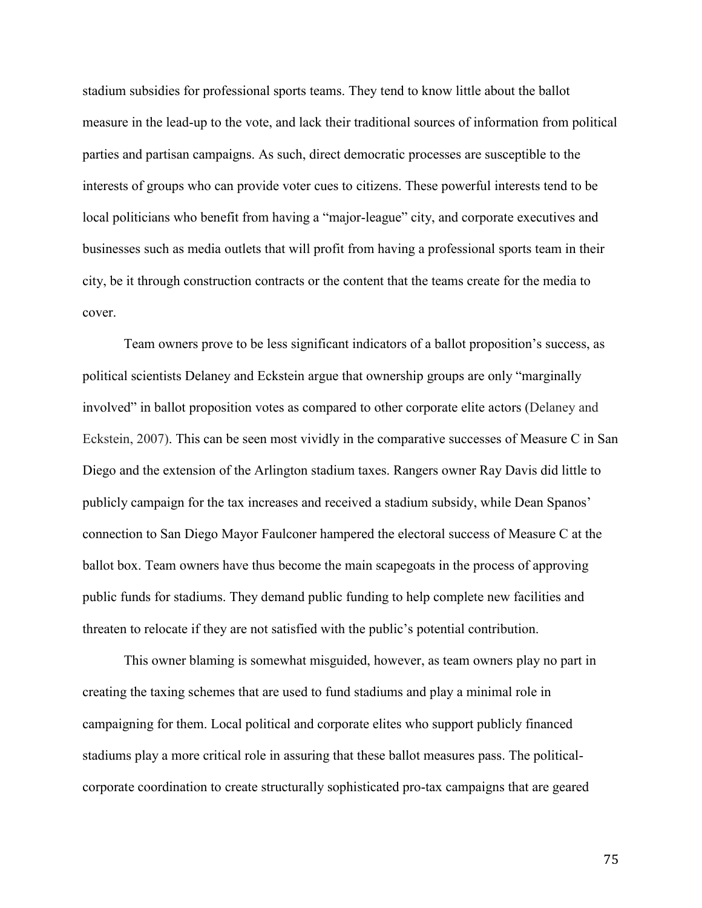stadium subsidies for professional sports teams. They tend to know little about the ballot measure in the lead-up to the vote, and lack their traditional sources of information from political parties and partisan campaigns. As such, direct democratic processes are susceptible to the interests of groups who can provide voter cues to citizens. These powerful interests tend to be local politicians who benefit from having a "major-league" city, and corporate executives and businesses such as media outlets that will profit from having a professional sports team in their city, be it through construction contracts or the content that the teams create for the media to cover.

Team owners prove to be less significant indicators of a ballot proposition's success, as political scientists Delaney and Eckstein argue that ownership groups are only "marginally involved" in ballot proposition votes as compared to other corporate elite actors (Delaney and Eckstein, 2007). This can be seen most vividly in the comparative successes of Measure C in San Diego and the extension of the Arlington stadium taxes. Rangers owner Ray Davis did little to publicly campaign for the tax increases and received a stadium subsidy, while Dean Spanos' connection to San Diego Mayor Faulconer hampered the electoral success of Measure C at the ballot box. Team owners have thus become the main scapegoats in the process of approving public funds for stadiums. They demand public funding to help complete new facilities and threaten to relocate if they are not satisfied with the public's potential contribution.

This owner blaming is somewhat misguided, however, as team owners play no part in creating the taxing schemes that are used to fund stadiums and play a minimal role in campaigning for them. Local political and corporate elites who support publicly financed stadiums play a more critical role in assuring that these ballot measures pass. The political-corporate coordination to create structurally sophisticated pro-tax campaigns that are geared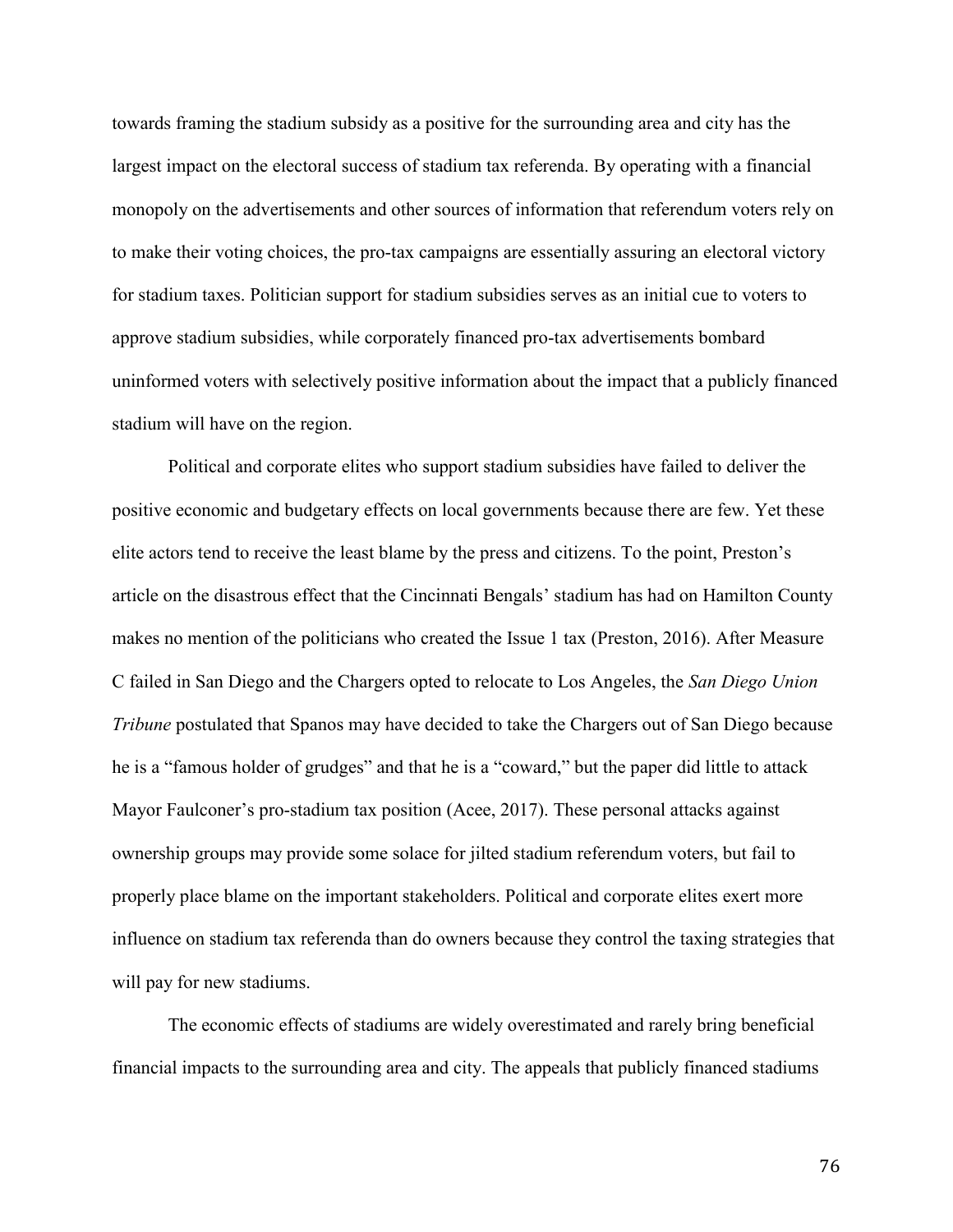towards framing the stadium subsidy as a positive for the surrounding area and city has the largest impact on the electoral success of stadium tax referenda. By operating with a financial monopoly on the advertisements and other sources of information that referendum voters rely on to make their voting choices, the pro-tax campaigns are essentially assuring an electoral victory for stadium taxes. Politician support for stadium subsidies serves as an initial cue to voters to approve stadium subsidies, while corporately financed pro-tax advertisements bombard uninformed voters with selectively positive information about the impact that a publicly financed stadium will have on the region.

Political and corporate elites who support stadium subsidies have failed to deliver the positive economic and budgetary effects on local governments because there are few. Yet these elite actors tend to receive the least blame by the press and citizens. To the point, Preston's article on the disastrous effect that the Cincinnati Bengals' stadium has had on Hamilton County makes no mention of the politicians who created the Issue 1 tax (Preston, 2016). After Measure C failed in San Diego and the Chargers opted to relocate to Los Angeles, the *San Diego Union Tribune* postulated that Spanos may have decided to take the Chargers out of San Diego because he is a "famous holder of grudges" and that he is a "coward," but the paper did little to attack Mayor Faulconer's pro-stadium tax position (Acee, 2017). These personal attacks against ownership groups may provide some solace for jilted stadium referendum voters, but fail to properly place blame on the important stakeholders. Political and corporate elites exert more influence on stadium tax referenda than do owners because they control the taxing strategies that will pay for new stadiums.

The economic effects of stadiums are widely overestimated and rarely bring beneficial financial impacts to the surrounding area and city. The appeals that publicly financed stadiums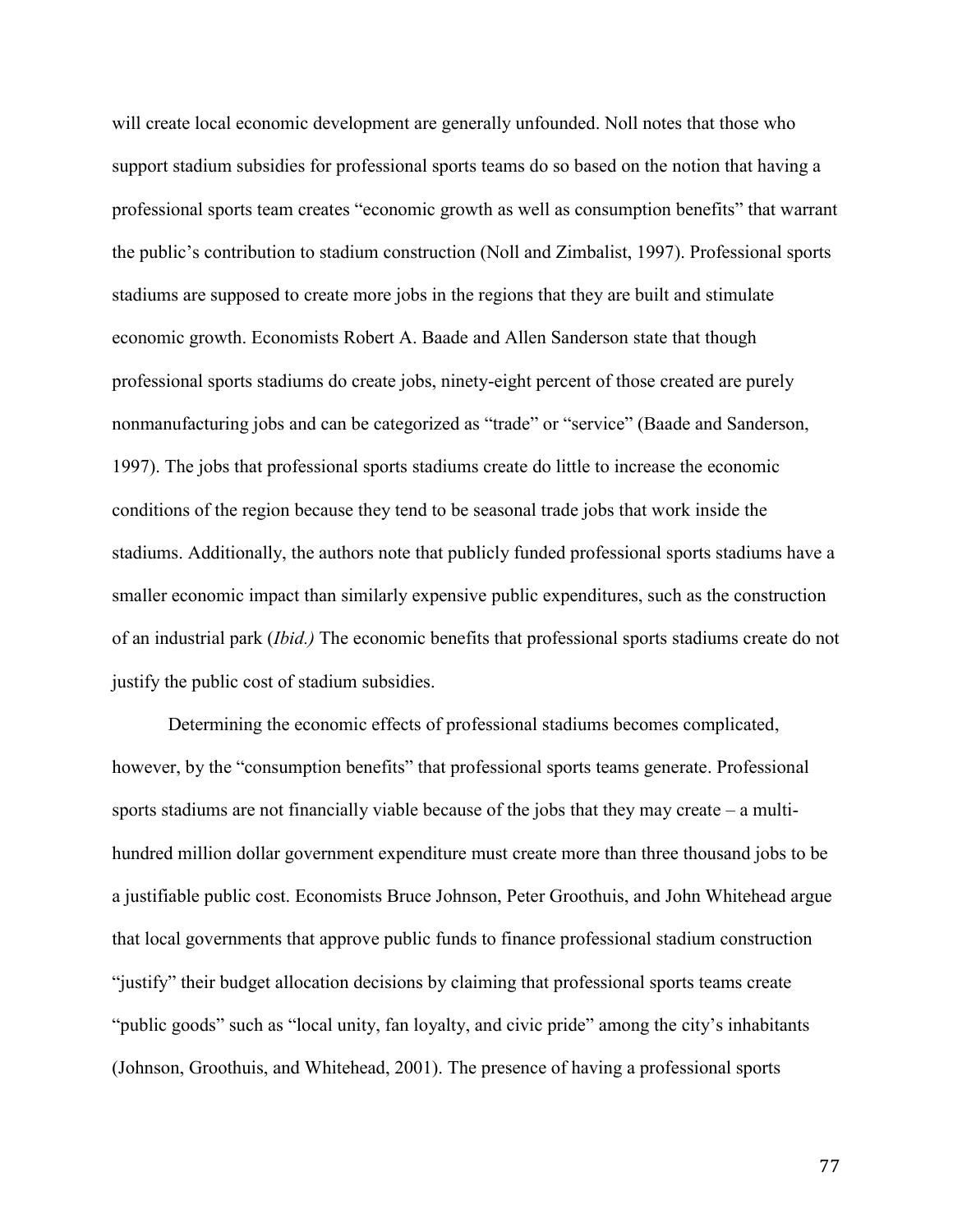will create local economic development are generally unfounded. Noll notes that those who support stadium subsidies for professional sports teams do so based on the notion that having a professional sports team creates "economic growth as well as consumption benefits" that warrant the public's contribution to stadium construction (Noll and Zimbalist, 1997). Professional sports stadiums are supposed to create more jobs in the regions that they are built and stimulate economic growth. Economists Robert A. Baade and Allen Sanderson state that though professional sports stadiums do create jobs, ninety-eight percent of those created are purely nonmanufacturing jobs and can be categorized as "trade" or "service" (Baade and Sanderson, 1997). The jobs that professional sports stadiums create do little to increase the economic conditions of the region because they tend to be seasonal trade jobs that work inside the stadiums. Additionally, the authors note that publicly funded professional sports stadiums have a smaller economic impact than similarly expensive public expenditures, such as the construction of an industrial park (*Ibid.)* The economic benefits that professional sports stadiums create do not justify the public cost of stadium subsidies.

Determining the economic effects of professional stadiums becomes complicated, however, by the "consumption benefits" that professional sports teams generate. Professional sports stadiums are not financially viable because of the jobs that they may create – a multi-hundred million dollar government expenditure must create more than three thousand jobs to be a justifiable public cost. Economists Bruce Johnson, Peter Groothuis, and John Whitehead argue that local governments that approve public funds to finance professional stadium construction "justify" their budget allocation decisions by claiming that professional sports teams create "public goods" such as "local unity, fan loyalty, and civic pride" among the city's inhabitants (Johnson, Groothuis, and Whitehead, 2001). The presence of having a professional sports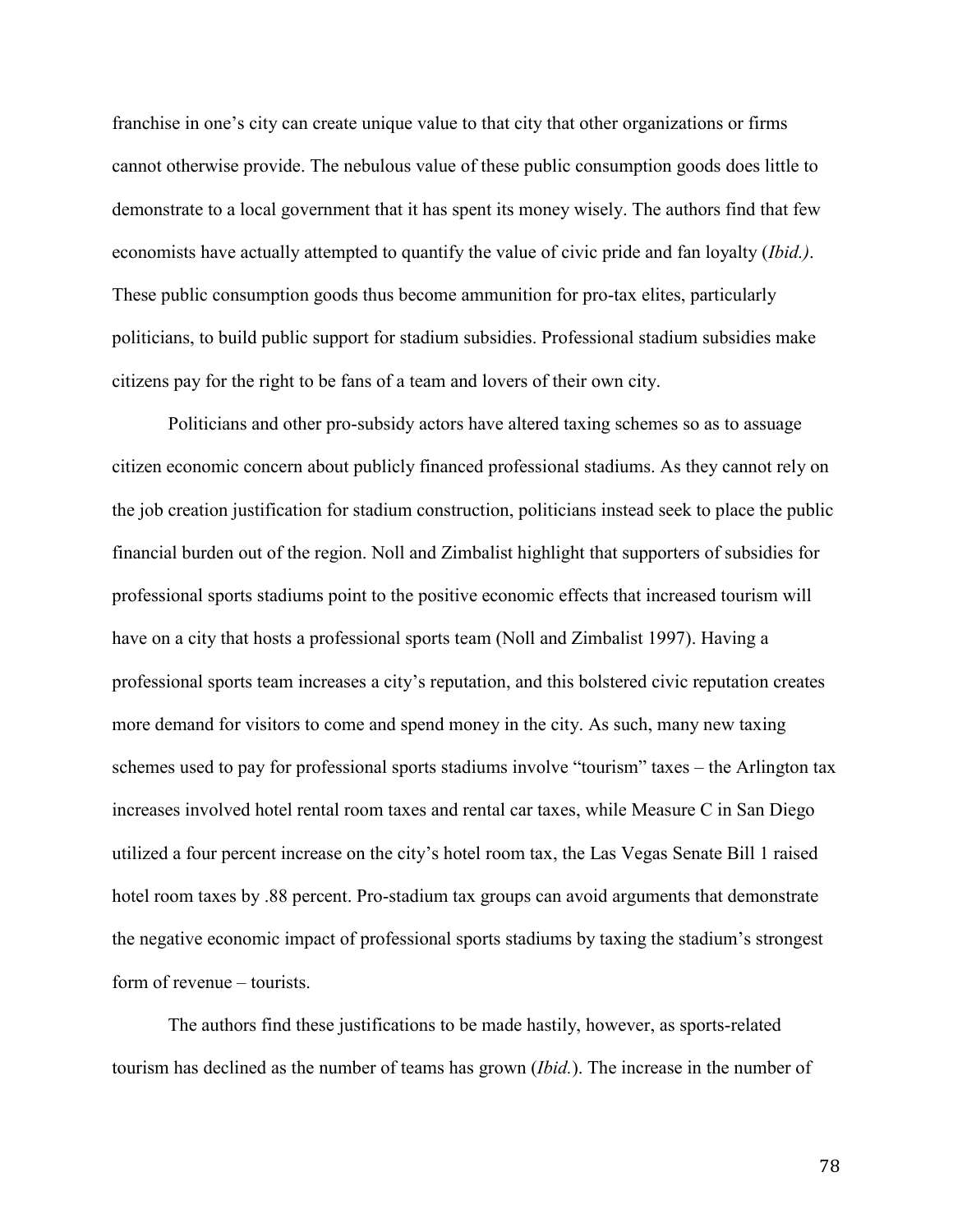franchise in one's city can create unique value to that city that other organizations or firms cannot otherwise provide. The nebulous value of these public consumption goods does little to demonstrate to a local government that it has spent its money wisely. The authors find that few economists have actually attempted to quantify the value of civic pride and fan loyalty (*Ibid.)*. These public consumption goods thus become ammunition for pro-tax elites, particularly politicians, to build public support for stadium subsidies. Professional stadium subsidies make citizens pay for the right to be fans of a team and lovers of their own city.

Politicians and other pro-subsidy actors have altered taxing schemes so as to assuage citizen economic concern about publicly financed professional stadiums. As they cannot rely on the job creation justification for stadium construction, politicians instead seek to place the public financial burden out of the region. Noll and Zimbalist highlight that supporters of subsidies for professional sports stadiums point to the positive economic effects that increased tourism will have on a city that hosts a professional sports team (Noll and Zimbalist 1997). Having a professional sports team increases a city's reputation, and this bolstered civic reputation creates more demand for visitors to come and spend money in the city. As such, many new taxing schemes used to pay for professional sports stadiums involve "tourism" taxes – the Arlington tax increases involved hotel rental room taxes and rental car taxes, while Measure C in San Diego utilized a four percent increase on the city's hotel room tax, the Las Vegas Senate Bill 1 raised hotel room taxes by .88 percent. Pro-stadium tax groups can avoid arguments that demonstrate the negative economic impact of professional sports stadiums by taxing the stadium's strongest form of revenue – tourists.

The authors find these justifications to be made hastily, however, as sports-related tourism has declined as the number of teams has grown (*Ibid.*). The increase in the number of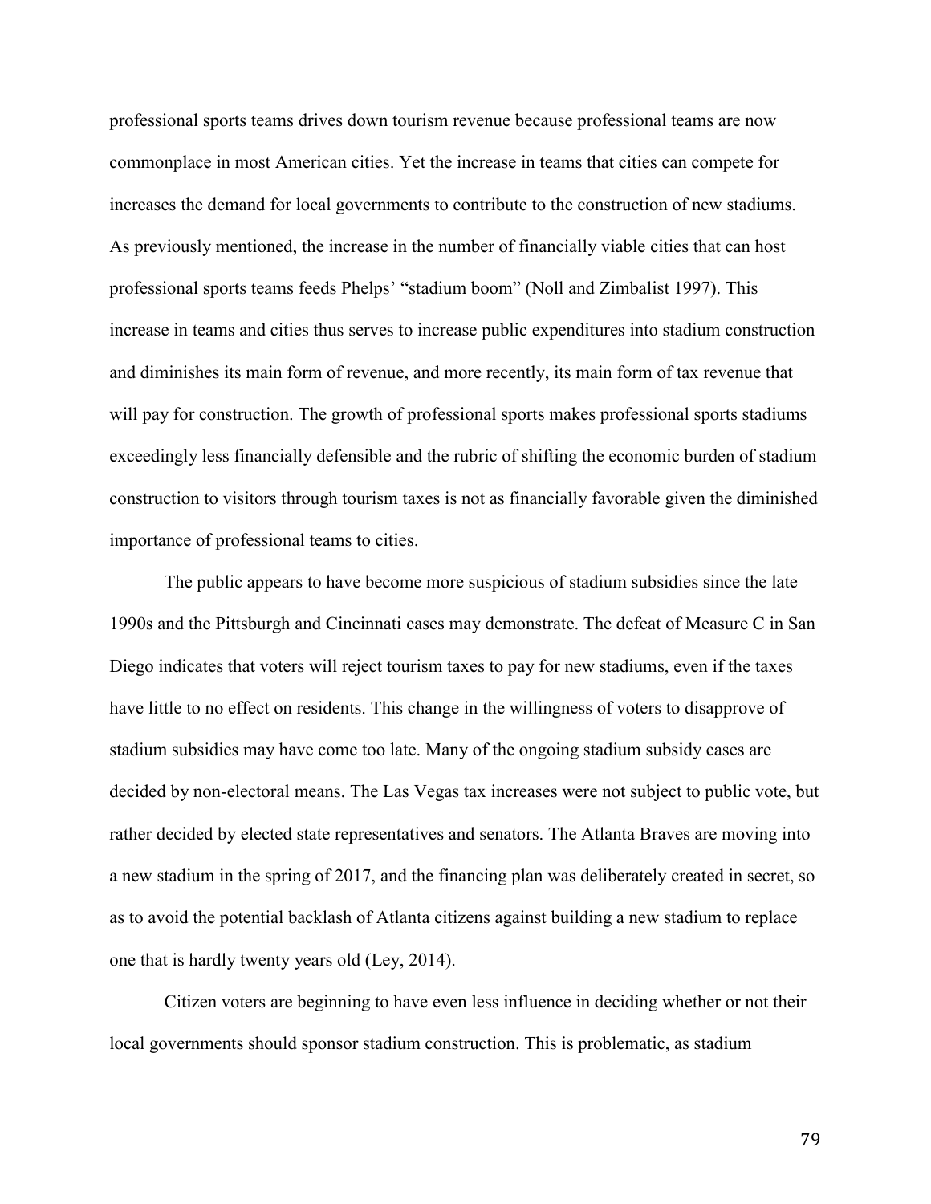professional sports teams drives down tourism revenue because professional teams are now commonplace in most American cities. Yet the increase in teams that cities can compete for increases the demand for local governments to contribute to the construction of new stadiums. As previously mentioned, the increase in the number of financially viable cities that can host professional sports teams feeds Phelps' "stadium boom" (Noll and Zimbalist 1997). This increase in teams and cities thus serves to increase public expenditures into stadium construction and diminishes its main form of revenue, and more recently, its main form of tax revenue that will pay for construction. The growth of professional sports makes professional sports stadiums exceedingly less financially defensible and the rubric of shifting the economic burden of stadium construction to visitors through tourism taxes is not as financially favorable given the diminished importance of professional teams to cities.

The public appears to have become more suspicious of stadium subsidies since the late 1990s and the Pittsburgh and Cincinnati cases may demonstrate. The defeat of Measure C in San Diego indicates that voters will reject tourism taxes to pay for new stadiums, even if the taxes have little to no effect on residents. This change in the willingness of voters to disapprove of stadium subsidies may have come too late. Many of the ongoing stadium subsidy cases are decided by non-electoral means. The Las Vegas tax increases were not subject to public vote, but rather decided by elected state representatives and senators. The Atlanta Braves are moving into a new stadium in the spring of 2017, and the financing plan was deliberately created in secret, so as to avoid the potential backlash of Atlanta citizens against building a new stadium to replace one that is hardly twenty years old (Ley, 2014).

Citizen voters are beginning to have even less influence in deciding whether or not their local governments should sponsor stadium construction. This is problematic, as stadium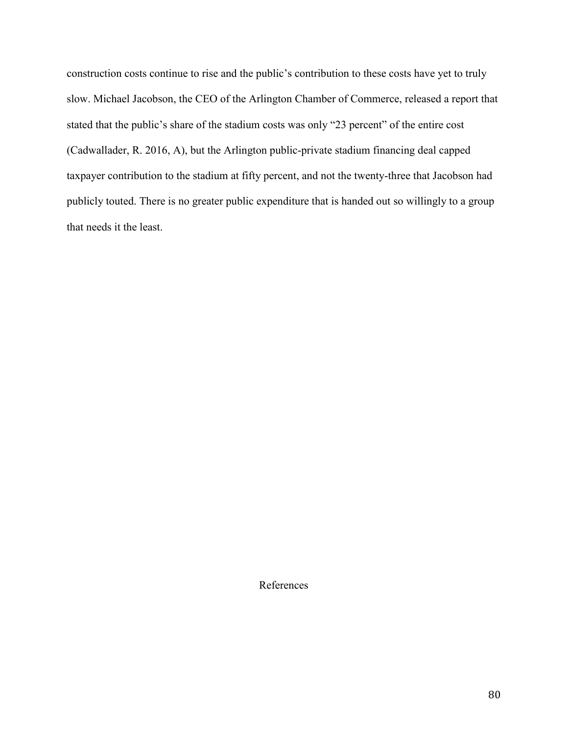construction costs continue to rise and the public's contribution to these costs have yet to truly slow. Michael Jacobson, the CEO of the Arlington Chamber of Commerce, released a report that stated that the public's share of the stadium costs was only "23 percent" of the entire cost (Cadwallader, R. 2016, A), but the Arlington public-private stadium financing deal capped taxpayer contribution to the stadium at fifty percent, and not the twenty-three that Jacobson had publicly touted. There is no greater public expenditure that is handed out so willingly to a group that needs it the least.

## References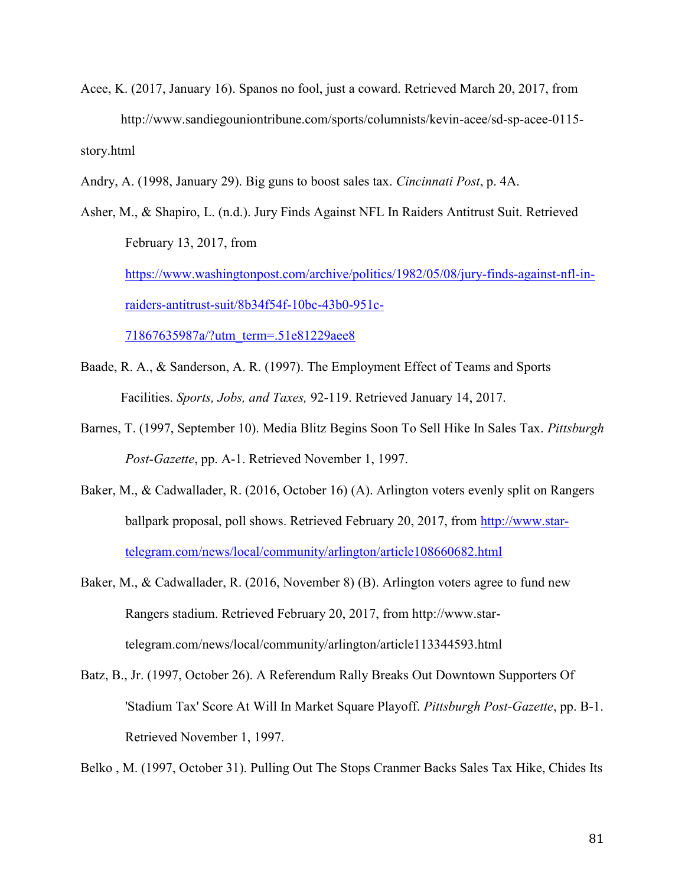Acee, K. (2017, January 16). Spanos no fool, just a coward. Retrieved March 20, 2017, from http://www.sandiegouniontribune.com/sports/columnists/kevin-acee/sd-sp-acee-0115-story.html

Andry, A. (1998, January 29). Big guns to boost sales tax. *Cincinnati Post*, p. 4A.

Asher, M., & Shapiro, L. (n.d.). Jury Finds Against NFL In Raiders Antitrust Suit. Retrieved February 13, 2017, from https://www.washingtonpost.com/archive/politics/1982/05/08/jury-finds-against-nfl-in-raiders-antitrust-suit/8b34f54f-10bc-43b0-951c-71867635987a/?utm_term=.51e81229aee8

Baade, R. A., & Sanderson, A. R. (1997). The Employment Effect of Teams and Sports Facilities. *Sports, Jobs, and Taxes,* 92-119. Retrieved January 14, 2017.

Barnes, T. (1997, September 10). Media Blitz Begins Soon To Sell Hike In Sales Tax. *Pittsburgh Post-Gazette*, pp. A-1. Retrieved November 1, 1997.

Baker, M., & Cadwallader, R. (2016, October 16) (A). Arlington voters evenly split on Rangers ballpark proposal, poll shows. Retrieved February 20, 2017, from http://www.star-telegram.com/news/local/community/arlington/article108660682.html

Baker, M., & Cadwallader, R. (2016, November 8) (B). Arlington voters agree to fund new Rangers stadium. Retrieved February 20, 2017, from http://www.star-telegram.com/news/local/community/arlington/article113344593.html

Batz, B., Jr. (1997, October 26). A Referendum Rally Breaks Out Downtown Supporters Of 'Stadium Tax' Score At Will In Market Square Playoff. *Pittsburgh Post-Gazette*, pp. B-1. Retrieved November 1, 1997.

Belko , M. (1997, October 31). Pulling Out The Stops Cranmer Backs Sales Tax Hike, Chides Its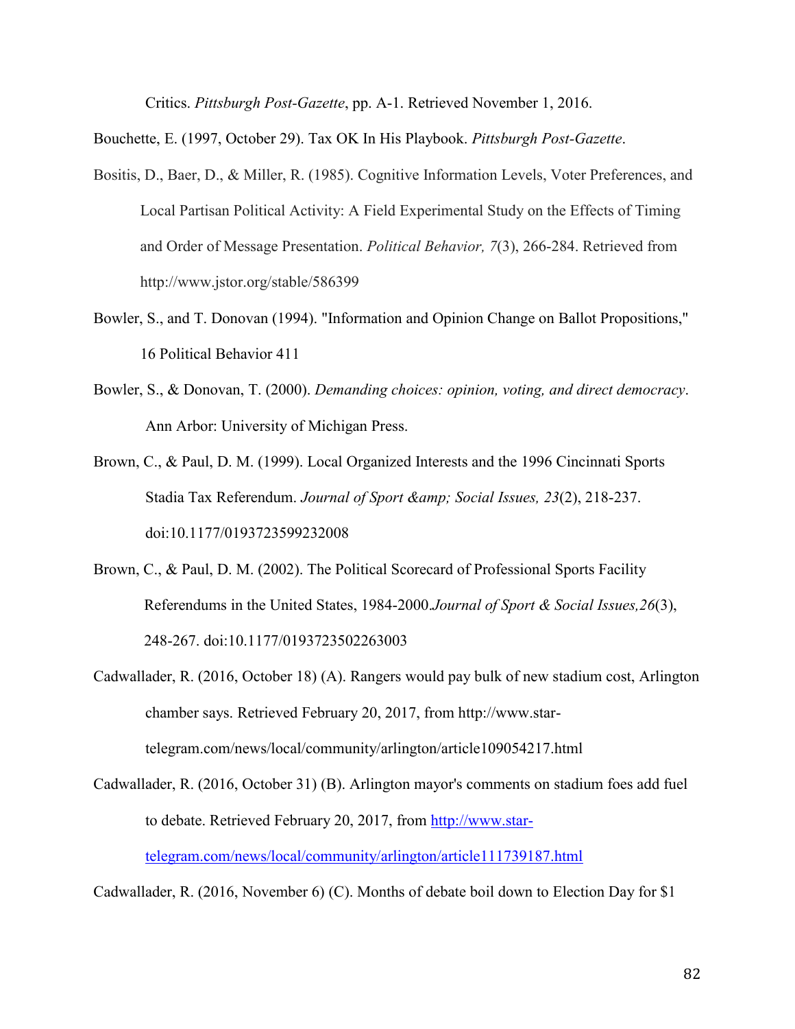Critics. *Pittsburgh Post-Gazette*, pp. A-1. Retrieved November 1, 2016.

Bouchette, E. (1997, October 29). Tax OK In His Playbook. *Pittsburgh Post-Gazette*.

Bositis, D., Baer, D., & Miller, R. (1985). Cognitive Information Levels, Voter Preferences, and Local Partisan Political Activity: A Field Experimental Study on the Effects of Timing and Order of Message Presentation. *Political Behavior, 7*(3), 266-284. Retrieved from http://www.jstor.org/stable/586399

Bowler, S., and T. Donovan (1994). "Information and Opinion Change on Ballot Propositions," 16 Political Behavior 411

Bowler, S., & Donovan, T. (2000). *Demanding choices: opinion, voting, and direct democracy*. Ann Arbor: University of Michigan Press.

Brown, C., & Paul, D. M. (1999). Local Organized Interests and the 1996 Cincinnati Sports Stadia Tax Referendum. *Journal of Sport &amp; Social Issues, 23*(2), 218-237. doi:10.1177/0193723599232008

Brown, C., & Paul, D. M. (2002). The Political Scorecard of Professional Sports Facility Referendums in the United States, 1984-2000.*Journal of Sport & Social Issues,26*(3), 248-267. doi:10.1177/0193723502263003

Cadwallader, R. (2016, October 18) (A). Rangers would pay bulk of new stadium cost, Arlington chamber says. Retrieved February 20, 2017, from http://www.star-telegram.com/news/local/community/arlington/article109054217.html

Cadwallader, R. (2016, October 31) (B). Arlington mayor's comments on stadium foes add fuel to debate. Retrieved February 20, 2017, from http://www.star-telegram.com/news/local/community/arlington/article111739187.html

Cadwallader, R. (2016, November 6) (C). Months of debate boil down to Election Day for $1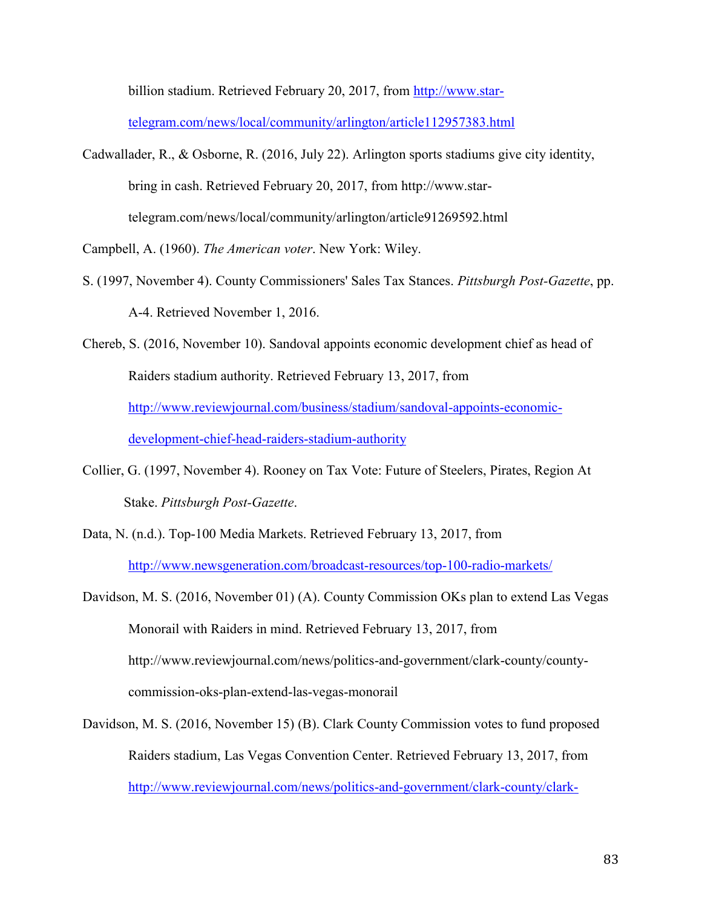billion stadium. Retrieved February 20, 2017, from http://www.star-telegram.com/news/local/community/arlington/article112957383.html

Cadwallader, R., & Osborne, R. (2016, July 22). Arlington sports stadiums give city identity, bring in cash. Retrieved February 20, 2017, from http://www.star-telegram.com/news/local/community/arlington/article91269592.html

Campbell, A. (1960). *The American voter*. New York: Wiley.

S. (1997, November 4). County Commissioners' Sales Tax Stances. *Pittsburgh Post-Gazette*, pp. A-4. Retrieved November 1, 2016.

Chereb, S. (2016, November 10). Sandoval appoints economic development chief as head of Raiders stadium authority. Retrieved February 13, 2017, from http://www.reviewjournal.com/business/stadium/sandoval-appoints-economic-development-chief-head-raiders-stadium-authority

Collier, G. (1997, November 4). Rooney on Tax Vote: Future of Steelers, Pirates, Region At Stake. *Pittsburgh Post-Gazette*.

Data, N. (n.d.). Top-100 Media Markets. Retrieved February 13, 2017, from http://www.newsgeneration.com/broadcast-resources/top-100-radio-markets/

Davidson, M. S. (2016, November 01) (A). County Commission OKs plan to extend Las Vegas Monorail with Raiders in mind. Retrieved February 13, 2017, from http://www.reviewjournal.com/news/politics-and-government/clark-county/county-commission-oks-plan-extend-las-vegas-monorail

Davidson, M. S. (2016, November 15) (B). Clark County Commission votes to fund proposed Raiders stadium, Las Vegas Convention Center. Retrieved February 13, 2017, from http://www.reviewjournal.com/news/politics-and-government/clark-county/clark-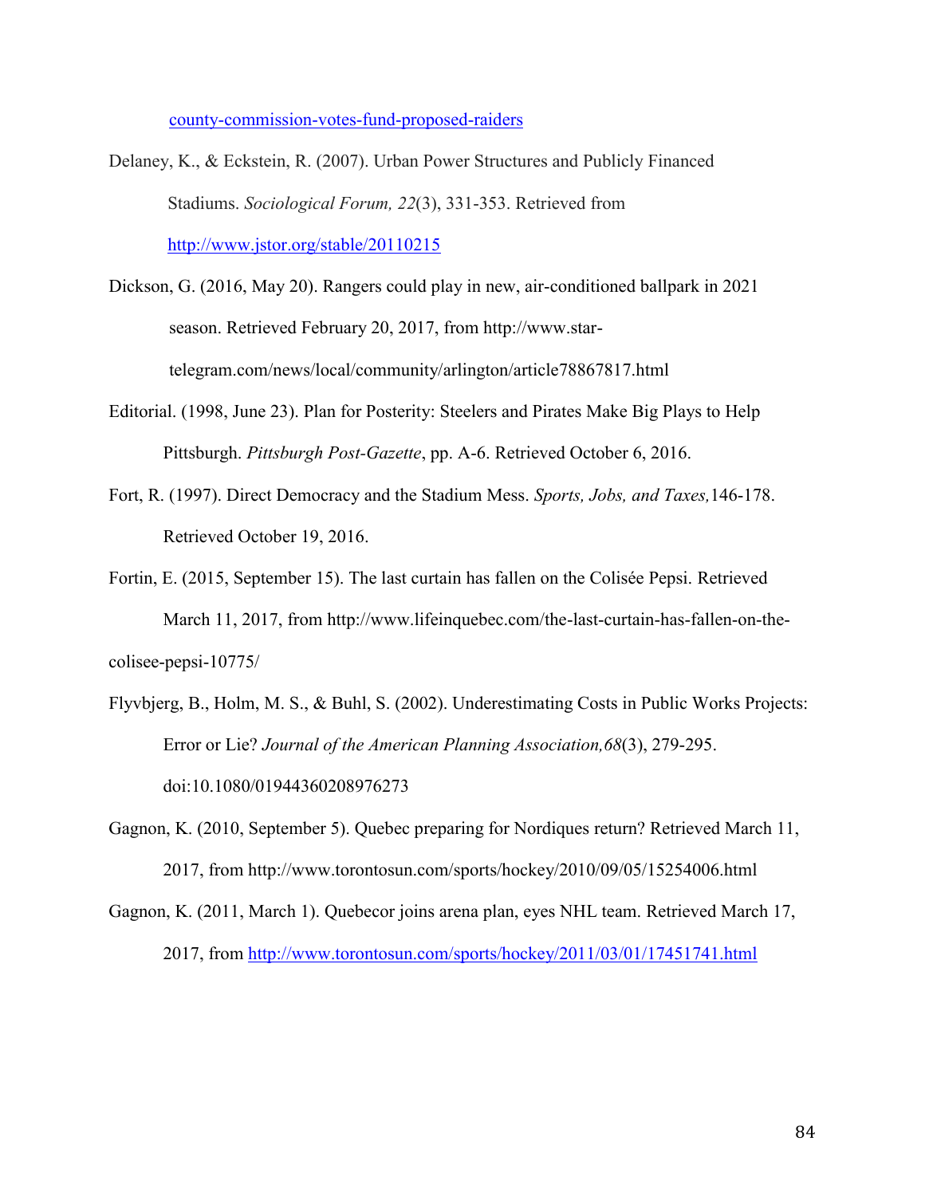county-commission-votes-fund-proposed-raiders

Delaney, K., & Eckstein, R. (2007). Urban Power Structures and Publicly Financed Stadiums. *Sociological Forum, 22*(3), 331-353. Retrieved from http://www.jstor.org/stable/20110215

Dickson, G. (2016, May 20). Rangers could play in new, air-conditioned ballpark in 2021 season. Retrieved February 20, 2017, from http://www.star-telegram.com/news/local/community/arlington/article78867817.html

Editorial. (1998, June 23). Plan for Posterity: Steelers and Pirates Make Big Plays to Help Pittsburgh. *Pittsburgh Post-Gazette*, pp. A-6. Retrieved October 6, 2016.

Fort, R. (1997). Direct Democracy and the Stadium Mess. *Sports, Jobs, and Taxes,*146-178. Retrieved October 19, 2016.

Fortin, E. (2015, September 15). The last curtain has fallen on the Colisée Pepsi. Retrieved March 11, 2017, from http://www.lifeinquebec.com/the-last-curtain-has-fallen-on-the-colisee-pepsi-10775/

Flyvbjerg, B., Holm, M. S., & Buhl, S. (2002). Underestimating Costs in Public Works Projects: Error or Lie? *Journal of the American Planning Association,68*(3), 279-295. doi:10.1080/01944360208976273

Gagnon, K. (2010, September 5). Quebec preparing for Nordiques return? Retrieved March 11, 2017, from http://www.torontosun.com/sports/hockey/2010/09/05/15254006.html

Gagnon, K. (2011, March 1). Quebecor joins arena plan, eyes NHL team. Retrieved March 17, 2017, from http://www.torontosun.com/sports/hockey/2011/03/01/17451741.html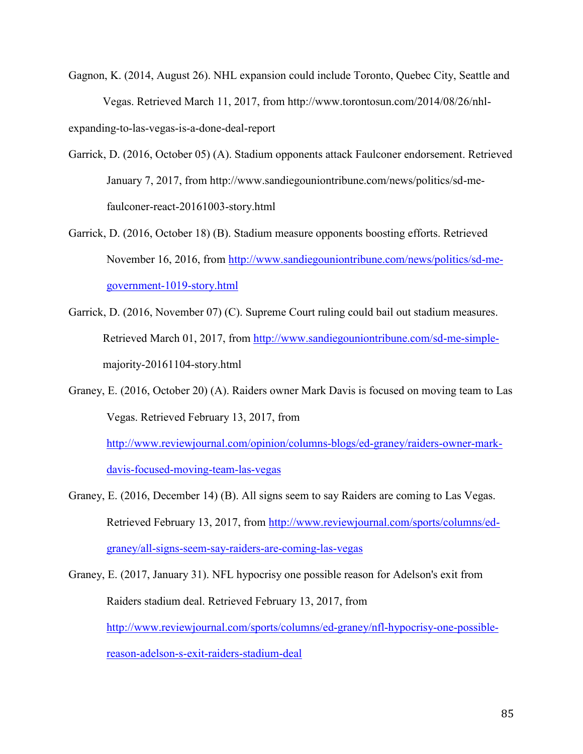Gagnon, K. (2014, August 26). NHL expansion could include Toronto, Quebec City, Seattle and Vegas. Retrieved March 11, 2017, from http://www.torontosun.com/2014/08/26/nhl-expanding-to-las-vegas-is-a-done-deal-report

Garrick, D. (2016, October 05) (A). Stadium opponents attack Faulconer endorsement. Retrieved January 7, 2017, from http://www.sandiegouniontribune.com/news/politics/sd-me-faulconer-react-20161003-story.html

Garrick, D. (2016, October 18) (B). Stadium measure opponents boosting efforts. Retrieved November 16, 2016, from http://www.sandiegouniontribune.com/news/politics/sd-me-government-1019-story.html

Garrick, D. (2016, November 07) (C). Supreme Court ruling could bail out stadium measures. Retrieved March 01, 2017, from http://www.sandiegouniontribune.com/sd-me-simple-majority-20161104-story.html

Graney, E. (2016, October 20) (A). Raiders owner Mark Davis is focused on moving team to Las Vegas. Retrieved February 13, 2017, from http://www.reviewjournal.com/opinion/columns-blogs/ed-graney/raiders-owner-mark-davis-focused-moving-team-las-vegas

Graney, E. (2016, December 14) (B). All signs seem to say Raiders are coming to Las Vegas. Retrieved February 13, 2017, from http://www.reviewjournal.com/sports/columns/ed-graney/all-signs-seem-say-raiders-are-coming-las-vegas

Graney, E. (2017, January 31). NFL hypocrisy one possible reason for Adelson's exit from Raiders stadium deal. Retrieved February 13, 2017, from http://www.reviewjournal.com/sports/columns/ed-graney/nfl-hypocrisy-one-possible-reason-adelson-s-exit-raiders-stadium-deal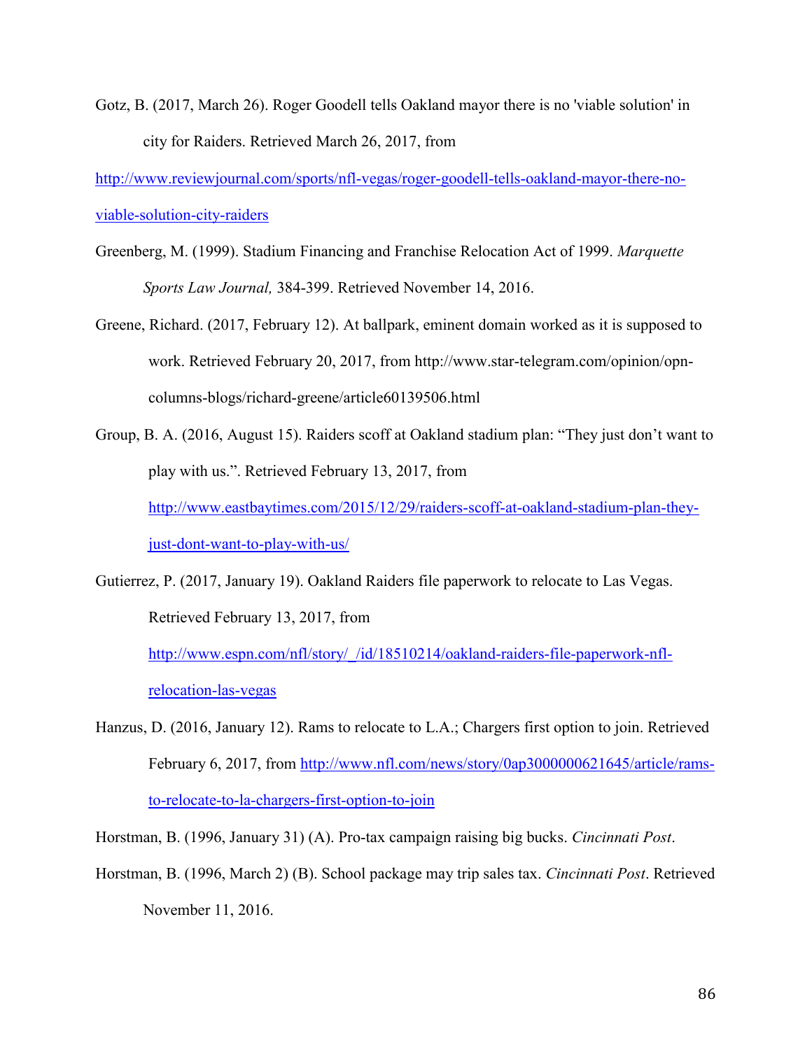Gotz, B. (2017, March 26). Roger Goodell tells Oakland mayor there is no 'viable solution' in city for Raiders. Retrieved March 26, 2017, from http://www.reviewjournal.com/sports/nfl-vegas/roger-goodell-tells-oakland-mayor-there-no-viable-solution-city-raiders

Greenberg, M. (1999). Stadium Financing and Franchise Relocation Act of 1999. *Marquette Sports Law Journal,* 384-399. Retrieved November 14, 2016.

Greene, Richard. (2017, February 12). At ballpark, eminent domain worked as it is supposed to work. Retrieved February 20, 2017, from http://www.star-telegram.com/opinion/opn-columns-blogs/richard-greene/article60139506.html

Group, B. A. (2016, August 15). Raiders scoff at Oakland stadium plan: "They just don't want to play with us.". Retrieved February 13, 2017, from http://www.eastbaytimes.com/2015/12/29/raiders-scoff-at-oakland-stadium-plan-they-just-dont-want-to-play-with-us/

Gutierrez, P. (2017, January 19). Oakland Raiders file paperwork to relocate to Las Vegas. Retrieved February 13, 2017, from http://www.espn.com/nfl/story/_/id/18510214/oakland-raiders-file-paperwork-nfl-relocation-las-vegas

Hanzus, D. (2016, January 12). Rams to relocate to L.A.; Chargers first option to join. Retrieved February 6, 2017, from http://www.nfl.com/news/story/0ap3000000621645/article/rams-to-relocate-to-la-chargers-first-option-to-join

Horstman, B. (1996, January 31) (A). Pro-tax campaign raising big bucks. *Cincinnati Post*.

Horstman, B. (1996, March 2) (B). School package may trip sales tax. *Cincinnati Post*. Retrieved November 11, 2016.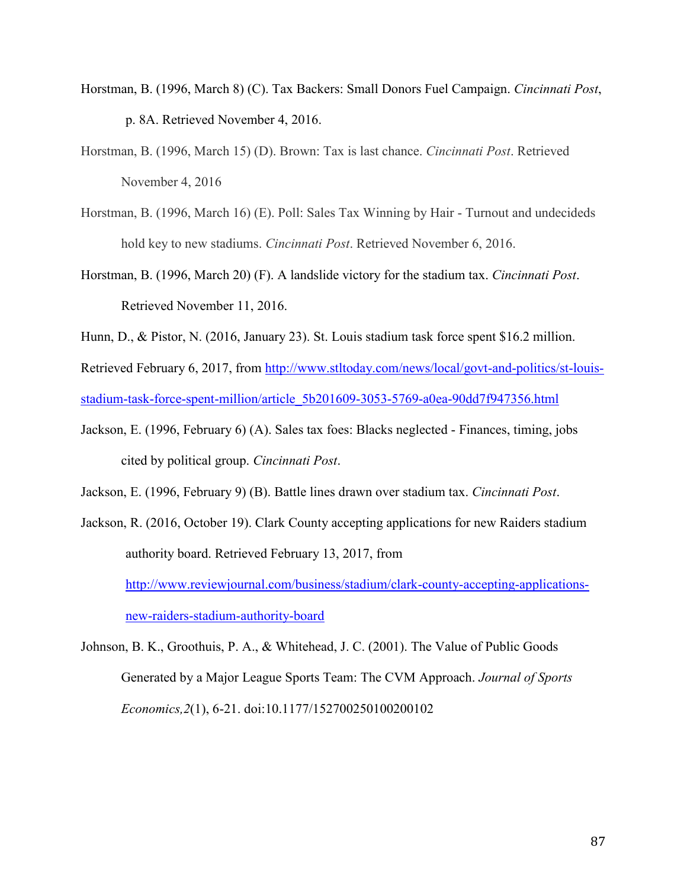Horstman, B. (1996, March 8) (C). Tax Backers: Small Donors Fuel Campaign. *Cincinnati Post*, p. 8A. Retrieved November 4, 2016.

Horstman, B. (1996, March 15) (D). Brown: Tax is last chance. *Cincinnati Post*. Retrieved November 4, 2016

Horstman, B. (1996, March 16) (E). Poll: Sales Tax Winning by Hair - Turnout and undecideds hold key to new stadiums. *Cincinnati Post*. Retrieved November 6, 2016.

Horstman, B. (1996, March 20) (F). A landslide victory for the stadium tax. *Cincinnati Post*. Retrieved November 11, 2016.

Hunn, D., & Pistor, N. (2016, January 23). St. Louis stadium task force spent $16.2 million. Retrieved February 6, 2017, from http://www.stltoday.com/news/local/govt-and-politics/st-louis-stadium-task-force-spent-million/article_5b201609-3053-5769-a0ea-90dd7f947356.html

Jackson, E. (1996, February 6) (A). Sales tax foes: Blacks neglected - Finances, timing, jobs cited by political group. *Cincinnati Post*.

Jackson, E. (1996, February 9) (B). Battle lines drawn over stadium tax. *Cincinnati Post*.

Jackson, R. (2016, October 19). Clark County accepting applications for new Raiders stadium authority board. Retrieved February 13, 2017, from http://www.reviewjournal.com/business/stadium/clark-county-accepting-applications-new-raiders-stadium-authority-board

Johnson, B. K., Groothuis, P. A., & Whitehead, J. C. (2001). The Value of Public Goods Generated by a Major League Sports Team: The CVM Approach. *Journal of Sports Economics,2*(1), 6-21. doi:10.1177/152700250100200102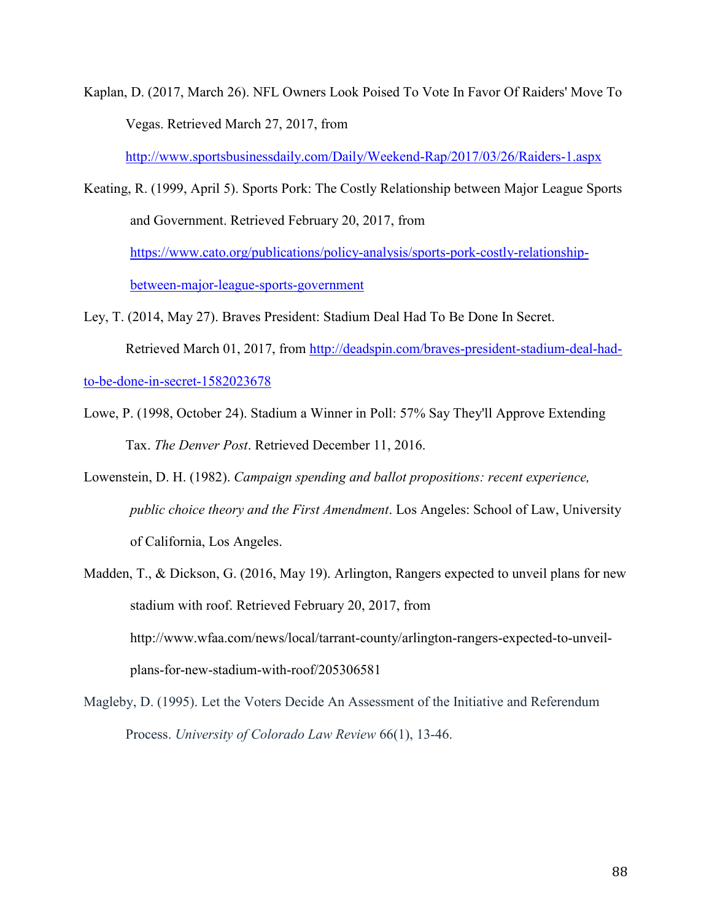Kaplan, D. (2017, March 26). NFL Owners Look Poised To Vote In Favor Of Raiders' Move To Vegas. Retrieved March 27, 2017, from http://www.sportsbusinessdaily.com/Daily/Weekend-Rap/2017/03/26/Raiders-1.aspx

Keating, R. (1999, April 5). Sports Pork: The Costly Relationship between Major League Sports and Government. Retrieved February 20, 2017, from https://www.cato.org/publications/policy-analysis/sports-pork-costly-relationship-between-major-league-sports-government

Ley, T. (2014, May 27). Braves President: Stadium Deal Had To Be Done In Secret. Retrieved March 01, 2017, from http://deadspin.com/braves-president-stadium-deal-had-to-be-done-in-secret-1582023678

Lowe, P. (1998, October 24). Stadium a Winner in Poll: 57% Say They'll Approve Extending Tax. *The Denver Post*. Retrieved December 11, 2016.

Lowenstein, D. H. (1982). *Campaign spending and ballot propositions: recent experience, public choice theory and the First Amendment*. Los Angeles: School of Law, University of California, Los Angeles.

Madden, T., & Dickson, G. (2016, May 19). Arlington, Rangers expected to unveil plans for new stadium with roof. Retrieved February 20, 2017, from http://www.wfaa.com/news/local/tarrant-county/arlington-rangers-expected-to-unveil-plans-for-new-stadium-with-roof/205306581

Magleby, D. (1995). Let the Voters Decide An Assessment of the Initiative and Referendum Process. *University of Colorado Law Review* 66(1), 13-46.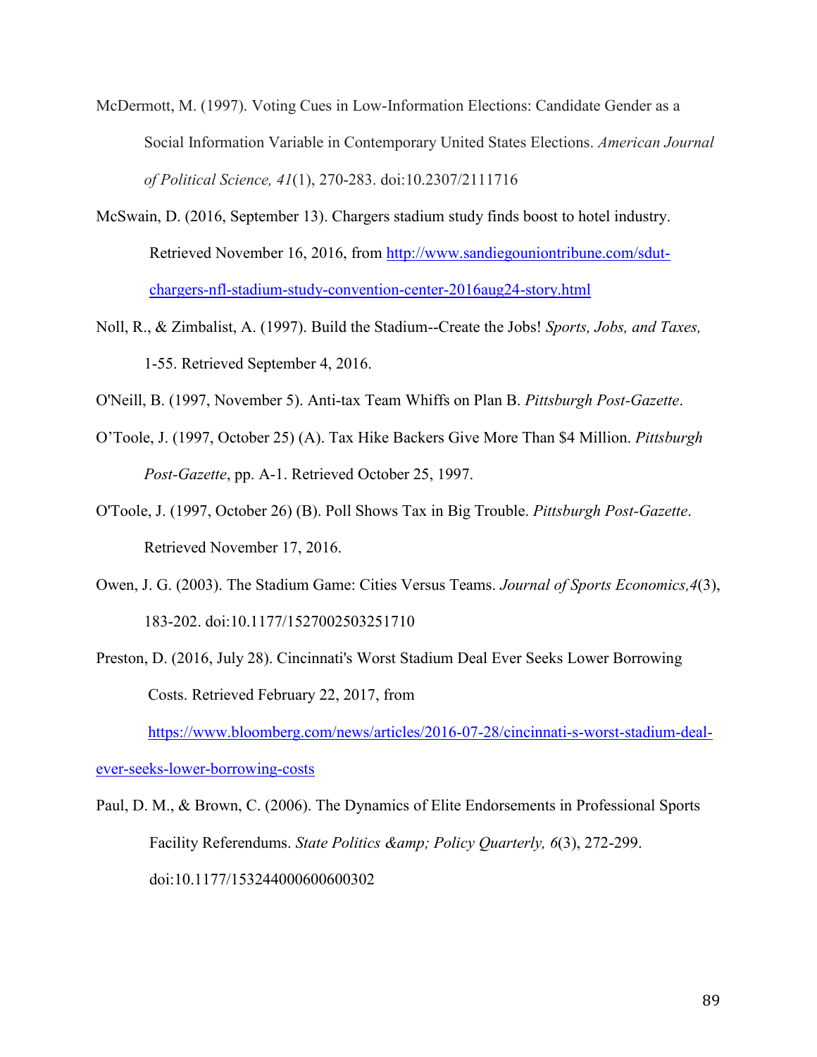McDermott, M. (1997). Voting Cues in Low-Information Elections: Candidate Gender as a Social Information Variable in Contemporary United States Elections. *American Journal of Political Science, 41*(1), 270-283. doi:10.2307/2111716

McSwain, D. (2016, September 13). Chargers stadium study finds boost to hotel industry. Retrieved November 16, 2016, from [http://www.sandiegouniontribune.com/sdut-chargers-nfl-stadium-study-convention-center-2016aug24-story.html](http://www.sandiegouniontribune.com/sdut-chargers-nfl-stadium-study-convention-center-2016aug24-story.html)

Noll, R., & Zimbalist, A. (1997). Build the Stadium--Create the Jobs! *Sports, Jobs, and Taxes,* 1-55. Retrieved September 4, 2016.

O'Neill, B. (1997, November 5). Anti-tax Team Whiffs on Plan B. *Pittsburgh Post-Gazette*.

O'Toole, J. (1997, October 25) (A). Tax Hike Backers Give More Than $4 Million. *Pittsburgh Post-Gazette*, pp. A-1. Retrieved October 25, 1997.

O'Toole, J. (1997, October 26) (B). Poll Shows Tax in Big Trouble. *Pittsburgh Post-Gazette*. Retrieved November 17, 2016.

Owen, J. G. (2003). The Stadium Game: Cities Versus Teams. *Journal of Sports Economics,4*(3), 183-202. doi:10.1177/1527002503251710

Preston, D. (2016, July 28). Cincinnati's Worst Stadium Deal Ever Seeks Lower Borrowing Costs. Retrieved February 22, 2017, from [https://www.bloomberg.com/news/articles/2016-07-28/cincinnati-s-worst-stadium-deal-ever-seeks-lower-borrowing-costs](https://www.bloomberg.com/news/articles/2016-07-28/cincinnati-s-worst-stadium-deal-ever-seeks-lower-borrowing-costs)

Paul, D. M., & Brown, C. (2006). The Dynamics of Elite Endorsements in Professional Sports Facility Referendums. *State Politics &amp; Policy Quarterly, 6*(3), 272-299. doi:10.1177/153244000600600302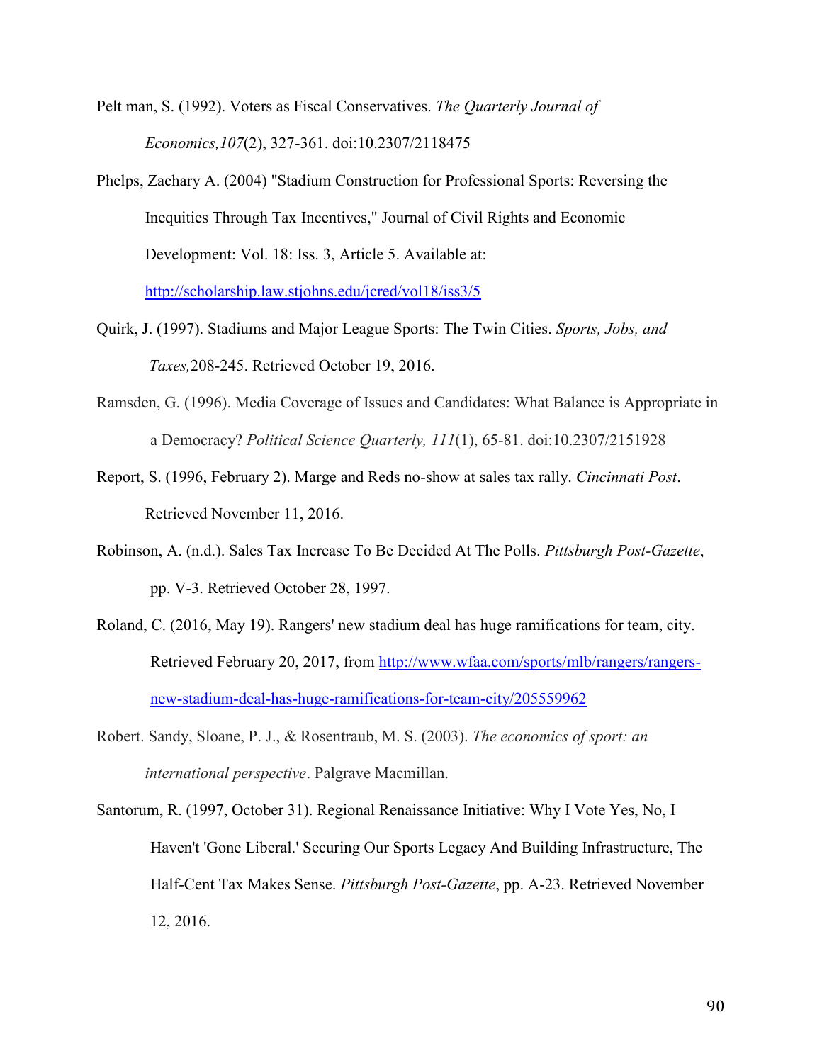Pelt man, S. (1992). Voters as Fiscal Conservatives. *The Quarterly Journal of Economics,107*(2), 327-361. doi:10.2307/2118475

Phelps, Zachary A. (2004) "Stadium Construction for Professional Sports: Reversing the Inequities Through Tax Incentives," Journal of Civil Rights and Economic Development: Vol. 18: Iss. 3, Article 5. Available at: http://scholarship.law.stjohns.edu/jcred/vol18/iss3/5

Quirk, J. (1997). Stadiums and Major League Sports: The Twin Cities. *Sports, Jobs, and Taxes,*208-245. Retrieved October 19, 2016.

Ramsden, G. (1996). Media Coverage of Issues and Candidates: What Balance is Appropriate in a Democracy? *Political Science Quarterly, 111*(1), 65-81. doi:10.2307/2151928

Report, S. (1996, February 2). Marge and Reds no-show at sales tax rally. *Cincinnati Post*. Retrieved November 11, 2016.

Robinson, A. (n.d.). Sales Tax Increase To Be Decided At The Polls. *Pittsburgh Post-Gazette*, pp. V-3. Retrieved October 28, 1997.

Roland, C. (2016, May 19). Rangers' new stadium deal has huge ramifications for team, city. Retrieved February 20, 2017, from http://www.wfaa.com/sports/mlb/rangers/rangers-new-stadium-deal-has-huge-ramifications-for-team-city/205559962

Robert. Sandy, Sloane, P. J., & Rosentraub, M. S. (2003). *The economics of sport: an international perspective*. Palgrave Macmillan.

Santorum, R. (1997, October 31). Regional Renaissance Initiative: Why I Vote Yes, No, I Haven't 'Gone Liberal.' Securing Our Sports Legacy And Building Infrastructure, The Half-Cent Tax Makes Sense. *Pittsburgh Post-Gazette*, pp. A-23. Retrieved November 12, 2016.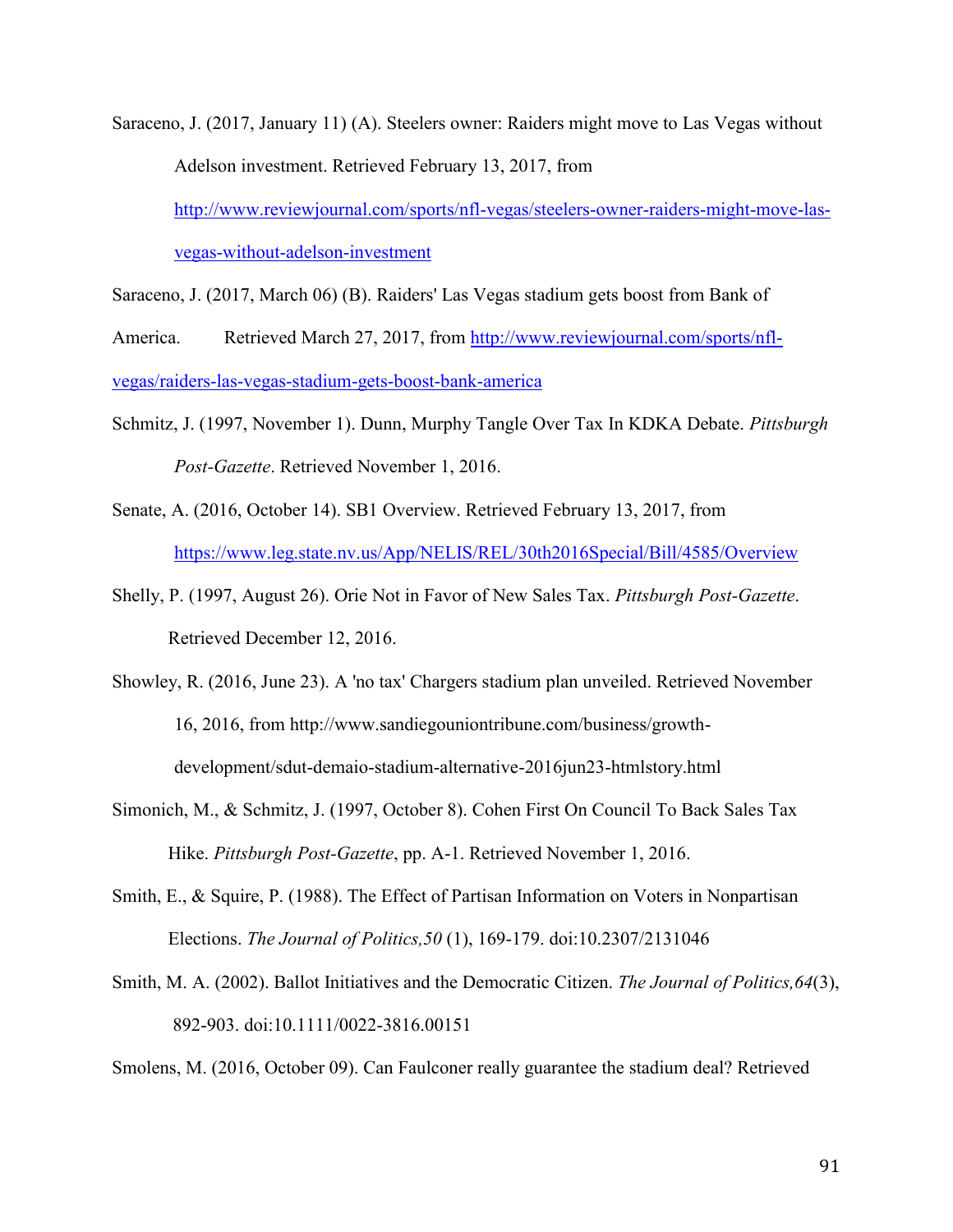Saraceno, J. (2017, January 11) (A). Steelers owner: Raiders might move to Las Vegas without Adelson investment. Retrieved February 13, 2017, from http://www.reviewjournal.com/sports/nfl-vegas/steelers-owner-raiders-might-move-las-vegas-without-adelson-investment

Saraceno, J. (2017, March 06) (B). Raiders' Las Vegas stadium gets boost from Bank of America. Retrieved March 27, 2017, from http://www.reviewjournal.com/sports/nfl-vegas/raiders-las-vegas-stadium-gets-boost-bank-america

Schmitz, J. (1997, November 1). Dunn, Murphy Tangle Over Tax In KDKA Debate. *Pittsburgh Post-Gazette*. Retrieved November 1, 2016.

Senate, A. (2016, October 14). SB1 Overview. Retrieved February 13, 2017, from https://www.leg.state.nv.us/App/NELIS/REL/30th2016Special/Bill/4585/Overview

Shelly, P. (1997, August 26). Orie Not in Favor of New Sales Tax. *Pittsburgh Post-Gazette*. Retrieved December 12, 2016.

Showley, R. (2016, June 23). A 'no tax' Chargers stadium plan unveiled. Retrieved November 16, 2016, from http://www.sandiegouniontribune.com/business/growth-development/sdut-demaio-stadium-alternative-2016jun23-htmlstory.html

Simonich, M., & Schmitz, J. (1997, October 8). Cohen First On Council To Back Sales Tax Hike. *Pittsburgh Post-Gazette*, pp. A-1. Retrieved November 1, 2016.

Smith, E., & Squire, P. (1988). The Effect of Partisan Information on Voters in Nonpartisan Elections. *The Journal of Politics,50* (1), 169-179. doi:10.2307/2131046

Smith, M. A. (2002). Ballot Initiatives and the Democratic Citizen. *The Journal of Politics,64*(3), 892-903. doi:10.1111/0022-3816.00151

Smolens, M. (2016, October 09). Can Faulconer really guarantee the stadium deal? Retrieved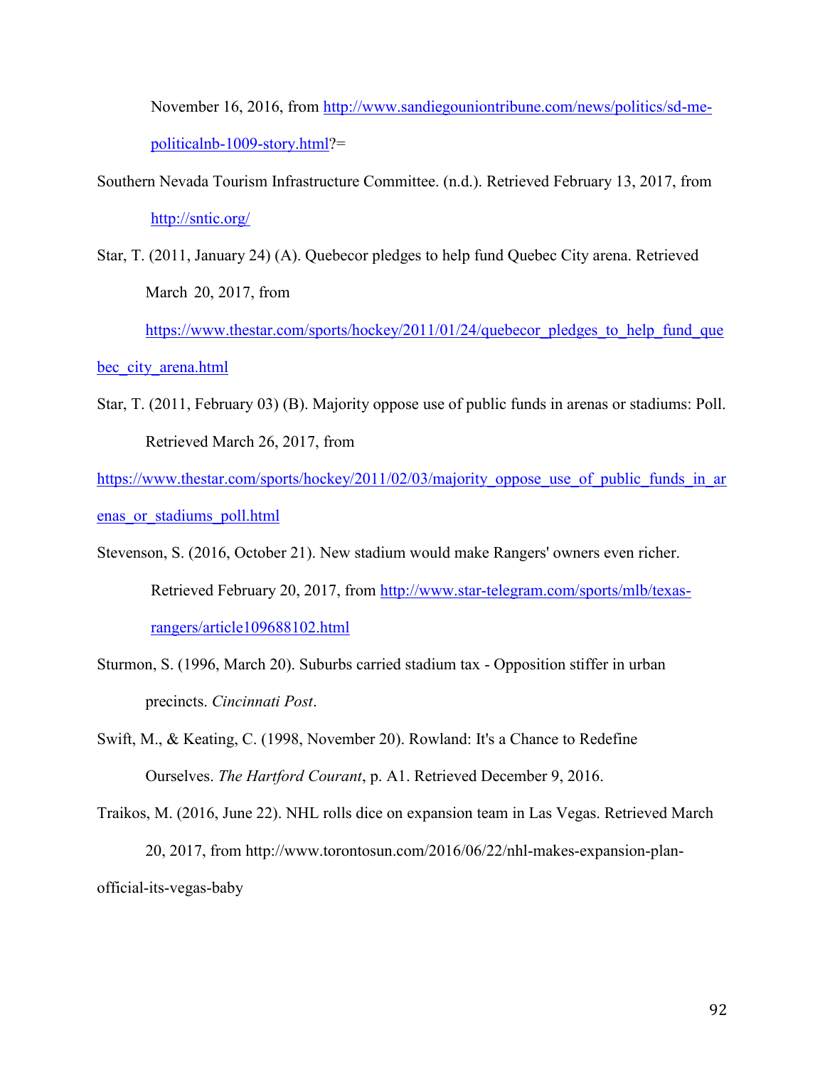November 16, 2016, from http://www.sandiegouniontribune.com/news/politics/sd-me-politicalnb-1009-story.html?=

Southern Nevada Tourism Infrastructure Committee. (n.d.). Retrieved February 13, 2017, from http://sntic.org/

Star, T. (2011, January 24) (A). Quebecor pledges to help fund Quebec City arena. Retrieved March 20, 2017, from https://www.thestar.com/sports/hockey/2011/01/24/quebecor_pledges_to_help_fund_quebec_city_arena.html

Star, T. (2011, February 03) (B). Majority oppose use of public funds in arenas or stadiums: Poll. Retrieved March 26, 2017, from https://www.thestar.com/sports/hockey/2011/02/03/majority_oppose_use_of_public_funds_in_arenas_or_stadiums_poll.html

Stevenson, S. (2016, October 21). New stadium would make Rangers' owners even richer. Retrieved February 20, 2017, from http://www.star-telegram.com/sports/mlb/texas-rangers/article109688102.html

Sturmon, S. (1996, March 20). Suburbs carried stadium tax - Opposition stiffer in urban precincts. *Cincinnati Post*.

Swift, M., & Keating, C. (1998, November 20). Rowland: It's a Chance to Redefine Ourselves. *The Hartford Courant*, p. A1. Retrieved December 9, 2016.

Traikos, M. (2016, June 22). NHL rolls dice on expansion team in Las Vegas. Retrieved March 20, 2017, from http://www.torontosun.com/2016/06/22/nhl-makes-expansion-plan-official-its-vegas-baby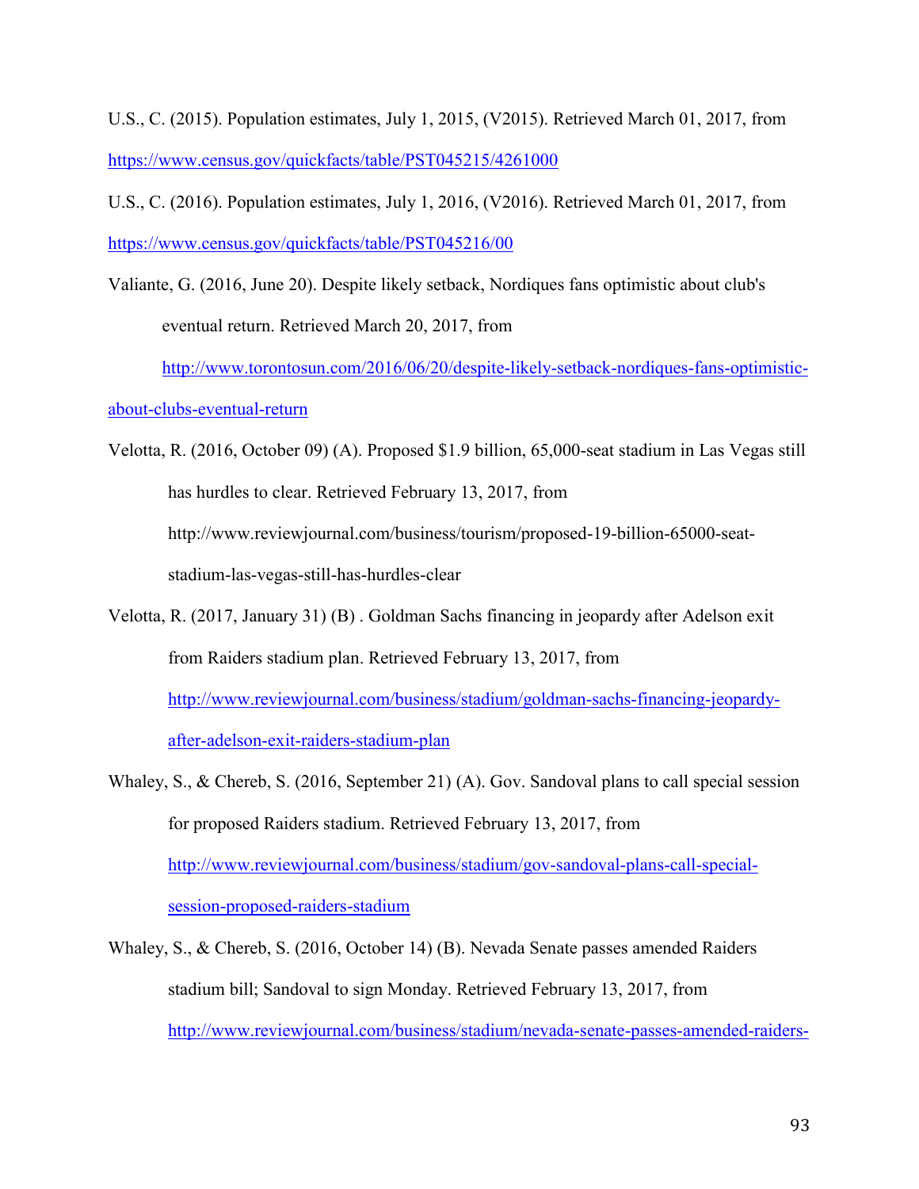U.S., C. (2015). Population estimates, July 1, 2015, (V2015). Retrieved March 01, 2017, from https://www.census.gov/quickfacts/table/PST045215/4261000

U.S., C. (2016). Population estimates, July 1, 2016, (V2016). Retrieved March 01, 2017, from https://www.census.gov/quickfacts/table/PST045216/00

Valiante, G. (2016, June 20). Despite likely setback, Nordiques fans optimistic about club's eventual return. Retrieved March 20, 2017, from http://www.torontosun.com/2016/06/20/despite-likely-setback-nordiques-fans-optimistic-about-clubs-eventual-return

Velotta, R. (2016, October 09) (A). Proposed $1.9 billion, 65,000-seat stadium in Las Vegas still has hurdles to clear. Retrieved February 13, 2017, from http://www.reviewjournal.com/business/tourism/proposed-19-billion-65000-seat-stadium-las-vegas-still-has-hurdles-clear

Velotta, R. (2017, January 31) (B) . Goldman Sachs financing in jeopardy after Adelson exit from Raiders stadium plan. Retrieved February 13, 2017, from http://www.reviewjournal.com/business/stadium/goldman-sachs-financing-jeopardy-after-adelson-exit-raiders-stadium-plan

Whaley, S., & Chereb, S. (2016, September 21) (A). Gov. Sandoval plans to call special session for proposed Raiders stadium. Retrieved February 13, 2017, from http://www.reviewjournal.com/business/stadium/gov-sandoval-plans-call-special-session-proposed-raiders-stadium

Whaley, S., & Chereb, S. (2016, October 14) (B). Nevada Senate passes amended Raiders stadium bill; Sandoval to sign Monday. Retrieved February 13, 2017, from http://www.reviewjournal.com/business/stadium/nevada-senate-passes-amended-raiders-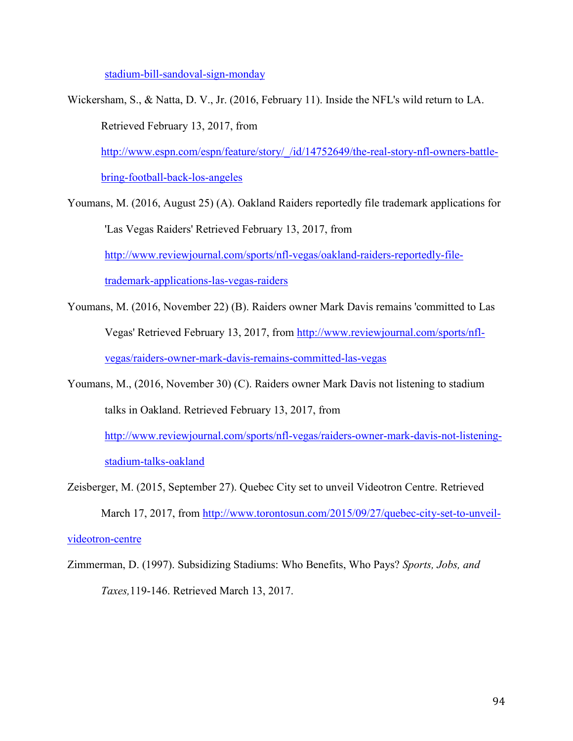stadium-bill-sandoval-sign-monday

Wickersham, S., & Natta, D. V., Jr. (2016, February 11). Inside the NFL's wild return to LA. Retrieved February 13, 2017, from http://www.espn.com/espn/feature/story/_/id/14752649/the-real-story-nfl-owners-battle-bring-football-back-los-angeles

Youmans, M. (2016, August 25) (A). Oakland Raiders reportedly file trademark applications for 'Las Vegas Raiders' Retrieved February 13, 2017, from http://www.reviewjournal.com/sports/nfl-vegas/oakland-raiders-reportedly-file-trademark-applications-las-vegas-raiders

Youmans, M. (2016, November 22) (B). Raiders owner Mark Davis remains 'committed to Las Vegas' Retrieved February 13, 2017, from http://www.reviewjournal.com/sports/nfl-vegas/raiders-owner-mark-davis-remains-committed-las-vegas

Youmans, M., (2016, November 30) (C). Raiders owner Mark Davis not listening to stadium talks in Oakland. Retrieved February 13, 2017, from http://www.reviewjournal.com/sports/nfl-vegas/raiders-owner-mark-davis-not-listening-stadium-talks-oakland

Zeisberger, M. (2015, September 27). Quebec City set to unveil Videotron Centre. Retrieved March 17, 2017, from http://www.torontosun.com/2015/09/27/quebec-city-set-to-unveil-videotron-centre

Zimmerman, D. (1997). Subsidizing Stadiums: Who Benefits, Who Pays? *Sports, Jobs, and Taxes,*119-146. Retrieved March 13, 2017.